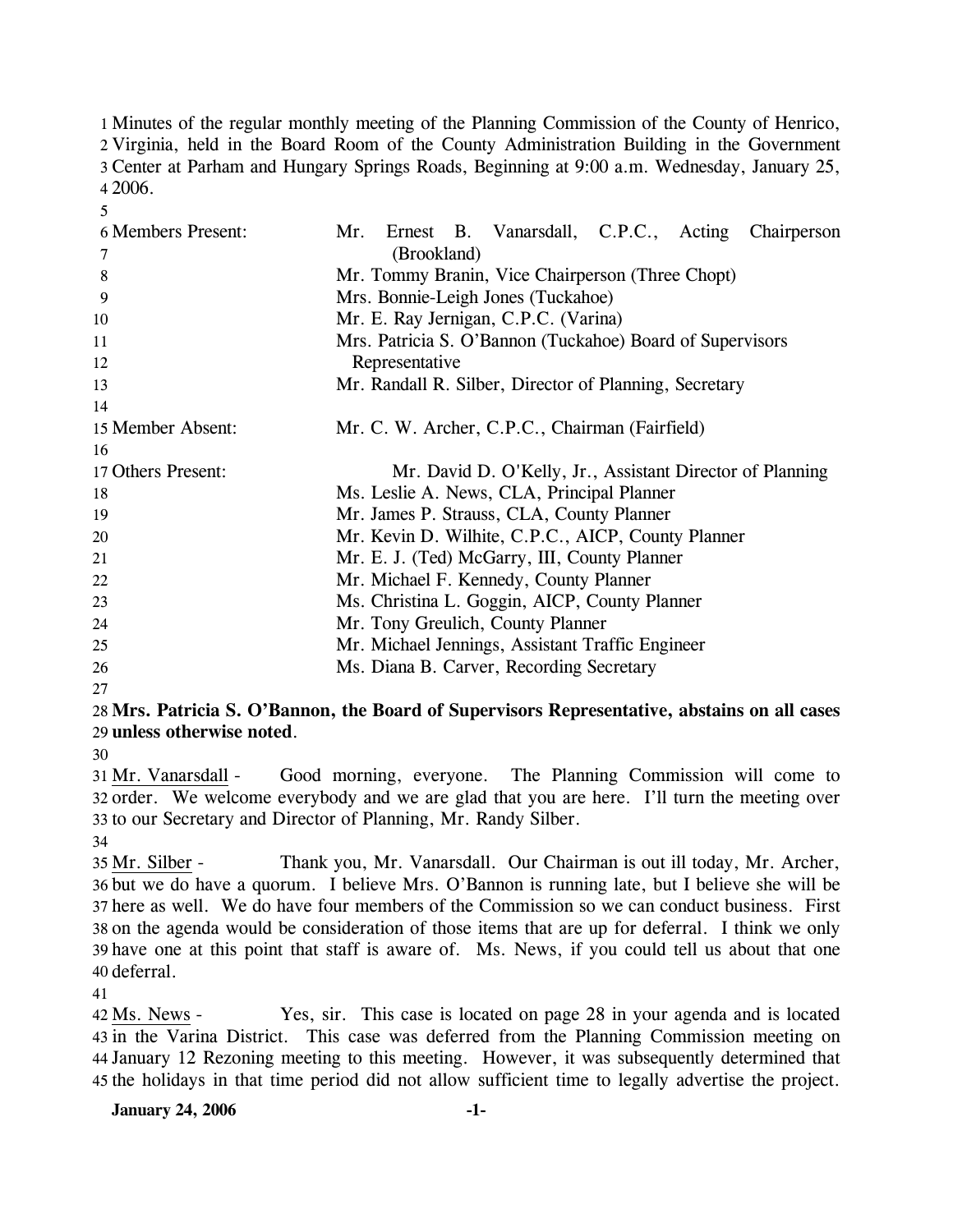Minutes of the regular monthly meeting of the Planning Commission of the County of Henrico, Virginia, held in the Board Room of the County Administration Building in the Government Center at Parham and Hungary Springs Roads, Beginning at 9:00 a.m. Wednesday, January 25, 2006.

| | |
|---|---|
| Members Present: | Mr. Ernest B. Vanarsdall, C.P.C., Acting Chairperson (Brookland) |
| | Mr. Tommy Branin, Vice Chairperson (Three Chopt) |
| | Mrs. Bonnie-Leigh Jones (Tuckahoe) |
| | Mr. E. Ray Jernigan, C.P.C. (Varina) |
| | Mrs. Patricia S. O'Bannon (Tuckahoe) Board of Supervisors Representative |
| | Mr. Randall R. Silber, Director of Planning, Secretary |
| Member Absent: | Mr. C. W. Archer, C.P.C., Chairman (Fairfield) |
| Others Present: | Mr. David D. O'Kelly, Jr., Assistant Director of Planning |
| | Ms. Leslie A. News, CLA, Principal Planner |
| | Mr. James P. Strauss, CLA, County Planner |
| | Mr. Kevin D. Wilhite, C.P.C., AICP, County Planner |
| | Mr. E. J. (Ted) McGarry, III, County Planner |
| | Mr. Michael F. Kennedy, County Planner |
| | Ms. Christina L. Goggin, AICP, County Planner |
| | Mr. Tony Greulich, County Planner |
| | Mr. Michael Jennings, Assistant Traffic Engineer |
| | Ms. Diana B. Carver, Recording Secretary |

**Mrs. Patricia S. O'Bannon, the Board of Supervisors Representative, abstains on all cases unless otherwise noted**.

Mr. Vanarsdall - Good morning, everyone. The Planning Commission will come to order. We welcome everybody and we are glad that you are here. I'll turn the meeting over to our Secretary and Director of Planning, Mr. Randy Silber.

Mr. Silber - Thank you, Mr. Vanarsdall. Our Chairman is out ill today, Mr. Archer, but we do have a quorum. I believe Mrs. O'Bannon is running late, but I believe she will be here as well. We do have four members of the Commission so we can conduct business. First on the agenda would be consideration of those items that are up for deferral. I think we only have one at this point that staff is aware of. Ms. News, if you could tell us about that one deferral.

Ms. News - Yes, sir. This case is located on page 28 in your agenda and is located in the Varina District. This case was deferred from the Planning Commission meeting on January 12 Rezoning meeting to this meeting. However, it was subsequently determined that the holidays in that time period did not allow sufficient time to legally advertise the project.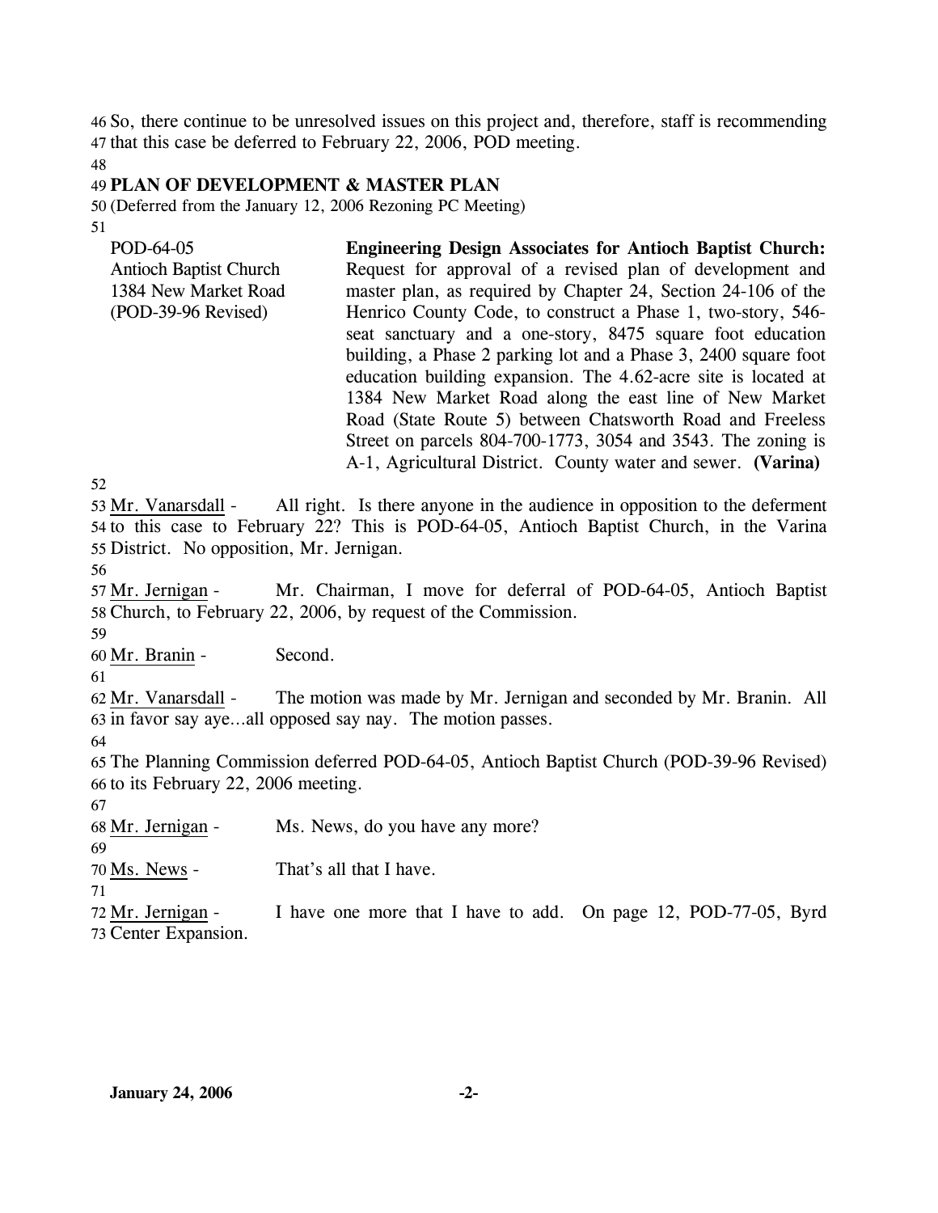So, there continue to be unresolved issues on this project and, therefore, staff is recommending that this case be deferred to February 22, 2006, POD meeting.

**PLAN OF DEVELOPMENT & MASTER PLAN**
(Deferred from the January 12, 2006 Rezoning PC Meeting)

| | |
|---|---|
| POD-64-05<br>Antioch Baptist Church<br>1384 New Market Road<br>(POD-39-96 Revised) | **Engineering Design Associates for Antioch Baptist Church:** Request for approval of a revised plan of development and master plan, as required by Chapter 24, Section 24-106 of the Henrico County Code, to construct a Phase 1, two-story, 546-seat sanctuary and a one-story, 8475 square foot education building, a Phase 2 parking lot and a Phase 3, 2400 square foot education building expansion. The 4.62-acre site is located at 1384 New Market Road along the east line of New Market Road (State Route 5) between Chatsworth Road and Freeless Street on parcels 804-700-1773, 3054 and 3543. The zoning is A-1, Agricultural District. County water and sewer. **(Varina)** |

Mr. Vanarsdall - All right. Is there anyone in the audience in opposition to the deferment to this case to February 22? This is POD-64-05, Antioch Baptist Church, in the Varina District. No opposition, Mr. Jernigan.

Mr. Jernigan - Mr. Chairman, I move for deferral of POD-64-05, Antioch Baptist Church, to February 22, 2006, by request of the Commission.

Mr. Branin - Second.

Mr. Vanarsdall - The motion was made by Mr. Jernigan and seconded by Mr. Branin. All in favor say aye...all opposed say nay. The motion passes.

The Planning Commission deferred POD-64-05, Antioch Baptist Church (POD-39-96 Revised) to its February 22, 2006 meeting.

Mr. Jernigan - Ms. News, do you have any more?

Ms. News - That's all that I have.

Mr. Jernigan - I have one more that I have to add. On page 12, POD-77-05, Byrd Center Expansion.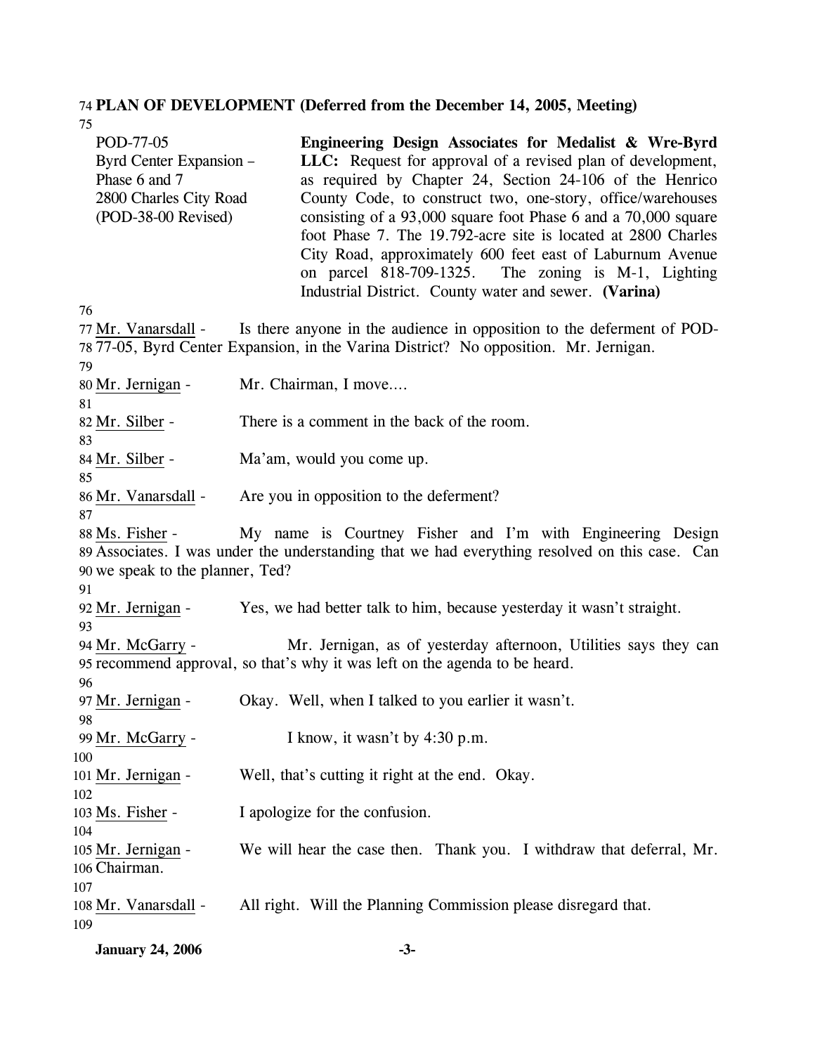**PLAN OF DEVELOPMENT (Deferred from the December 14, 2005, Meeting)**

| | |
|---|---|
| POD-77-05<br>Byrd Center Expansion – Phase 6 and 7<br>2800 Charles City Road<br>(POD-38-00 Revised) | **Engineering Design Associates for Medalist & Wre-Byrd LLC:** Request for approval of a revised plan of development, as required by Chapter 24, Section 24-106 of the Henrico County Code, to construct two, one-story, office/warehouses consisting of a 93,000 square foot Phase 6 and a 70,000 square foot Phase 7. The 19.792-acre site is located at 2800 Charles City Road, approximately 600 feet east of Laburnum Avenue on parcel 818-709-1325. The zoning is M-1, Lighting Industrial District. County water and sewer. **(Varina)** |

Mr. Vanarsdall - Is there anyone in the audience in opposition to the deferment of POD-77-05, Byrd Center Expansion, in the Varina District? No opposition. Mr. Jernigan.

Mr. Jernigan - Mr. Chairman, I move….

Mr. Silber - There is a comment in the back of the room.

Mr. Silber - Ma'am, would you come up.

Mr. Vanarsdall - Are you in opposition to the deferment?

Ms. Fisher - My name is Courtney Fisher and I'm with Engineering Design Associates. I was under the understanding that we had everything resolved on this case. Can we speak to the planner, Ted?

Mr. Jernigan - Yes, we had better talk to him, because yesterday it wasn't straight.

Mr. McGarry - Mr. Jernigan, as of yesterday afternoon, Utilities says they can recommend approval, so that's why it was left on the agenda to be heard.

Mr. Jernigan - Okay. Well, when I talked to you earlier it wasn't.

Mr. McGarry - I know, it wasn't by 4:30 p.m.

Mr. Jernigan - Well, that's cutting it right at the end. Okay.

Ms. Fisher - I apologize for the confusion.

Mr. Jernigan - We will hear the case then. Thank you. I withdraw that deferral, Mr. Chairman.

Mr. Vanarsdall - All right. Will the Planning Commission please disregard that.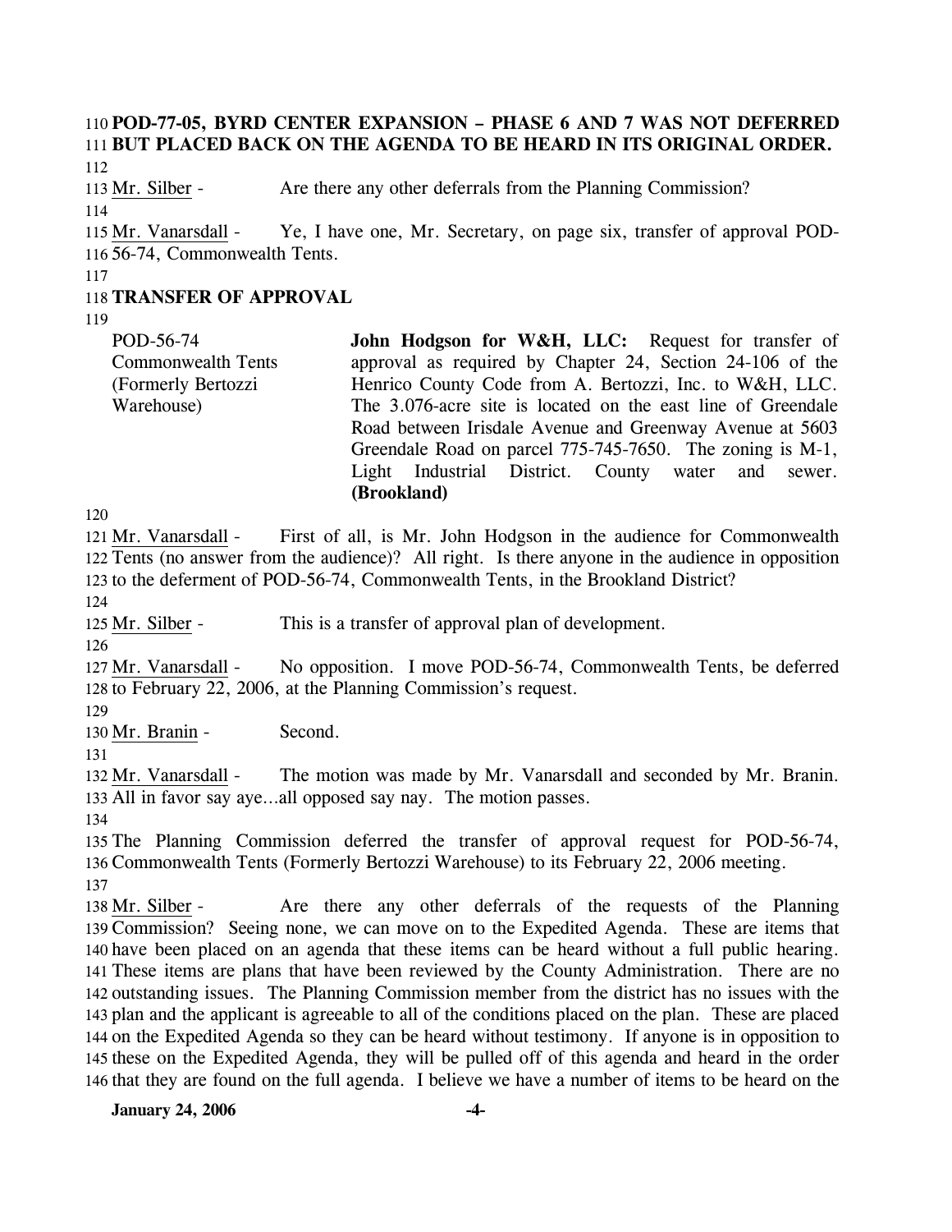**POD-77-05, BYRD CENTER EXPANSION – PHASE 6 AND 7 WAS NOT DEFERRED BUT PLACED BACK ON THE AGENDA TO BE HEARD IN ITS ORIGINAL ORDER.**

Mr. Silber - Are there any other deferrals from the Planning Commission?

Mr. Vanarsdall - Ye, I have one, Mr. Secretary, on page six, transfer of approval POD-56-74, Commonwealth Tents.

**TRANSFER OF APPROVAL**

| | |
|---|---|
| POD-56-74<br>Commonwealth Tents<br>(Formerly Bertozzi Warehouse) | **John Hodgson for W&H, LLC:** Request for transfer of approval as required by Chapter 24, Section 24-106 of the Henrico County Code from A. Bertozzi, Inc. to W&H, LLC. The 3.076-acre site is located on the east line of Greendale Road between Irisdale Avenue and Greenway Avenue at 5603 Greendale Road on parcel 775-745-7650. The zoning is M-1, Light Industrial District. County water and sewer. **(Brookland)** |

Mr. Vanarsdall - First of all, is Mr. John Hodgson in the audience for Commonwealth Tents (no answer from the audience)? All right. Is there anyone in the audience in opposition to the deferment of POD-56-74, Commonwealth Tents, in the Brookland District?

Mr. Silber - This is a transfer of approval plan of development.

Mr. Vanarsdall - No opposition. I move POD-56-74, Commonwealth Tents, be deferred to February 22, 2006, at the Planning Commission's request.

Mr. Branin - Second.

Mr. Vanarsdall - The motion was made by Mr. Vanarsdall and seconded by Mr. Branin. All in favor say aye…all opposed say nay. The motion passes.

The Planning Commission deferred the transfer of approval request for POD-56-74, Commonwealth Tents (Formerly Bertozzi Warehouse) to its February 22, 2006 meeting.

Mr. Silber - Are there any other deferrals of the requests of the Planning Commission? Seeing none, we can move on to the Expedited Agenda. These are items that have been placed on an agenda that these items can be heard without a full public hearing. These items are plans that have been reviewed by the County Administration. There are no outstanding issues. The Planning Commission member from the district has no issues with the plan and the applicant is agreeable to all of the conditions placed on the plan. These are placed on the Expedited Agenda so they can be heard without testimony. If anyone is in opposition to these on the Expedited Agenda, they will be pulled off of this agenda and heard in the order that they are found on the full agenda. I believe we have a number of items to be heard on the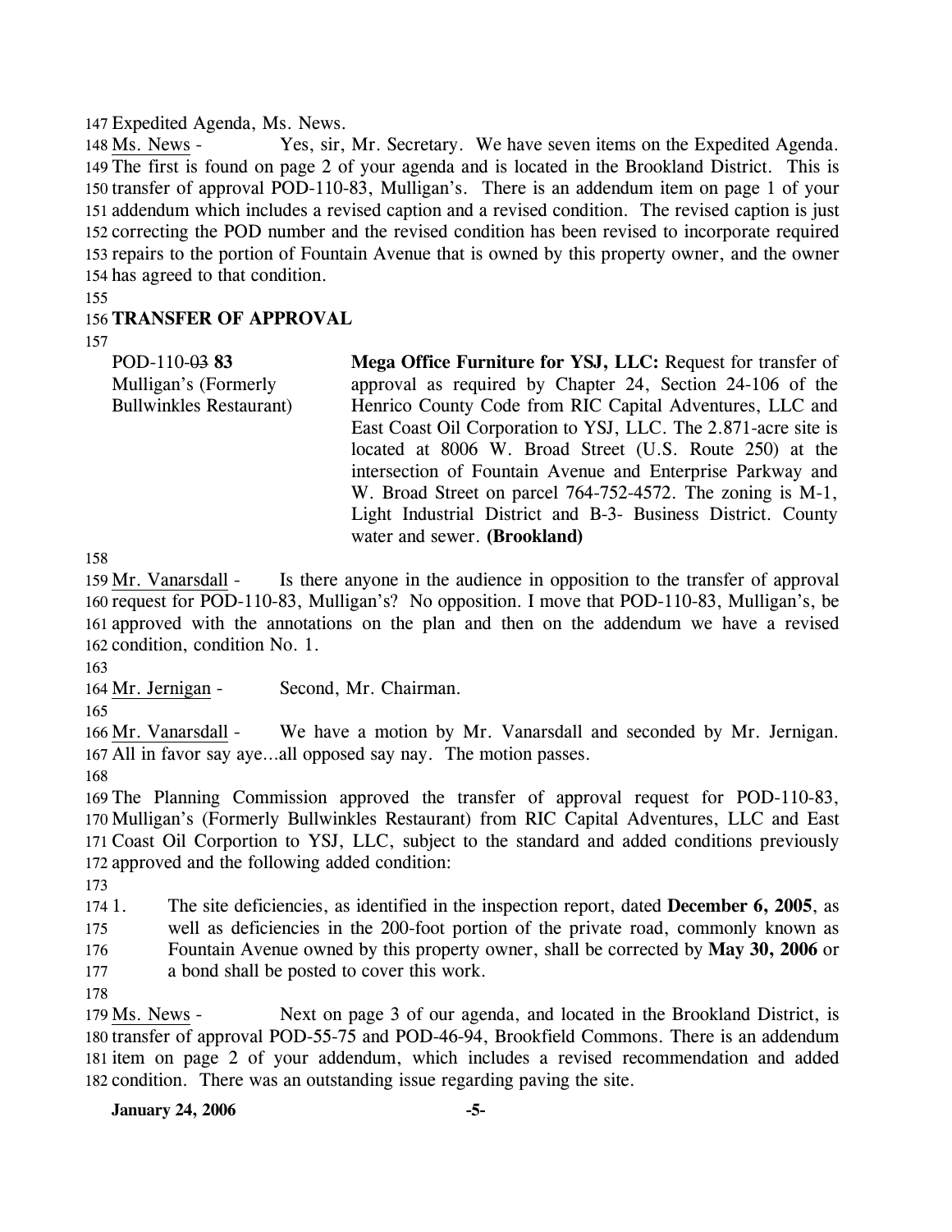Expedited Agenda, Ms. News.

Ms. News - Yes, sir, Mr. Secretary. We have seven items on the Expedited Agenda. The first is found on page 2 of your agenda and is located in the Brookland District. This is transfer of approval POD-110-83, Mulligan's. There is an addendum item on page 1 of your addendum which includes a revised caption and a revised condition. The revised caption is just correcting the POD number and the revised condition has been revised to incorporate required repairs to the portion of Fountain Avenue that is owned by this property owner, and the owner has agreed to that condition.

**TRANSFER OF APPROVAL**

| | |
|---|---|
| POD-110-~~03~~ **83**<br>Mulligan's (Formerly Bullwinkles Restaurant) | **Mega Office Furniture for YSJ, LLC:** Request for transfer of approval as required by Chapter 24, Section 24-106 of the Henrico County Code from RIC Capital Adventures, LLC and East Coast Oil Corporation to YSJ, LLC. The 2.871-acre site is located at 8006 W. Broad Street (U.S. Route 250) at the intersection of Fountain Avenue and Enterprise Parkway and W. Broad Street on parcel 764-752-4572. The zoning is M-1, Light Industrial District and B-3- Business District. County water and sewer. **(Brookland)** |

Mr. Vanarsdall - Is there anyone in the audience in opposition to the transfer of approval request for POD-110-83, Mulligan's? No opposition. I move that POD-110-83, Mulligan's, be approved with the annotations on the plan and then on the addendum we have a revised condition, condition No. 1.

Mr. Jernigan - Second, Mr. Chairman.

Mr. Vanarsdall - We have a motion by Mr. Vanarsdall and seconded by Mr. Jernigan. All in favor say aye…all opposed say nay. The motion passes.

The Planning Commission approved the transfer of approval request for POD-110-83, Mulligan's (Formerly Bullwinkles Restaurant) from RIC Capital Adventures, LLC and East Coast Oil Corportion to YSJ, LLC, subject to the standard and added conditions previously approved and the following added condition:

1. The site deficiencies, as identified in the inspection report, dated **December 6, 2005**, as well as deficiencies in the 200-foot portion of the private road, commonly known as Fountain Avenue owned by this property owner, shall be corrected by **May 30, 2006** or a bond shall be posted to cover this work.

Ms. News - Next on page 3 of our agenda, and located in the Brookland District, is transfer of approval POD-55-75 and POD-46-94, Brookfield Commons. There is an addendum item on page 2 of your addendum, which includes a revised recommendation and added condition. There was an outstanding issue regarding paving the site.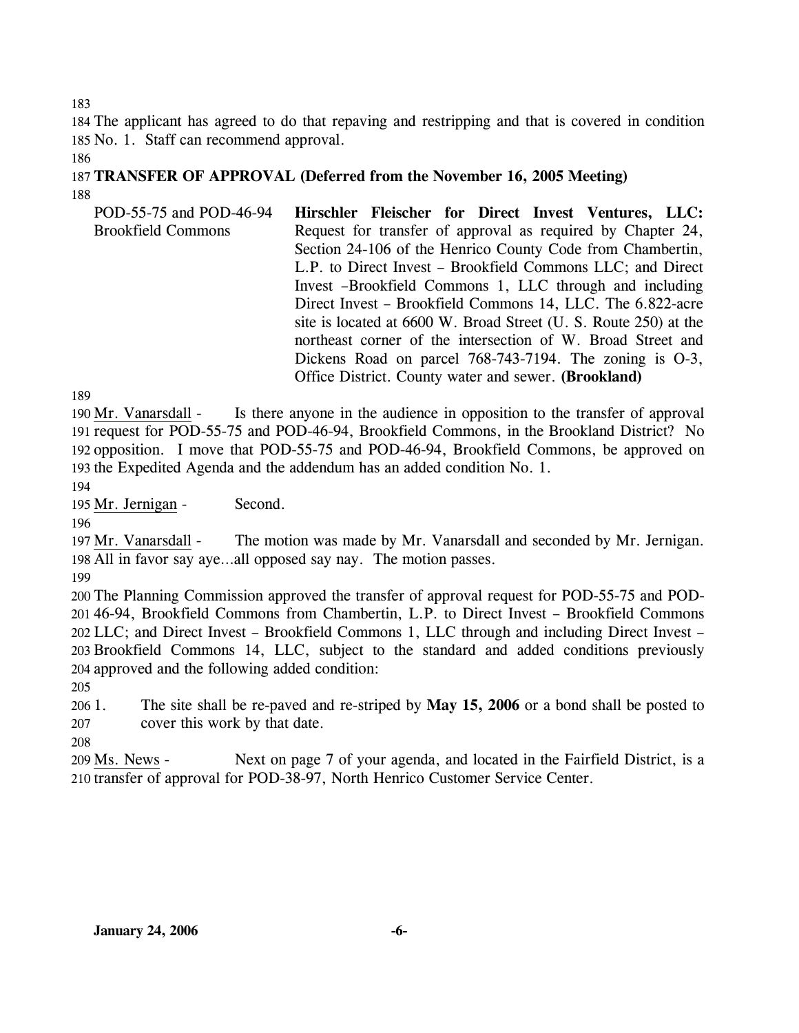The applicant has agreed to do that repaving and restripping and that is covered in condition No. 1. Staff can recommend approval.

**TRANSFER OF APPROVAL (Deferred from the November 16, 2005 Meeting)**

| | |
|---|---|
| POD-55-75 and POD-46-94 Brookfield Commons | **Hirschler Fleischer for Direct Invest Ventures, LLC:** Request for transfer of approval as required by Chapter 24, Section 24-106 of the Henrico County Code from Chambertin, L.P. to Direct Invest – Brookfield Commons LLC; and Direct Invest –Brookfield Commons 1, LLC through and including Direct Invest – Brookfield Commons 14, LLC. The 6.822-acre site is located at 6600 W. Broad Street (U. S. Route 250) at the northeast corner of the intersection of W. Broad Street and Dickens Road on parcel 768-743-7194. The zoning is O-3, Office District. County water and sewer. **(Brookland)** |

Mr. Vanarsdall - Is there anyone in the audience in opposition to the transfer of approval request for POD-55-75 and POD-46-94, Brookfield Commons, in the Brookland District? No opposition. I move that POD-55-75 and POD-46-94, Brookfield Commons, be approved on the Expedited Agenda and the addendum has an added condition No. 1.

Mr. Jernigan - Second.

Mr. Vanarsdall - The motion was made by Mr. Vanarsdall and seconded by Mr. Jernigan. All in favor say aye…all opposed say nay. The motion passes.

The Planning Commission approved the transfer of approval request for POD-55-75 and POD-46-94, Brookfield Commons from Chambertin, L.P. to Direct Invest – Brookfield Commons LLC; and Direct Invest – Brookfield Commons 1, LLC through and including Direct Invest – Brookfield Commons 14, LLC, subject to the standard and added conditions previously approved and the following added condition:

1. The site shall be re-paved and re-striped by **May 15, 2006** or a bond shall be posted to cover this work by that date.

Ms. News - Next on page 7 of your agenda, and located in the Fairfield District, is a transfer of approval for POD-38-97, North Henrico Customer Service Center.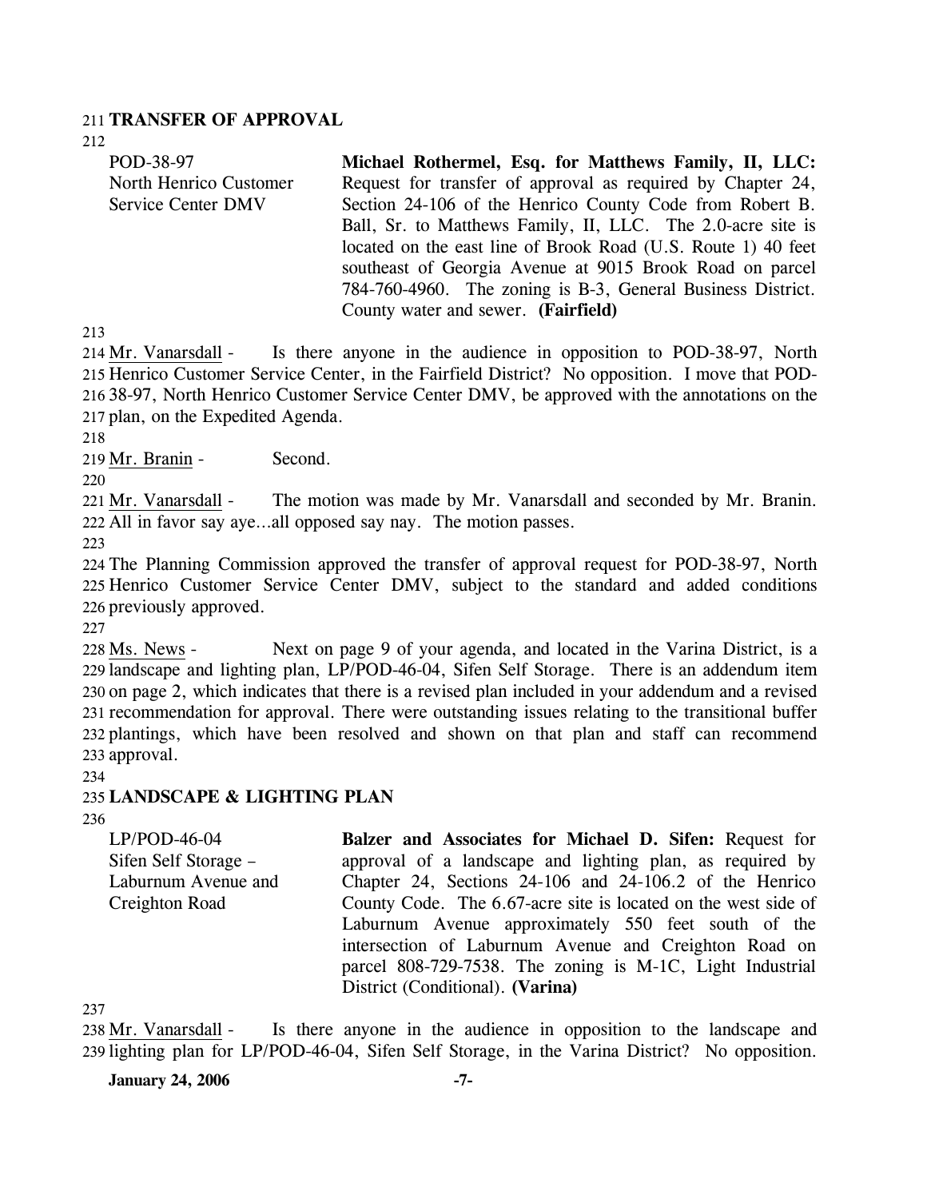**TRANSFER OF APPROVAL**

| | |
|---|---|
| POD-38-97<br>North Henrico Customer Service Center DMV | **Michael Rothermel, Esq. for Matthews Family, II, LLC:** Request for transfer of approval as required by Chapter 24, Section 24-106 of the Henrico County Code from Robert B. Ball, Sr. to Matthews Family, II, LLC. The 2.0-acre site is located on the east line of Brook Road (U.S. Route 1) 40 feet southeast of Georgia Avenue at 9015 Brook Road on parcel 784-760-4960. The zoning is B-3, General Business District. County water and sewer. **(Fairfield)** |

Mr. Vanarsdall - Is there anyone in the audience in opposition to POD-38-97, North Henrico Customer Service Center, in the Fairfield District? No opposition. I move that POD-38-97, North Henrico Customer Service Center DMV, be approved with the annotations on the plan, on the Expedited Agenda.

Mr. Branin - Second.

Mr. Vanarsdall - The motion was made by Mr. Vanarsdall and seconded by Mr. Branin. All in favor say aye…all opposed say nay. The motion passes.

The Planning Commission approved the transfer of approval request for POD-38-97, North Henrico Customer Service Center DMV, subject to the standard and added conditions previously approved.

Ms. News - Next on page 9 of your agenda, and located in the Varina District, is a landscape and lighting plan, LP/POD-46-04, Sifen Self Storage. There is an addendum item on page 2, which indicates that there is a revised plan included in your addendum and a revised recommendation for approval. There were outstanding issues relating to the transitional buffer plantings, which have been resolved and shown on that plan and staff can recommend approval.

**LANDSCAPE & LIGHTING PLAN**

| | |
|---|---|
| LP/POD-46-04<br>Sifen Self Storage – Laburnum Avenue and Creighton Road | **Balzer and Associates for Michael D. Sifen:** Request for approval of a landscape and lighting plan, as required by Chapter 24, Sections 24-106 and 24-106.2 of the Henrico County Code. The 6.67-acre site is located on the west side of Laburnum Avenue approximately 550 feet south of the intersection of Laburnum Avenue and Creighton Road on parcel 808-729-7538. The zoning is M-1C, Light Industrial District (Conditional). **(Varina)** |

Mr. Vanarsdall - Is there anyone in the audience in opposition to the landscape and lighting plan for LP/POD-46-04, Sifen Self Storage, in the Varina District? No opposition.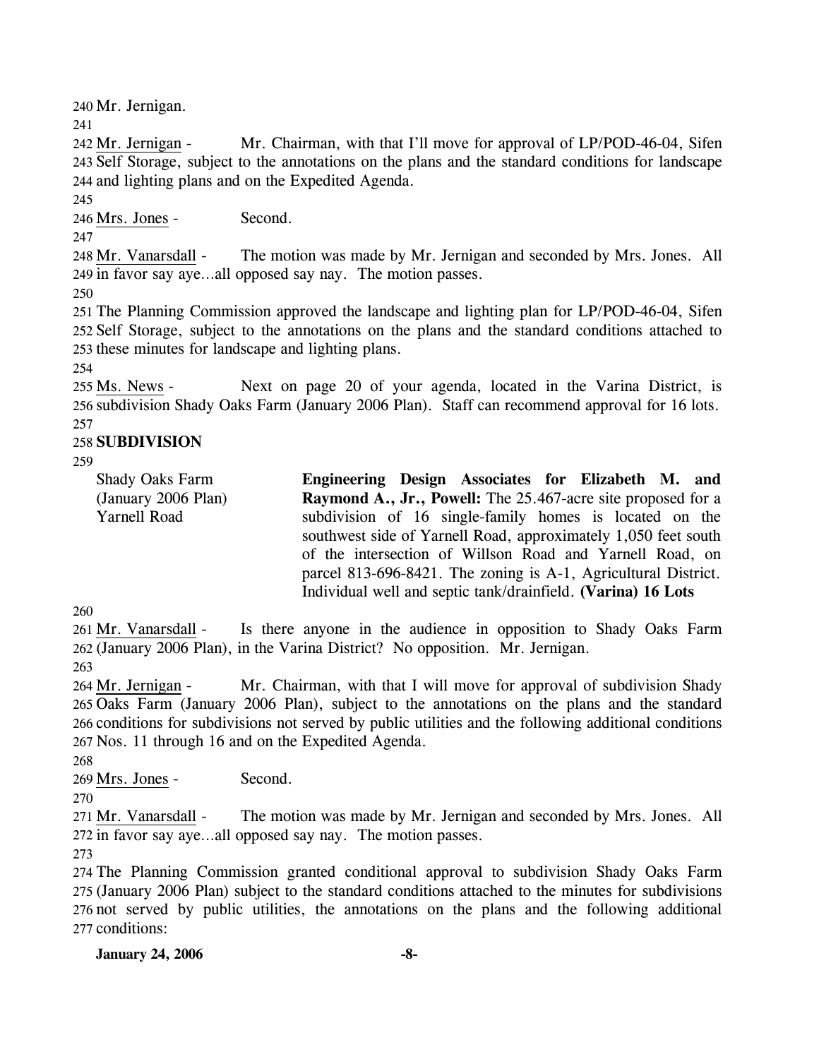Mr. Jernigan.

Mr. Jernigan - Mr. Chairman, with that I'll move for approval of LP/POD-46-04, Sifen Self Storage, subject to the annotations on the plans and the standard conditions for landscape and lighting plans and on the Expedited Agenda.

Mrs. Jones - Second.

Mr. Vanarsdall - The motion was made by Mr. Jernigan and seconded by Mrs. Jones. All in favor say aye…all opposed say nay. The motion passes.

The Planning Commission approved the landscape and lighting plan for LP/POD-46-04, Sifen Self Storage, subject to the annotations on the plans and the standard conditions attached to these minutes for landscape and lighting plans.

Ms. News - Next on page 20 of your agenda, located in the Varina District, is subdivision Shady Oaks Farm (January 2006 Plan). Staff can recommend approval for 16 lots.

**SUBDIVISION**

Shady Oaks Farm (January 2006 Plan)
Yarnell Road

**Engineering Design Associates for Elizabeth M. and Raymond A., Jr., Powell:** The 25.467-acre site proposed for a subdivision of 16 single-family homes is located on the southwest side of Yarnell Road, approximately 1,050 feet south of the intersection of Willson Road and Yarnell Road, on parcel 813-696-8421. The zoning is A-1, Agricultural District. Individual well and septic tank/drainfield. **(Varina) 16 Lots**

Mr. Vanarsdall - Is there anyone in the audience in opposition to Shady Oaks Farm (January 2006 Plan), in the Varina District? No opposition. Mr. Jernigan.

Mr. Jernigan - Mr. Chairman, with that I will move for approval of subdivision Shady Oaks Farm (January 2006 Plan), subject to the annotations on the plans and the standard conditions for subdivisions not served by public utilities and the following additional conditions Nos. 11 through 16 and on the Expedited Agenda.

Mrs. Jones - Second.

Mr. Vanarsdall - The motion was made by Mr. Jernigan and seconded by Mrs. Jones. All in favor say aye…all opposed say nay. The motion passes.

The Planning Commission granted conditional approval to subdivision Shady Oaks Farm (January 2006 Plan) subject to the standard conditions attached to the minutes for subdivisions not served by public utilities, the annotations on the plans and the following additional conditions: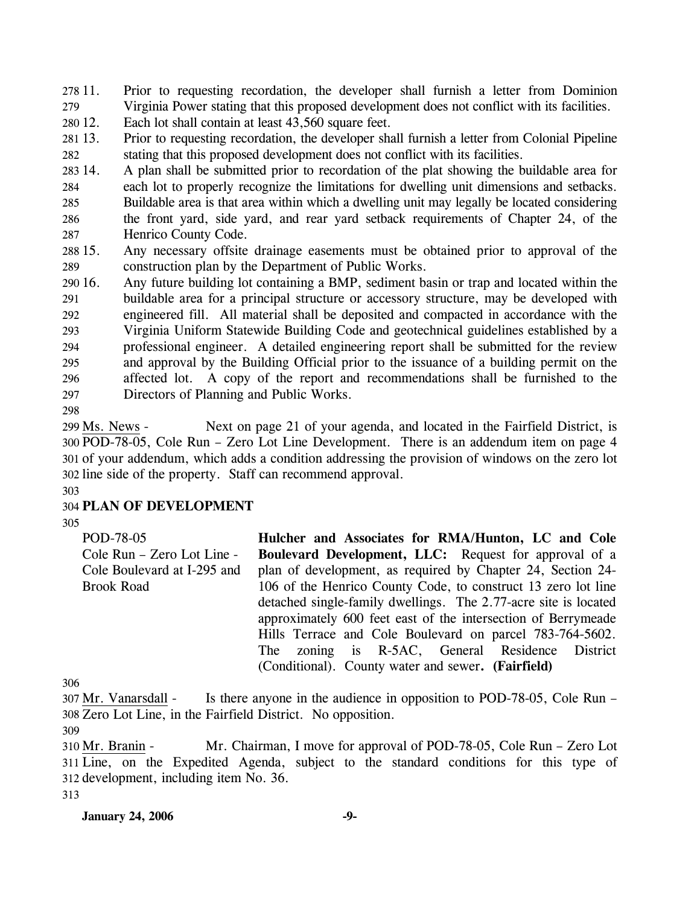11. Prior to requesting recordation, the developer shall furnish a letter from Dominion Virginia Power stating that this proposed development does not conflict with its facilities.
12. Each lot shall contain at least 43,560 square feet.
13. Prior to requesting recordation, the developer shall furnish a letter from Colonial Pipeline stating that this proposed development does not conflict with its facilities.
14. A plan shall be submitted prior to recordation of the plat showing the buildable area for each lot to properly recognize the limitations for dwelling unit dimensions and setbacks. Buildable area is that area within which a dwelling unit may legally be located considering the front yard, side yard, and rear yard setback requirements of Chapter 24, of the Henrico County Code.
15. Any necessary offsite drainage easements must be obtained prior to approval of the construction plan by the Department of Public Works.
16. Any future building lot containing a BMP, sediment basin or trap and located within the buildable area for a principal structure or accessory structure, may be developed with engineered fill. All material shall be deposited and compacted in accordance with the Virginia Uniform Statewide Building Code and geotechnical guidelines established by a professional engineer. A detailed engineering report shall be submitted for the review and approval by the Building Official prior to the issuance of a building permit on the affected lot. A copy of the report and recommendations shall be furnished to the Directors of Planning and Public Works.

Ms. News - Next on page 21 of your agenda, and located in the Fairfield District, is POD-78-05, Cole Run – Zero Lot Line Development. There is an addendum item on page 4 of your addendum, which adds a condition addressing the provision of windows on the zero lot line side of the property. Staff can recommend approval.

**PLAN OF DEVELOPMENT**

| | |
|---|---|
| POD-78-05<br>Cole Run – Zero Lot Line - Cole Boulevard at I-295 and Brook Road | **Hulcher and Associates for RMA/Hunton, LC and Cole Boulevard Development, LLC:** Request for approval of a plan of development, as required by Chapter 24, Section 24-106 of the Henrico County Code, to construct 13 zero lot line detached single-family dwellings. The 2.77-acre site is located approximately 600 feet east of the intersection of Berrymeade Hills Terrace and Cole Boulevard on parcel 783-764-5602. The zoning is R-5AC, General Residence District (Conditional). County water and sewer. **(Fairfield)** |

Mr. Vanarsdall - Is there anyone in the audience in opposition to POD-78-05, Cole Run – Zero Lot Line, in the Fairfield District. No opposition.

Mr. Branin - Mr. Chairman, I move for approval of POD-78-05, Cole Run – Zero Lot Line, on the Expedited Agenda, subject to the standard conditions for this type of development, including item No. 36.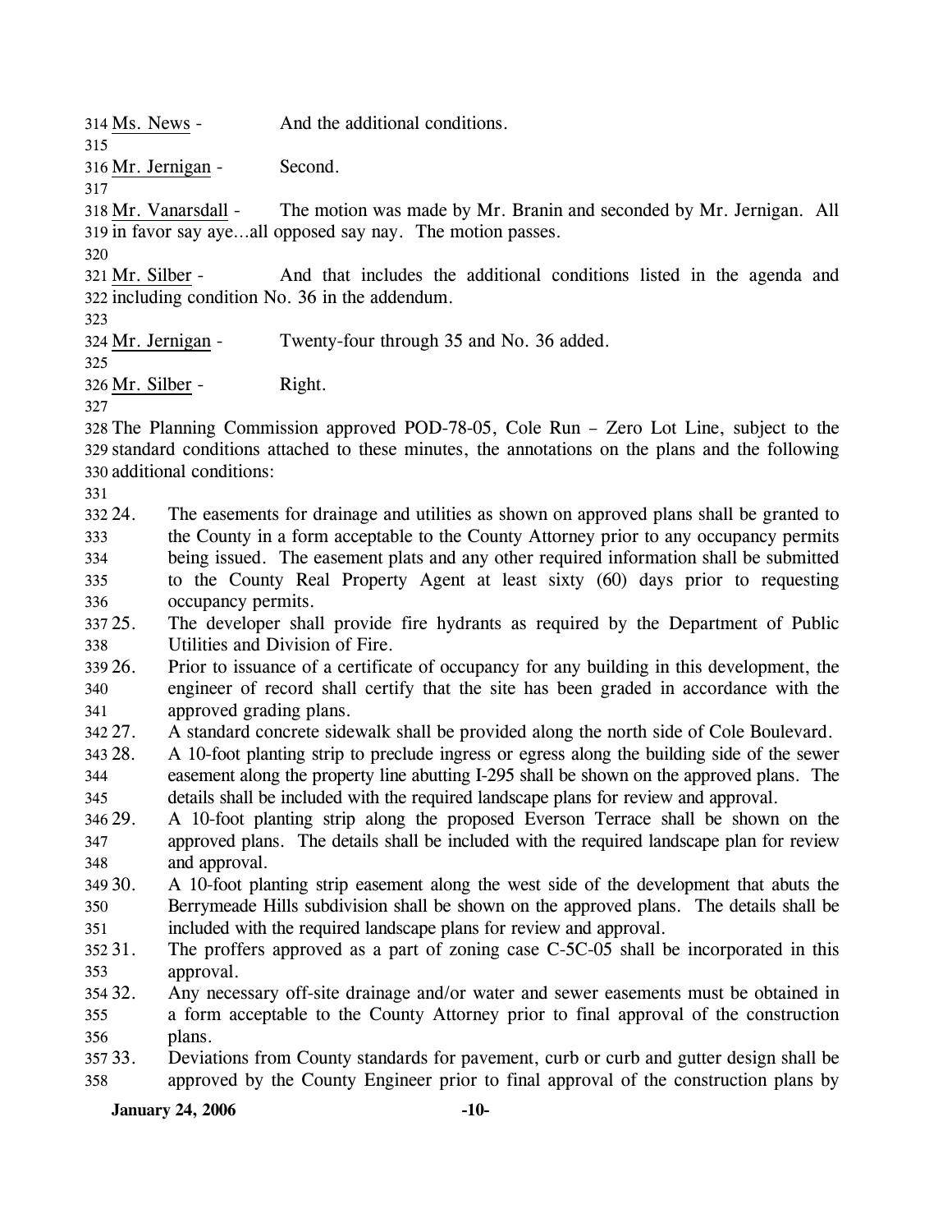Ms. News - And the additional conditions.

Mr. Jernigan - Second.

Mr. Vanarsdall - The motion was made by Mr. Branin and seconded by Mr. Jernigan. All in favor say aye…all opposed say nay. The motion passes.

Mr. Silber - And that includes the additional conditions listed in the agenda and including condition No. 36 in the addendum.

Mr. Jernigan - Twenty-four through 35 and No. 36 added.

Mr. Silber - Right.

The Planning Commission approved POD-78-05, Cole Run – Zero Lot Line, subject to the standard conditions attached to these minutes, the annotations on the plans and the following additional conditions:

24. The easements for drainage and utilities as shown on approved plans shall be granted to the County in a form acceptable to the County Attorney prior to any occupancy permits being issued. The easement plats and any other required information shall be submitted to the County Real Property Agent at least sixty (60) days prior to requesting occupancy permits.
25. The developer shall provide fire hydrants as required by the Department of Public Utilities and Division of Fire.
26. Prior to issuance of a certificate of occupancy for any building in this development, the engineer of record shall certify that the site has been graded in accordance with the approved grading plans.
27. A standard concrete sidewalk shall be provided along the north side of Cole Boulevard.
28. A 10-foot planting strip to preclude ingress or egress along the building side of the sewer easement along the property line abutting I-295 shall be shown on the approved plans. The details shall be included with the required landscape plans for review and approval.
29. A 10-foot planting strip along the proposed Everson Terrace shall be shown on the approved plans. The details shall be included with the required landscape plan for review and approval.
30. A 10-foot planting strip easement along the west side of the development that abuts the Berrymeade Hills subdivision shall be shown on the approved plans. The details shall be included with the required landscape plans for review and approval.
31. The proffers approved as a part of zoning case C-5C-05 shall be incorporated in this approval.
32. Any necessary off-site drainage and/or water and sewer easements must be obtained in a form acceptable to the County Attorney prior to final approval of the construction plans.
33. Deviations from County standards for pavement, curb or curb and gutter design shall be approved by the County Engineer prior to final approval of the construction plans by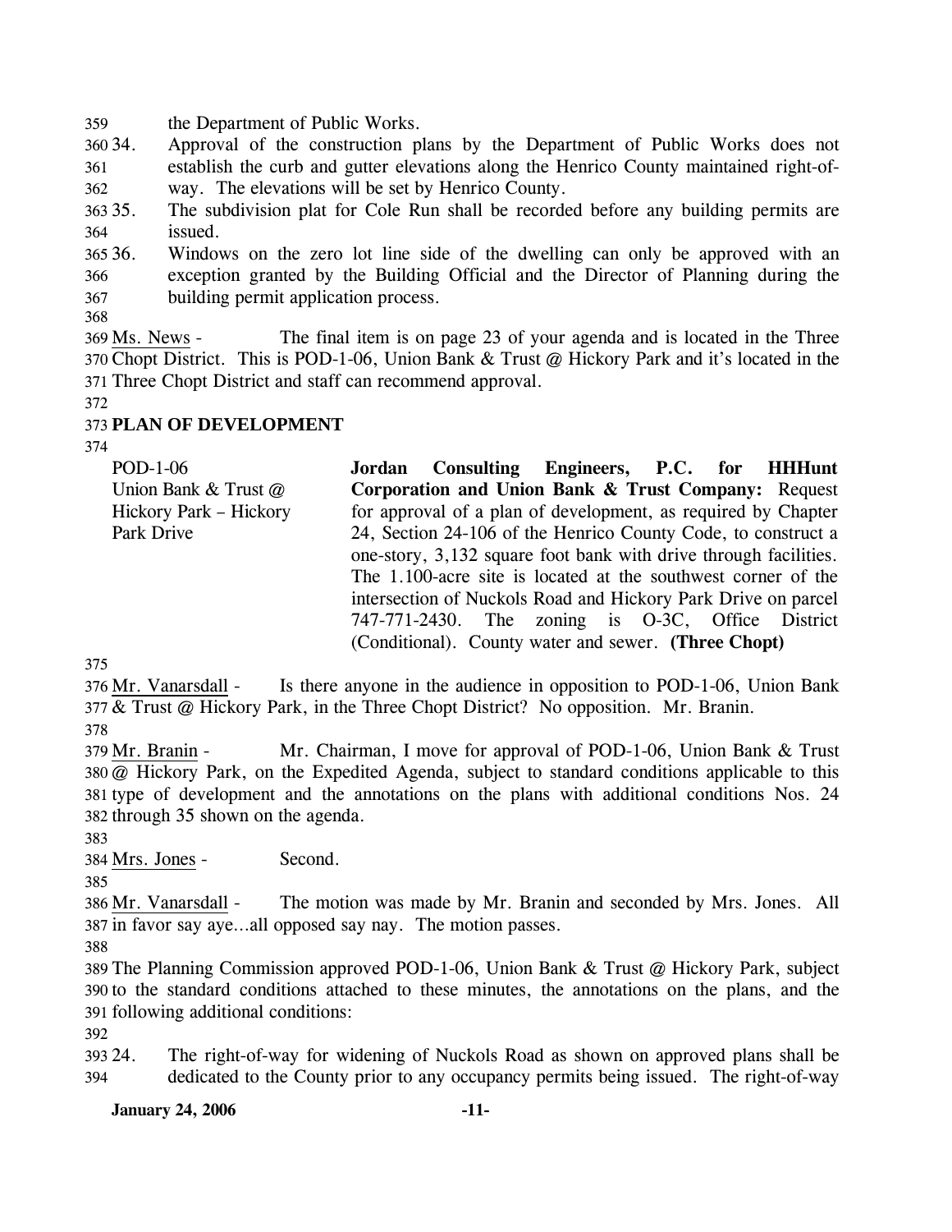the Department of Public Works.

34. Approval of the construction plans by the Department of Public Works does not establish the curb and gutter elevations along the Henrico County maintained right-of-way. The elevations will be set by Henrico County.
35. The subdivision plat for Cole Run shall be recorded before any building permits are issued.
36. Windows on the zero lot line side of the dwelling can only be approved with an exception granted by the Building Official and the Director of Planning during the building permit application process.

Ms. News - The final item is on page 23 of your agenda and is located in the Three Chopt District. This is POD-1-06, Union Bank & Trust @ Hickory Park and it's located in the Three Chopt District and staff can recommend approval.

**PLAN OF DEVELOPMENT**

| | |
|---|---|
| POD-1-06<br>Union Bank & Trust @ Hickory Park – Hickory Park Drive | **Jordan Consulting Engineers, P.C. for HHHunt Corporation and Union Bank & Trust Company:** Request for approval of a plan of development, as required by Chapter 24, Section 24-106 of the Henrico County Code, to construct a one-story, 3,132 square foot bank with drive through facilities. The 1.100-acre site is located at the southwest corner of the intersection of Nuckols Road and Hickory Park Drive on parcel 747-771-2430. The zoning is O-3C, Office District (Conditional). County water and sewer. **(Three Chopt)** |

Mr. Vanarsdall - Is there anyone in the audience in opposition to POD-1-06, Union Bank & Trust @ Hickory Park, in the Three Chopt District? No opposition. Mr. Branin.

Mr. Branin - Mr. Chairman, I move for approval of POD-1-06, Union Bank & Trust @ Hickory Park, on the Expedited Agenda, subject to standard conditions applicable to this type of development and the annotations on the plans with additional conditions Nos. 24 through 35 shown on the agenda.

Mrs. Jones - Second.

Mr. Vanarsdall - The motion was made by Mr. Branin and seconded by Mrs. Jones. All in favor say aye…all opposed say nay. The motion passes.

The Planning Commission approved POD-1-06, Union Bank & Trust @ Hickory Park, subject to the standard conditions attached to these minutes, the annotations on the plans, and the following additional conditions:

24. The right-of-way for widening of Nuckols Road as shown on approved plans shall be dedicated to the County prior to any occupancy permits being issued. The right-of-way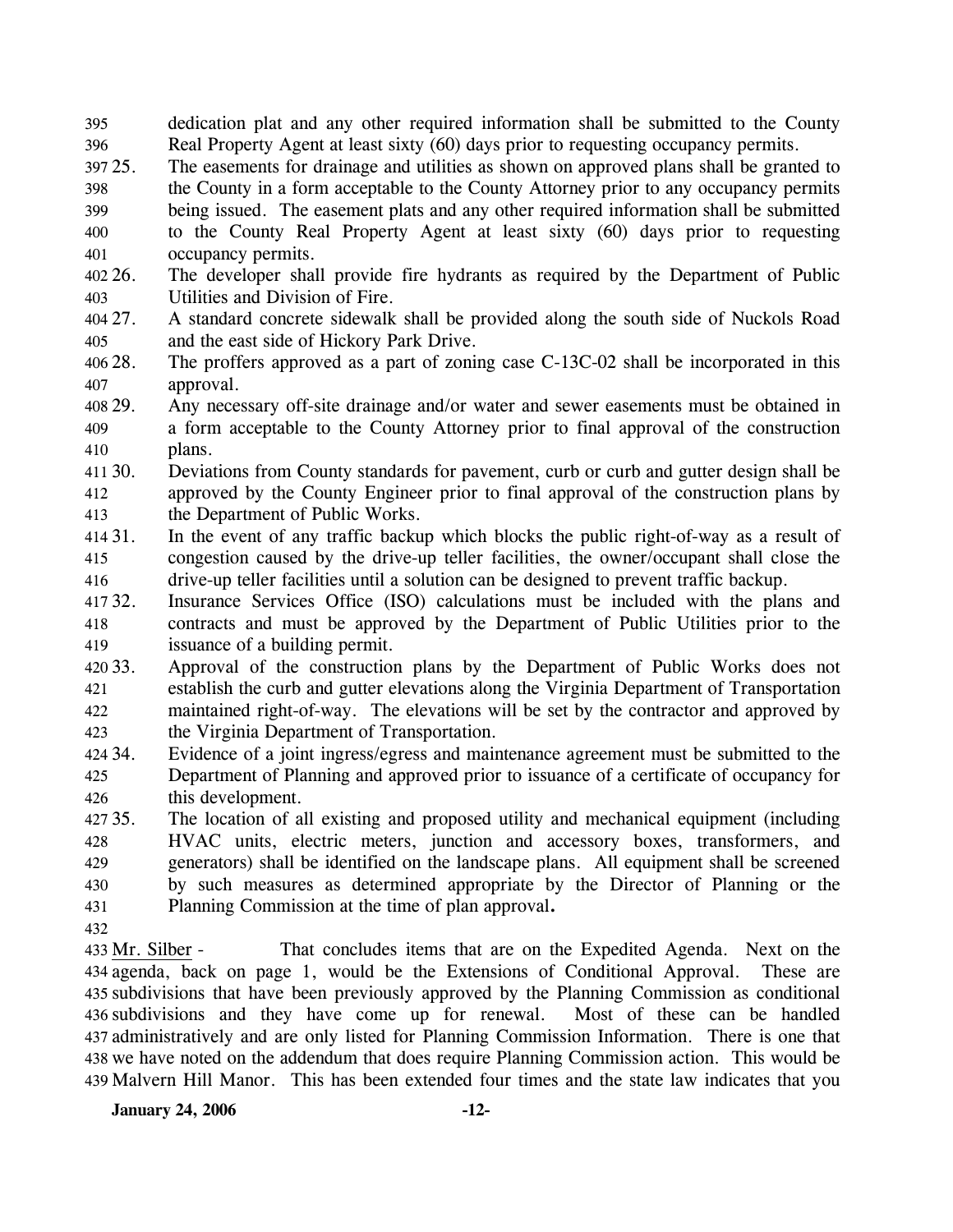dedication plat and any other required information shall be submitted to the County Real Property Agent at least sixty (60) days prior to requesting occupancy permits.

25. The easements for drainage and utilities as shown on approved plans shall be granted to the County in a form acceptable to the County Attorney prior to any occupancy permits being issued. The easement plats and any other required information shall be submitted to the County Real Property Agent at least sixty (60) days prior to requesting occupancy permits.
26. The developer shall provide fire hydrants as required by the Department of Public Utilities and Division of Fire.
27. A standard concrete sidewalk shall be provided along the south side of Nuckols Road and the east side of Hickory Park Drive.
28. The proffers approved as a part of zoning case C-13C-02 shall be incorporated in this approval.
29. Any necessary off-site drainage and/or water and sewer easements must be obtained in a form acceptable to the County Attorney prior to final approval of the construction plans.
30. Deviations from County standards for pavement, curb or curb and gutter design shall be approved by the County Engineer prior to final approval of the construction plans by the Department of Public Works.
31. In the event of any traffic backup which blocks the public right-of-way as a result of congestion caused by the drive-up teller facilities, the owner/occupant shall close the drive-up teller facilities until a solution can be designed to prevent traffic backup.
32. Insurance Services Office (ISO) calculations must be included with the plans and contracts and must be approved by the Department of Public Utilities prior to the issuance of a building permit.
33. Approval of the construction plans by the Department of Public Works does not establish the curb and gutter elevations along the Virginia Department of Transportation maintained right-of-way. The elevations will be set by the contractor and approved by the Virginia Department of Transportation.
34. Evidence of a joint ingress/egress and maintenance agreement must be submitted to the Department of Planning and approved prior to issuance of a certificate of occupancy for this development.
35. The location of all existing and proposed utility and mechanical equipment (including HVAC units, electric meters, junction and accessory boxes, transformers, and generators) shall be identified on the landscape plans. All equipment shall be screened by such measures as determined appropriate by the Director of Planning or the Planning Commission at the time of plan approval**.**

Mr. Silber - That concludes items that are on the Expedited Agenda. Next on the agenda, back on page 1, would be the Extensions of Conditional Approval. These are subdivisions that have been previously approved by the Planning Commission as conditional subdivisions and they have come up for renewal. Most of these can be handled administratively and are only listed for Planning Commission Information. There is one that we have noted on the addendum that does require Planning Commission action. This would be Malvern Hill Manor. This has been extended four times and the state law indicates that you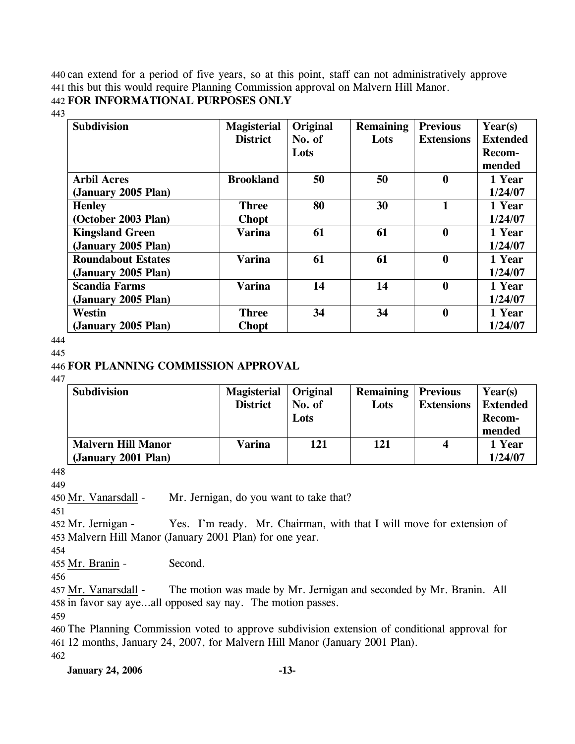can extend for a period of five years, so at this point, staff can not administratively approve this but this would require Planning Commission approval on Malvern Hill Manor.

**FOR INFORMATIONAL PURPOSES ONLY**

| Subdivision | Magisterial District | Original No. of Lots | Remaining Lots | Previous Extensions | Year(s) Extended Recom-mended |
|---|---|---|---|---|---|
| **Arbil Acres (January 2005 Plan)** | **Brookland** | **50** | **50** | **0** | **1 Year 1/24/07** |
| **Henley (October 2003 Plan)** | **Three Chopt** | **80** | **30** | **1** | **1 Year 1/24/07** |
| **Kingsland Green (January 2005 Plan)** | **Varina** | **61** | **61** | **0** | **1 Year 1/24/07** |
| **Roundabout Estates (January 2005 Plan)** | **Varina** | **61** | **61** | **0** | **1 Year 1/24/07** |
| **Scandia Farms (January 2005 Plan)** | **Varina** | **14** | **14** | **0** | **1 Year 1/24/07** |
| **Westin (January 2005 Plan)** | **Three Chopt** | **34** | **34** | **0** | **1 Year 1/24/07** |

**FOR PLANNING COMMISSION APPROVAL**

| Subdivision | Magisterial District | Original No. of Lots | Remaining Lots | Previous Extensions | Year(s) Extended Recom-mended |
|---|---|---|---|---|---|
| **Malvern Hill Manor (January 2001 Plan)** | **Varina** | **121** | **121** | **4** | **1 Year 1/24/07** |

Mr. Vanarsdall - Mr. Jernigan, do you want to take that?

Mr. Jernigan - Yes. I'm ready. Mr. Chairman, with that I will move for extension of Malvern Hill Manor (January 2001 Plan) for one year.

Mr. Branin - Second.

Mr. Vanarsdall - The motion was made by Mr. Jernigan and seconded by Mr. Branin. All in favor say aye...all opposed say nay. The motion passes.

The Planning Commission voted to approve subdivision extension of conditional approval for 12 months, January 24, 2007, for Malvern Hill Manor (January 2001 Plan).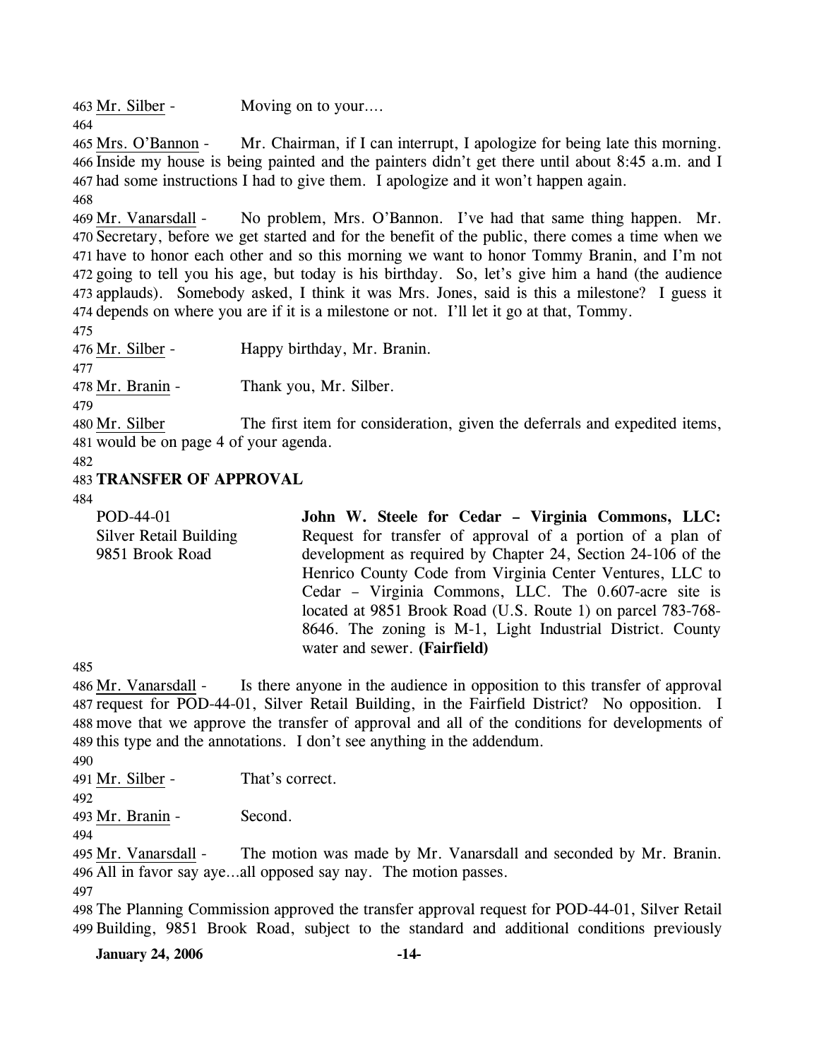463 Mr. Silber - Moving on to your....

464

465 Mrs. O'Bannon - Mr. Chairman, if I can interrupt, I apologize for being late this morning. 466 Inside my house is being painted and the painters didn't get there until about 8:45 a.m. and I 467 had some instructions I had to give them. I apologize and it won't happen again.

468

469 Mr. Vanarsdall - No problem, Mrs. O'Bannon. I've had that same thing happen. Mr. 470 Secretary, before we get started and for the benefit of the public, there comes a time when we 471 have to honor each other and so this morning we want to honor Tommy Branin, and I'm not 472 going to tell you his age, but today is his birthday. So, let's give him a hand (the audience 473 applauds). Somebody asked, I think it was Mrs. Jones, said is this a milestone? I guess it 474 depends on where you are if it is a milestone or not. I'll let it go at that, Tommy.

475

476 Mr. Silber - Happy birthday, Mr. Branin.

477

478 Mr. Branin - Thank you, Mr. Silber.

479

480 Mr. Silber The first item for consideration, given the deferrals and expedited items, 481 would be on page 4 of your agenda.

482

483 **TRANSFER OF APPROVAL**

484

POD-44-01
Silver Retail Building
9851 Brook Road

**John W. Steele for Cedar – Virginia Commons, LLC:** Request for transfer of approval of a portion of a plan of development as required by Chapter 24, Section 24-106 of the Henrico County Code from Virginia Center Ventures, LLC to Cedar – Virginia Commons, LLC. The 0.607-acre site is located at 9851 Brook Road (U.S. Route 1) on parcel 783-768-8646. The zoning is M-1, Light Industrial District. County water and sewer. **(Fairfield)**

485

486 Mr. Vanarsdall - Is there anyone in the audience in opposition to this transfer of approval 487 request for POD-44-01, Silver Retail Building, in the Fairfield District? No opposition. I 488 move that we approve the transfer of approval and all of the conditions for developments of 489 this type and the annotations. I don't see anything in the addendum.

490

491 Mr. Silber - That's correct.

492

493 Mr. Branin - Second.

494

495 Mr. Vanarsdall - The motion was made by Mr. Vanarsdall and seconded by Mr. Branin. 496 All in favor say aye…all opposed say nay. The motion passes.

497

498 The Planning Commission approved the transfer approval request for POD-44-01, Silver Retail 499 Building, 9851 Brook Road, subject to the standard and additional conditions previously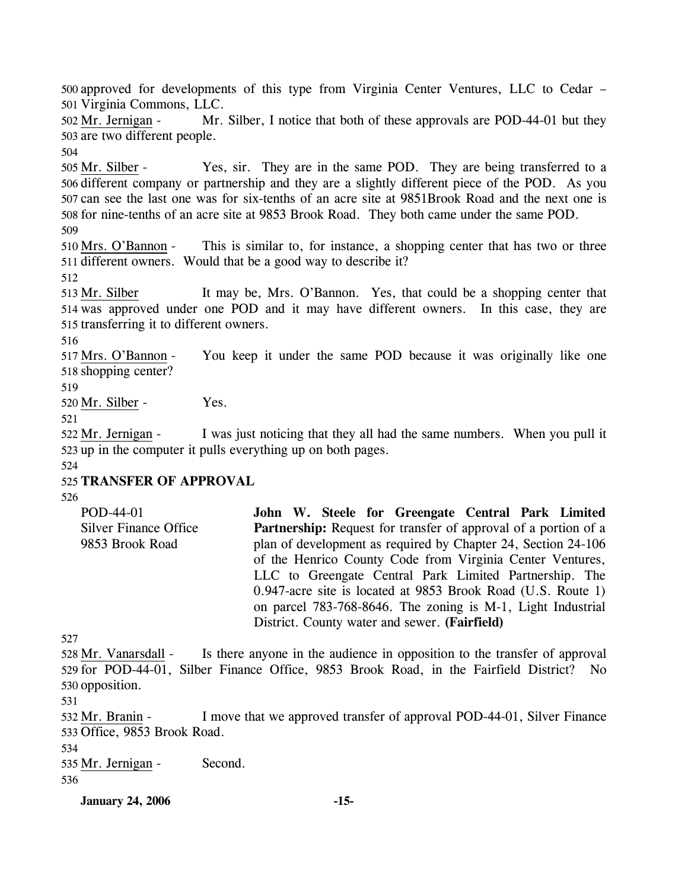approved for developments of this type from Virginia Center Ventures, LLC to Cedar – Virginia Commons, LLC.

Mr. Jernigan - Mr. Silber, I notice that both of these approvals are POD-44-01 but they are two different people.

Mr. Silber - Yes, sir. They are in the same POD. They are being transferred to a different company or partnership and they are a slightly different piece of the POD. As you can see the last one was for six-tenths of an acre site at 9851Brook Road and the next one is for nine-tenths of an acre site at 9853 Brook Road. They both came under the same POD.

Mrs. O'Bannon - This is similar to, for instance, a shopping center that has two or three different owners. Would that be a good way to describe it?

Mr. Silber It may be, Mrs. O'Bannon. Yes, that could be a shopping center that was approved under one POD and it may have different owners. In this case, they are transferring it to different owners.

Mrs. O'Bannon - You keep it under the same POD because it was originally like one shopping center?

Mr. Silber - Yes.

Mr. Jernigan - I was just noticing that they all had the same numbers. When you pull it up in the computer it pulls everything up on both pages.

**TRANSFER OF APPROVAL**

POD-44-01
Silver Finance Office
9853 Brook Road

**John W. Steele for Greengate Central Park Limited Partnership:** Request for transfer of approval of a portion of a plan of development as required by Chapter 24, Section 24-106 of the Henrico County Code from Virginia Center Ventures, LLC to Greengate Central Park Limited Partnership. The 0.947-acre site is located at 9853 Brook Road (U.S. Route 1) on parcel 783-768-8646. The zoning is M-1, Light Industrial District. County water and sewer. **(Fairfield)**

Mr. Vanarsdall - Is there anyone in the audience in opposition to the transfer of approval for POD-44-01, Silber Finance Office, 9853 Brook Road, in the Fairfield District? No opposition.

Mr. Branin - I move that we approved transfer of approval POD-44-01, Silver Finance Office, 9853 Brook Road.

Mr. Jernigan - Second.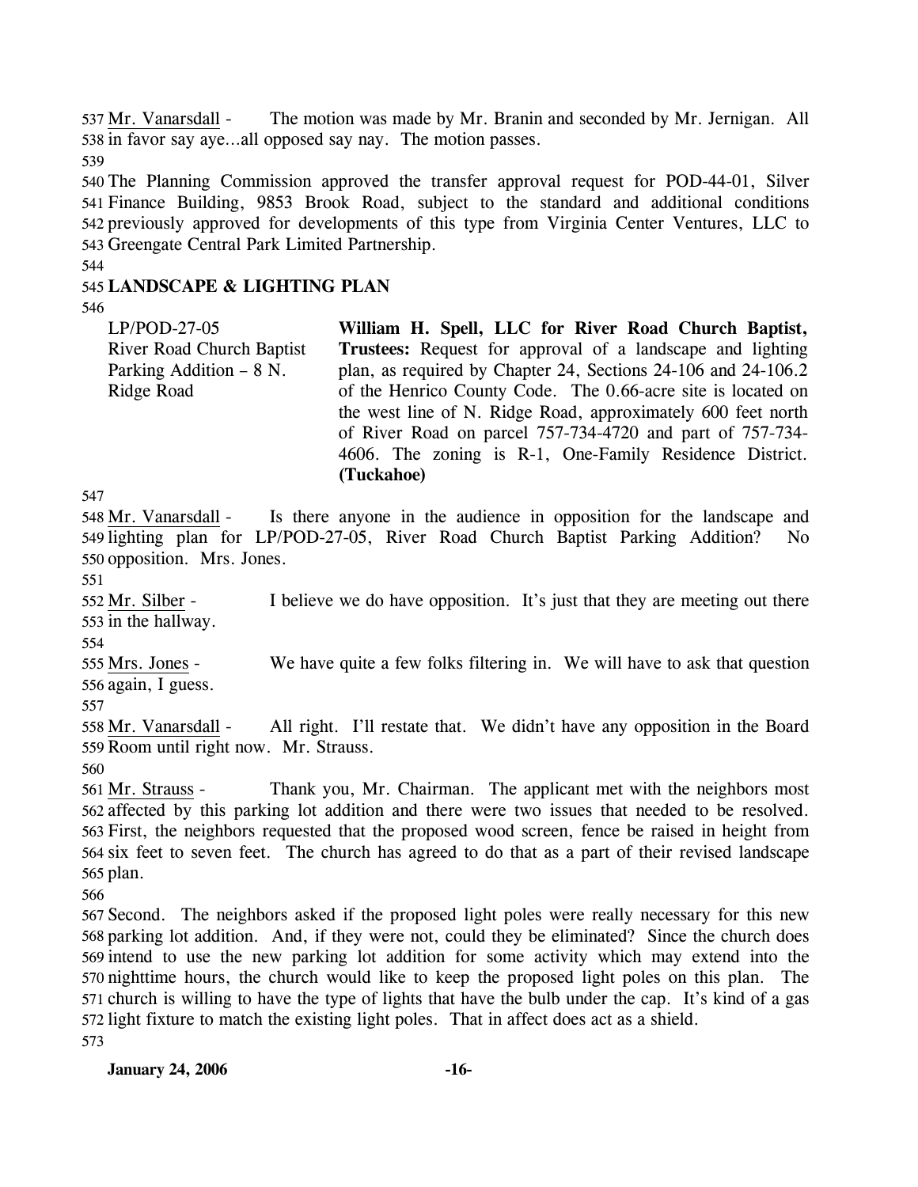537 Mr. Vanarsdall - The motion was made by Mr. Branin and seconded by Mr. Jernigan. All 538 in favor say aye...all opposed say nay. The motion passes.

539

540 The Planning Commission approved the transfer approval request for POD-44-01, Silver 541 Finance Building, 9853 Brook Road, subject to the standard and additional conditions 542 previously approved for developments of this type from Virginia Center Ventures, LLC to 543 Greengate Central Park Limited Partnership.

544

545 **LANDSCAPE & LIGHTING PLAN**

546

| | |
|---|---|
| LP/POD-27-05<br>River Road Church Baptist<br>Parking Addition – 8 N.<br>Ridge Road | **William H. Spell, LLC for River Road Church Baptist, Trustees:** Request for approval of a landscape and lighting plan, as required by Chapter 24, Sections 24-106 and 24-106.2 of the Henrico County Code. The 0.66-acre site is located on the west line of N. Ridge Road, approximately 600 feet north of River Road on parcel 757-734-4720 and part of 757-734-4606. The zoning is R-1, One-Family Residence District. **(Tuckahoe)** |

547

548 Mr. Vanarsdall - Is there anyone in the audience in opposition for the landscape and 549 lighting plan for LP/POD-27-05, River Road Church Baptist Parking Addition? No 550 opposition. Mrs. Jones.

551

552 Mr. Silber - I believe we do have opposition. It's just that they are meeting out there 553 in the hallway.

554

555 Mrs. Jones - We have quite a few folks filtering in. We will have to ask that question 556 again, I guess.

557

558 Mr. Vanarsdall - All right. I'll restate that. We didn't have any opposition in the Board 559 Room until right now. Mr. Strauss.

560

561 Mr. Strauss - Thank you, Mr. Chairman. The applicant met with the neighbors most 562 affected by this parking lot addition and there were two issues that needed to be resolved. 563 First, the neighbors requested that the proposed wood screen, fence be raised in height from 564 six feet to seven feet. The church has agreed to do that as a part of their revised landscape 565 plan.

566

567 Second. The neighbors asked if the proposed light poles were really necessary for this new 568 parking lot addition. And, if they were not, could they be eliminated? Since the church does 569 intend to use the new parking lot addition for some activity which may extend into the 570 nighttime hours, the church would like to keep the proposed light poles on this plan. The 571 church is willing to have the type of lights that have the bulb under the cap. It's kind of a gas 572 light fixture to match the existing light poles. That in affect does act as a shield.

573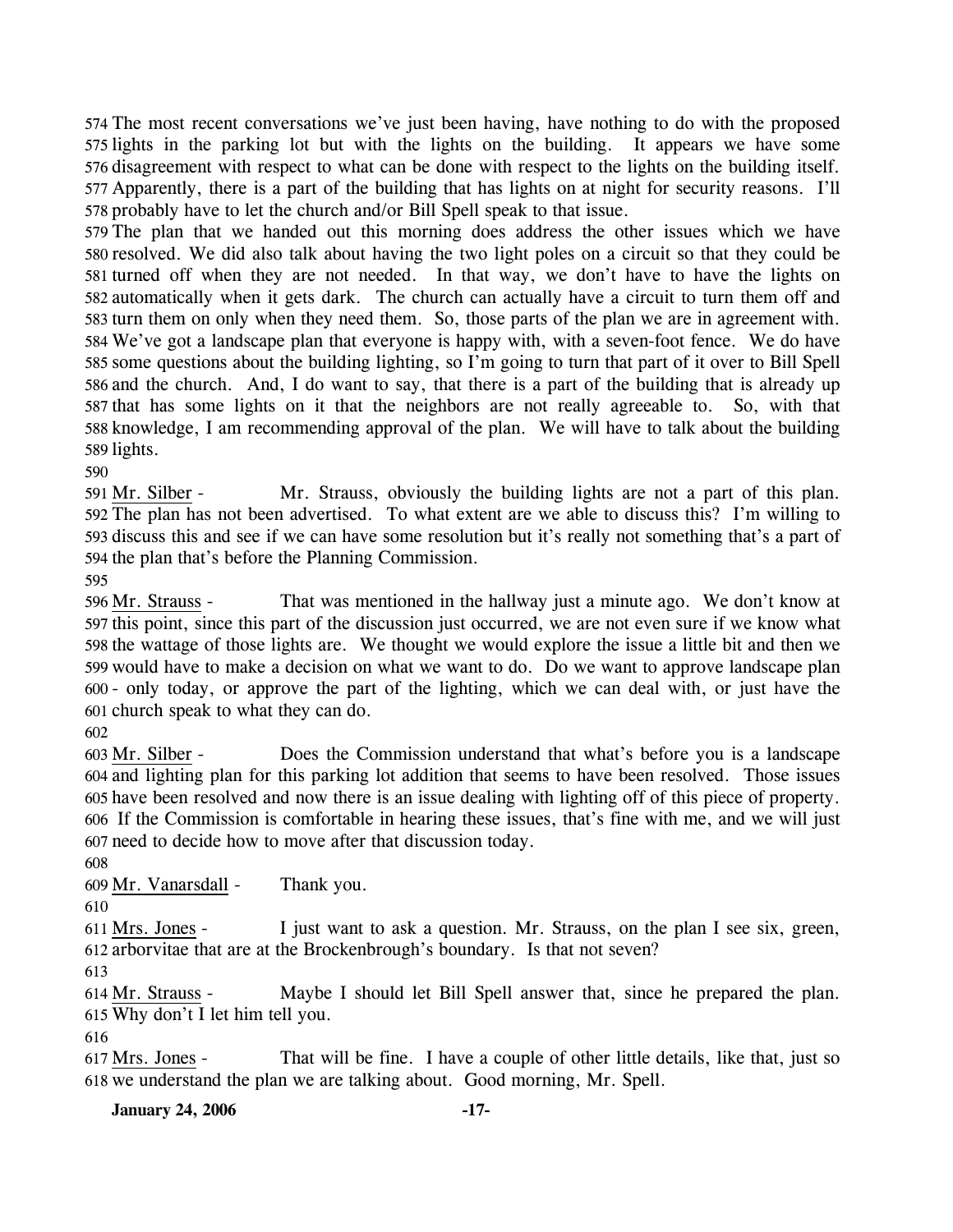The most recent conversations we've just been having, have nothing to do with the proposed lights in the parking lot but with the lights on the building. It appears we have some disagreement with respect to what can be done with respect to the lights on the building itself. Apparently, there is a part of the building that has lights on at night for security reasons. I'll probably have to let the church and/or Bill Spell speak to that issue.

The plan that we handed out this morning does address the other issues which we have resolved. We did also talk about having the two light poles on a circuit so that they could be turned off when they are not needed. In that way, we don't have to have the lights on automatically when it gets dark. The church can actually have a circuit to turn them off and turn them on only when they need them. So, those parts of the plan we are in agreement with. We've got a landscape plan that everyone is happy with, with a seven-foot fence. We do have some questions about the building lighting, so I'm going to turn that part of it over to Bill Spell and the church. And, I do want to say, that there is a part of the building that is already up that has some lights on it that the neighbors are not really agreeable to. So, with that knowledge, I am recommending approval of the plan. We will have to talk about the building lights.

Mr. Silber - Mr. Strauss, obviously the building lights are not a part of this plan. The plan has not been advertised. To what extent are we able to discuss this? I'm willing to discuss this and see if we can have some resolution but it's really not something that's a part of the plan that's before the Planning Commission.

Mr. Strauss - That was mentioned in the hallway just a minute ago. We don't know at this point, since this part of the discussion just occurred, we are not even sure if we know what the wattage of those lights are. We thought we would explore the issue a little bit and then we would have to make a decision on what we want to do. Do we want to approve landscape plan - only today, or approve the part of the lighting, which we can deal with, or just have the church speak to what they can do.

Mr. Silber - Does the Commission understand that what's before you is a landscape and lighting plan for this parking lot addition that seems to have been resolved. Those issues have been resolved and now there is an issue dealing with lighting off of this piece of property. If the Commission is comfortable in hearing these issues, that's fine with me, and we will just need to decide how to move after that discussion today.

Mr. Vanarsdall - Thank you.

Mrs. Jones - I just want to ask a question. Mr. Strauss, on the plan I see six, green, arborvitae that are at the Brockenbrough's boundary. Is that not seven?

Mr. Strauss - Maybe I should let Bill Spell answer that, since he prepared the plan. Why don't I let him tell you.

Mrs. Jones - That will be fine. I have a couple of other little details, like that, just so we understand the plan we are talking about. Good morning, Mr. Spell.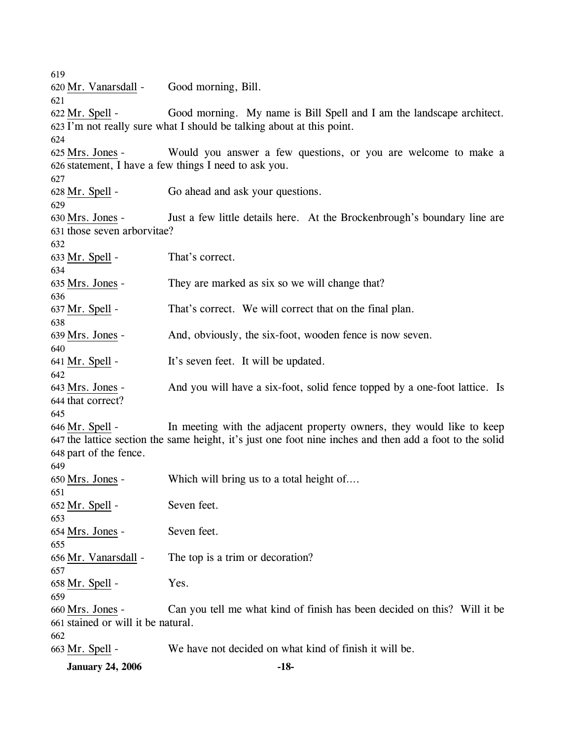619
620 Mr. Vanarsdall - Good morning, Bill.
621
622 Mr. Spell - Good morning. My name is Bill Spell and I am the landscape architect.
623 I'm not really sure what I should be talking about at this point.
624
625 Mrs. Jones - Would you answer a few questions, or you are welcome to make a
626 statement, I have a few things I need to ask you.
627
628 Mr. Spell - Go ahead and ask your questions.
629
630 Mrs. Jones - Just a few little details here. At the Brockenbrough's boundary line are
631 those seven arborvitae?
632
633 Mr. Spell - That's correct.
634
635 Mrs. Jones - They are marked as six so we will change that?
636
637 Mr. Spell - That's correct. We will correct that on the final plan.
638
639 Mrs. Jones - And, obviously, the six-foot, wooden fence is now seven.
640
641 Mr. Spell - It's seven feet. It will be updated.
642
643 Mrs. Jones - And you will have a six-foot, solid fence topped by a one-foot lattice. Is
644 that correct?
645
646 Mr. Spell - In meeting with the adjacent property owners, they would like to keep
647 the lattice section the same height, it's just one foot nine inches and then add a foot to the solid
648 part of the fence.
649
650 Mrs. Jones - Which will bring us to a total height of….
651
652 Mr. Spell - Seven feet.
653
654 Mrs. Jones - Seven feet.
655
656 Mr. Vanarsdall - The top is a trim or decoration?
657
658 Mr. Spell - Yes.
659
660 Mrs. Jones - Can you tell me what kind of finish has been decided on this? Will it be
661 stained or will it be natural.
662
663 Mr. Spell - We have not decided on what kind of finish it will be.

**January 24, 2006**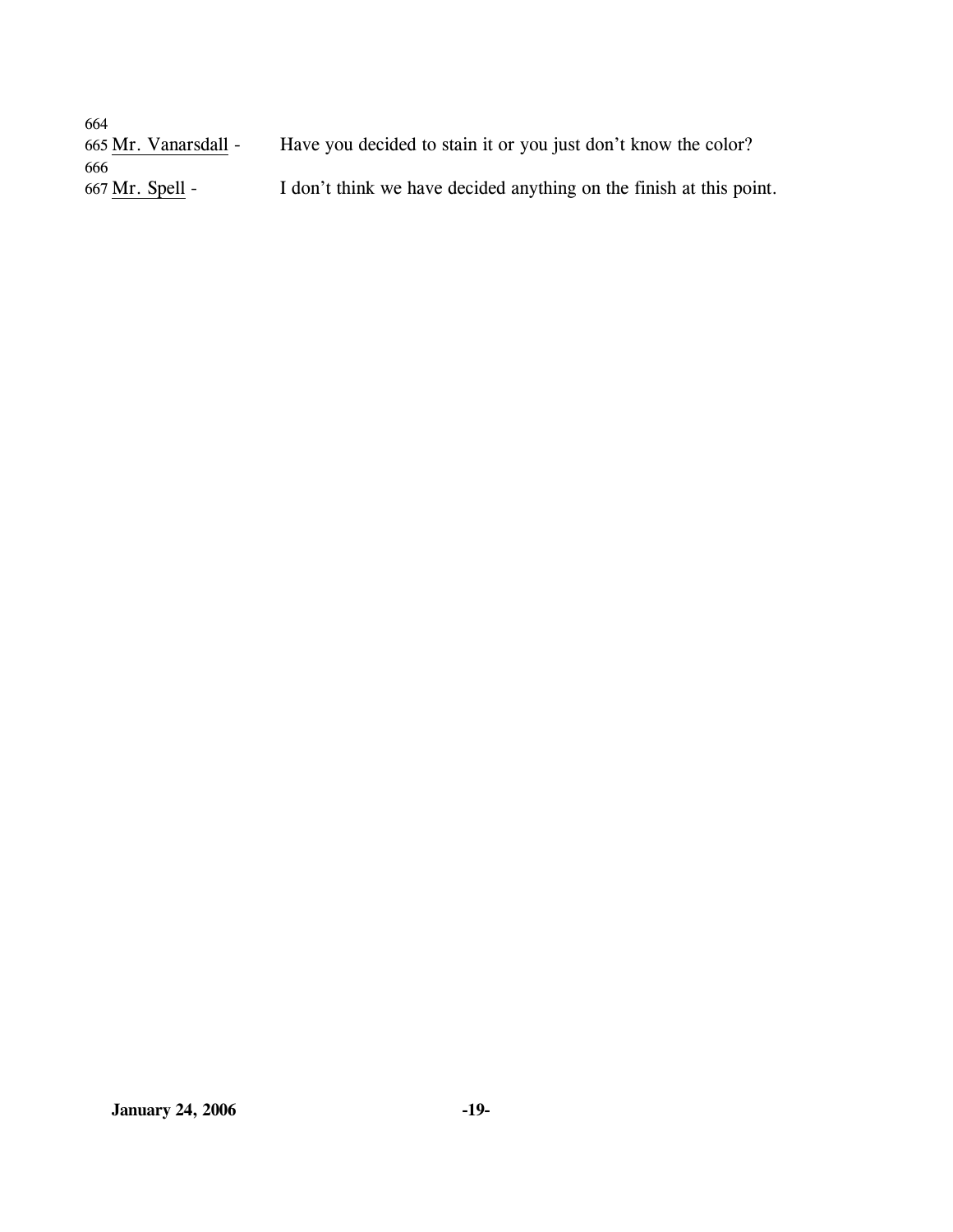664
665 Mr. Vanarsdall - Have you decided to stain it or you just don't know the color?
666
667 Mr. Spell - I don't think we have decided anything on the finish at this point.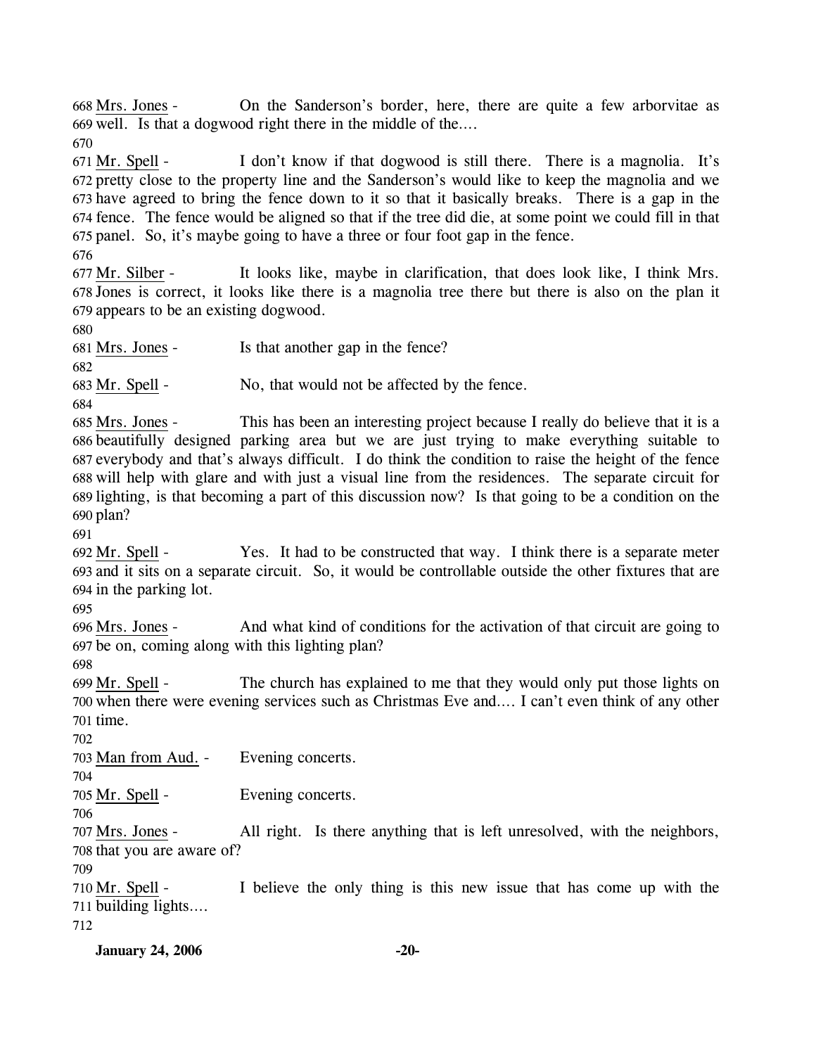668 Mrs. Jones - On the Sanderson's border, here, there are quite a few arborvitae as
669 well. Is that a dogwood right there in the middle of the....
670
671 Mr. Spell - I don't know if that dogwood is still there. There is a magnolia. It's
672 pretty close to the property line and the Sanderson's would like to keep the magnolia and we
673 have agreed to bring the fence down to it so that it basically breaks. There is a gap in the
674 fence. The fence would be aligned so that if the tree did die, at some point we could fill in that
675 panel. So, it's maybe going to have a three or four foot gap in the fence.
676
677 Mr. Silber - It looks like, maybe in clarification, that does look like, I think Mrs.
678 Jones is correct, it looks like there is a magnolia tree there but there is also on the plan it
679 appears to be an existing dogwood.
680
681 Mrs. Jones - Is that another gap in the fence?
682
683 Mr. Spell - No, that would not be affected by the fence.
684
685 Mrs. Jones - This has been an interesting project because I really do believe that it is a
686 beautifully designed parking area but we are just trying to make everything suitable to
687 everybody and that's always difficult. I do think the condition to raise the height of the fence
688 will help with glare and with just a visual line from the residences. The separate circuit for
689 lighting, is that becoming a part of this discussion now? Is that going to be a condition on the
690 plan?
691
692 Mr. Spell - Yes. It had to be constructed that way. I think there is a separate meter
693 and it sits on a separate circuit. So, it would be controllable outside the other fixtures that are
694 in the parking lot.
695
696 Mrs. Jones - And what kind of conditions for the activation of that circuit are going to
697 be on, coming along with this lighting plan?
698
699 Mr. Spell - The church has explained to me that they would only put those lights on
700 when there were evening services such as Christmas Eve and.... I can't even think of any other
701 time.
702
703 Man from Aud. - Evening concerts.
704
705 Mr. Spell - Evening concerts.
706
707 Mrs. Jones - All right. Is there anything that is left unresolved, with the neighbors,
708 that you are aware of?
709
710 Mr. Spell - I believe the only thing is this new issue that has come up with the
711 building lights....
712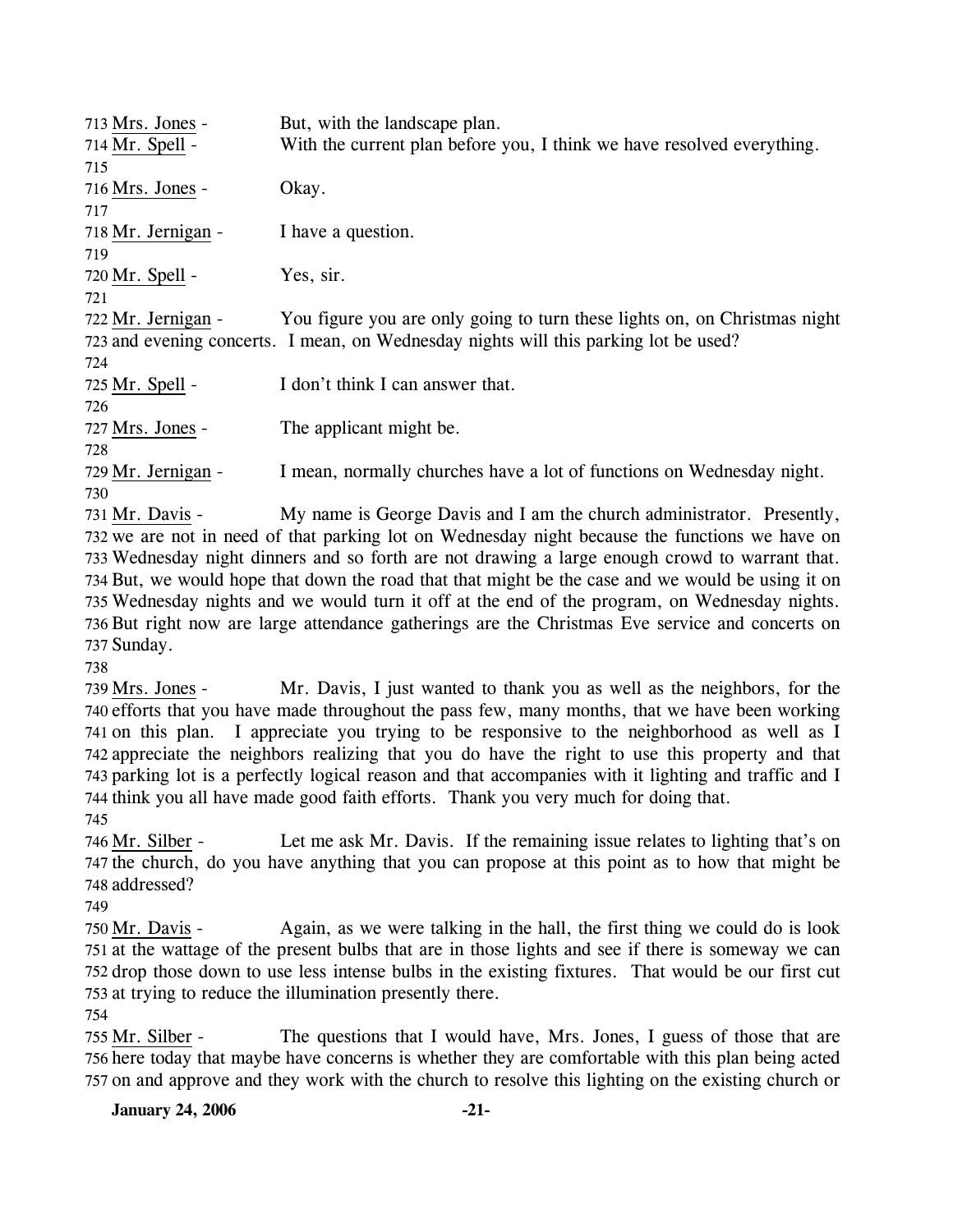713 Mrs. Jones - But, with the landscape plan.
714 Mr. Spell - With the current plan before you, I think we have resolved everything.
715
716 Mrs. Jones - Okay.
717
718 Mr. Jernigan - I have a question.
719
720 Mr. Spell - Yes, sir.
721
722 Mr. Jernigan - You figure you are only going to turn these lights on, on Christmas night
723 and evening concerts. I mean, on Wednesday nights will this parking lot be used?
724
725 Mr. Spell - I don't think I can answer that.
726
727 Mrs. Jones - The applicant might be.
728
729 Mr. Jernigan - I mean, normally churches have a lot of functions on Wednesday night.
730
731 Mr. Davis - My name is George Davis and I am the church administrator. Presently,
732 we are not in need of that parking lot on Wednesday night because the functions we have on
733 Wednesday night dinners and so forth are not drawing a large enough crowd to warrant that.
734 But, we would hope that down the road that that might be the case and we would be using it on
735 Wednesday nights and we would turn it off at the end of the program, on Wednesday nights.
736 But right now are large attendance gatherings are the Christmas Eve service and concerts on
737 Sunday.
738
739 Mrs. Jones - Mr. Davis, I just wanted to thank you as well as the neighbors, for the
740 efforts that you have made throughout the pass few, many months, that we have been working
741 on this plan. I appreciate you trying to be responsive to the neighborhood as well as I
742 appreciate the neighbors realizing that you do have the right to use this property and that
743 parking lot is a perfectly logical reason and that accompanies with it lighting and traffic and I
744 think you all have made good faith efforts. Thank you very much for doing that.
745
746 Mr. Silber - Let me ask Mr. Davis. If the remaining issue relates to lighting that's on
747 the church, do you have anything that you can propose at this point as to how that might be
748 addressed?
749
750 Mr. Davis - Again, as we were talking in the hall, the first thing we could do is look
751 at the wattage of the present bulbs that are in those lights and see if there is someway we can
752 drop those down to use less intense bulbs in the existing fixtures. That would be our first cut
753 at trying to reduce the illumination presently there.
754
755 Mr. Silber - The questions that I would have, Mrs. Jones, I guess of those that are
756 here today that maybe have concerns is whether they are comfortable with this plan being acted
757 on and approve and they work with the church to resolve this lighting on the existing church or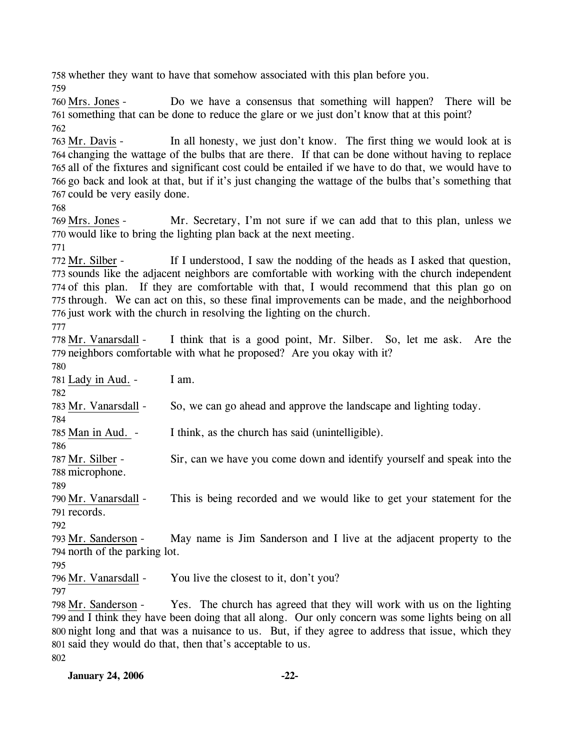758 whether they want to have that somehow associated with this plan before you.

759

760 Mrs. Jones - Do we have a consensus that something will happen? There will be 761 something that can be done to reduce the glare or we just don't know that at this point?

762

763 Mr. Davis - In all honesty, we just don't know. The first thing we would look at is 764 changing the wattage of the bulbs that are there. If that can be done without having to replace 765 all of the fixtures and significant cost could be entailed if we have to do that, we would have to 766 go back and look at that, but if it's just changing the wattage of the bulbs that's something that 767 could be very easily done.

768

769 Mrs. Jones - Mr. Secretary, I'm not sure if we can add that to this plan, unless we 770 would like to bring the lighting plan back at the next meeting.

771

772 Mr. Silber - If I understood, I saw the nodding of the heads as I asked that question, 773 sounds like the adjacent neighbors are comfortable with working with the church independent 774 of this plan. If they are comfortable with that, I would recommend that this plan go on 775 through. We can act on this, so these final improvements can be made, and the neighborhood 776 just work with the church in resolving the lighting on the church.

777

778 Mr. Vanarsdall - I think that is a good point, Mr. Silber. So, let me ask. Are the 779 neighbors comfortable with what he proposed? Are you okay with it?

780

781 Lady in Aud. - I am.

782

783 Mr. Vanarsdall - So, we can go ahead and approve the landscape and lighting today.

784

785 Man in Aud. - I think, as the church has said (unintelligible).

786

787 Mr. Silber - Sir, can we have you come down and identify yourself and speak into the 788 microphone.

789

790 Mr. Vanarsdall - This is being recorded and we would like to get your statement for the 791 records.

792

793 Mr. Sanderson - May name is Jim Sanderson and I live at the adjacent property to the 794 north of the parking lot.

795

796 Mr. Vanarsdall - You live the closest to it, don't you?

797

798 Mr. Sanderson - Yes. The church has agreed that they will work with us on the lighting 799 and I think they have been doing that all along. Our only concern was some lights being on all 800 night long and that was a nuisance to us. But, if they agree to address that issue, which they 801 said they would do that, then that's acceptable to us.

802

**January 24, 2006**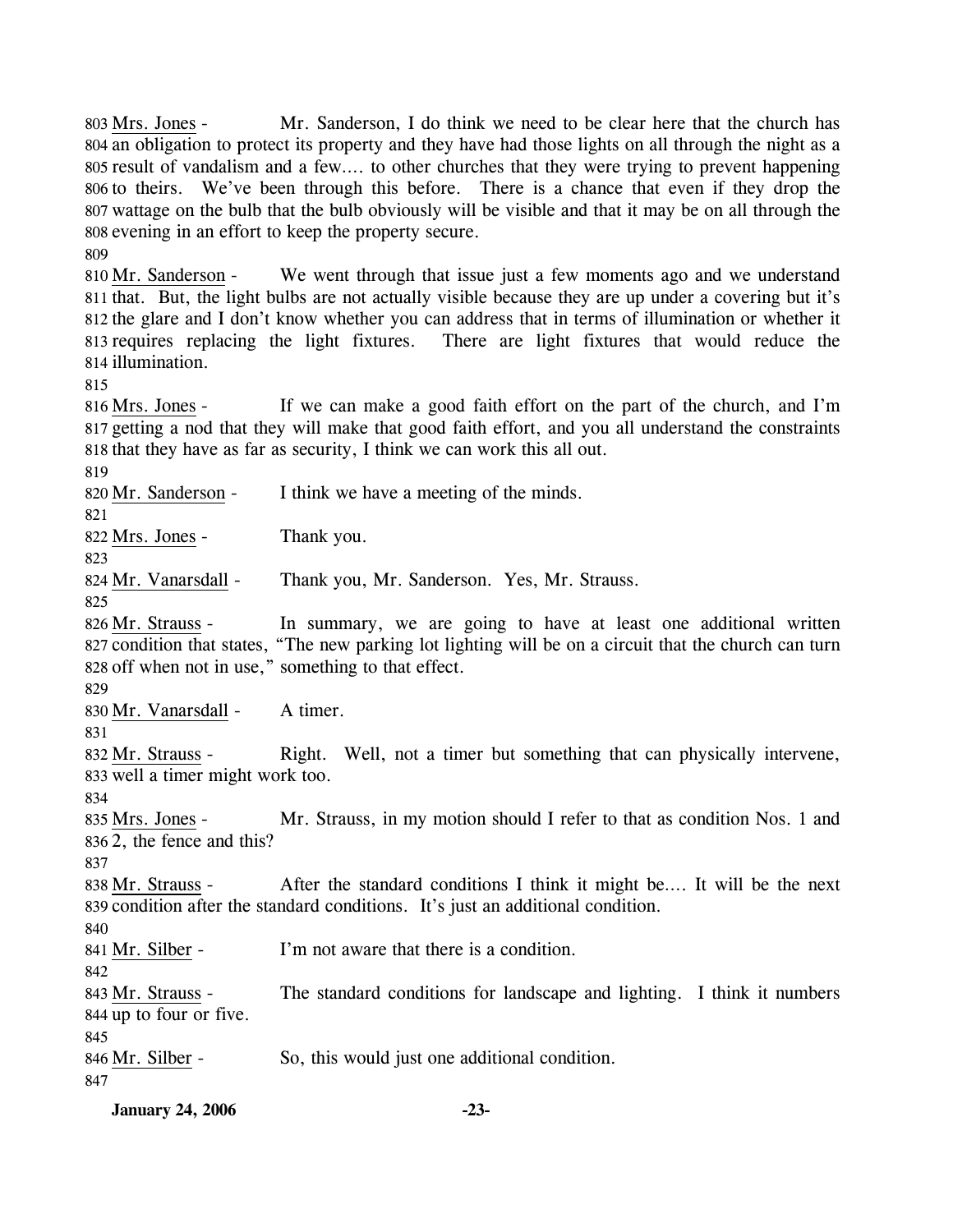803 Mrs. Jones - Mr. Sanderson, I do think we need to be clear here that the church has 804 an obligation to protect its property and they have had those lights on all through the night as a 805 result of vandalism and a few…. to other churches that they were trying to prevent happening 806 to theirs. We've been through this before. There is a chance that even if they drop the 807 wattage on the bulb that the bulb obviously will be visible and that it may be on all through the 808 evening in an effort to keep the property secure.

809

810 Mr. Sanderson - We went through that issue just a few moments ago and we understand 811 that. But, the light bulbs are not actually visible because they are up under a covering but it's 812 the glare and I don't know whether you can address that in terms of illumination or whether it 813 requires replacing the light fixtures. There are light fixtures that would reduce the 814 illumination.

815

816 Mrs. Jones - If we can make a good faith effort on the part of the church, and I'm 817 getting a nod that they will make that good faith effort, and you all understand the constraints 818 that they have as far as security, I think we can work this all out.

819

820 Mr. Sanderson - I think we have a meeting of the minds.

821

822 Mrs. Jones - Thank you.

823

824 Mr. Vanarsdall - Thank you, Mr. Sanderson. Yes, Mr. Strauss.

825

826 Mr. Strauss - In summary, we are going to have at least one additional written 827 condition that states, "The new parking lot lighting will be on a circuit that the church can turn 828 off when not in use," something to that effect.

829

830 Mr. Vanarsdall - A timer.

831

832 Mr. Strauss - Right. Well, not a timer but something that can physically intervene, 833 well a timer might work too.

834

835 Mrs. Jones - Mr. Strauss, in my motion should I refer to that as condition Nos. 1 and 836 2, the fence and this?

837

838 Mr. Strauss - After the standard conditions I think it might be…. It will be the next 839 condition after the standard conditions. It's just an additional condition.

840

841 Mr. Silber - I'm not aware that there is a condition.

842

843 Mr. Strauss - The standard conditions for landscape and lighting. I think it numbers 844 up to four or five.

845

846 Mr. Silber - So, this would just one additional condition.

847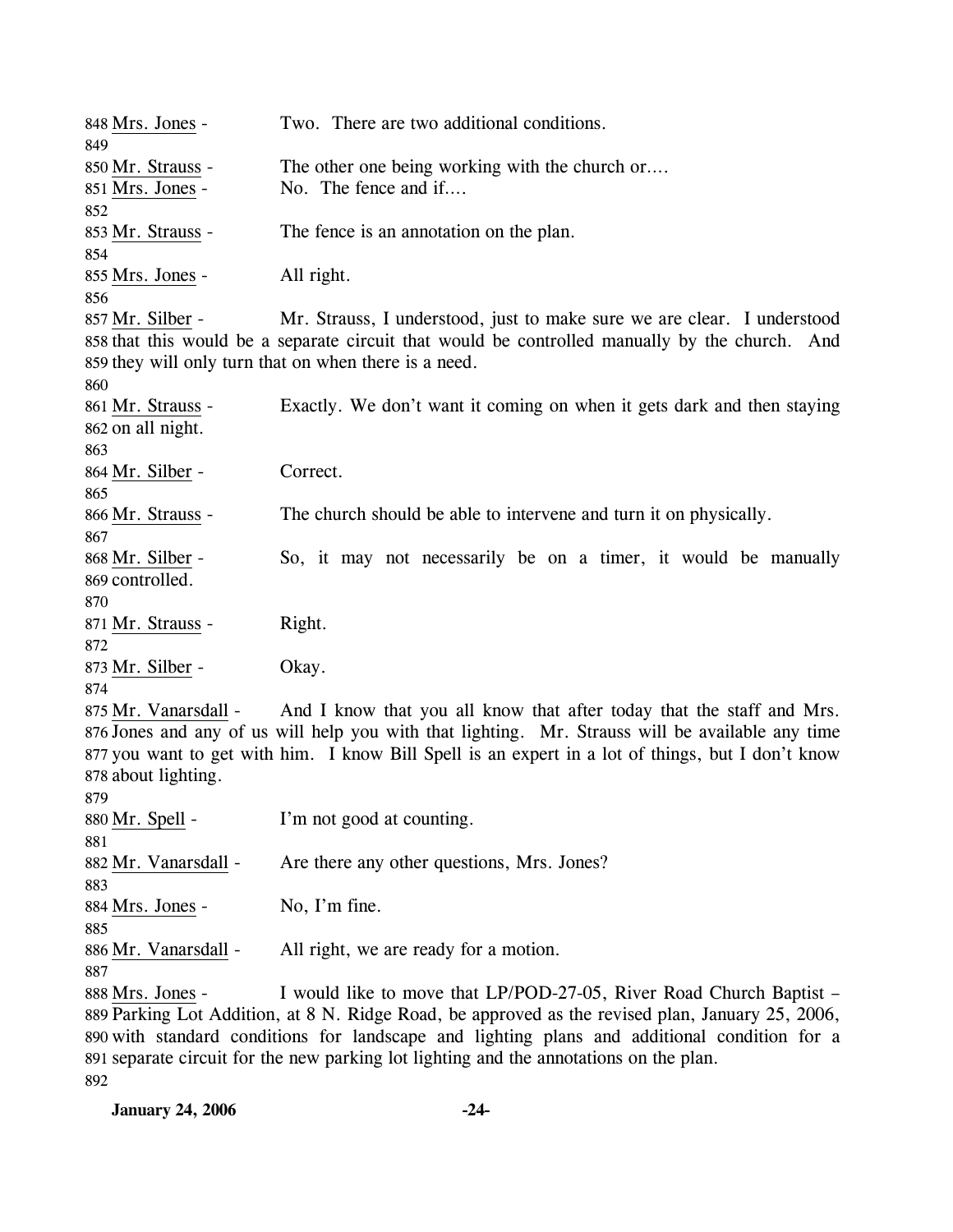Mrs. Jones - Two. There are two additional conditions.

Mr. Strauss - The other one being working with the church or….

Mrs. Jones - No. The fence and if….

Mr. Strauss - The fence is an annotation on the plan.

Mrs. Jones - All right.

Mr. Silber - Mr. Strauss, I understood, just to make sure we are clear. I understood that this would be a separate circuit that would be controlled manually by the church. And they will only turn that on when there is a need.

Mr. Strauss - Exactly. We don't want it coming on when it gets dark and then staying on all night.

Mr. Silber - Correct.

Mr. Strauss - The church should be able to intervene and turn it on physically.

Mr. Silber - So, it may not necessarily be on a timer, it would be manually controlled.

Mr. Strauss - Right.

Mr. Silber - Okay.

Mr. Vanarsdall - And I know that you all know that after today that the staff and Mrs. Jones and any of us will help you with that lighting. Mr. Strauss will be available any time you want to get with him. I know Bill Spell is an expert in a lot of things, but I don't know about lighting.

Mr. Spell - I'm not good at counting.

Mr. Vanarsdall - Are there any other questions, Mrs. Jones?

Mrs. Jones - No, I'm fine.

Mr. Vanarsdall - All right, we are ready for a motion.

Mrs. Jones - I would like to move that LP/POD-27-05, River Road Church Baptist – Parking Lot Addition, at 8 N. Ridge Road, be approved as the revised plan, January 25, 2006, with standard conditions for landscape and lighting plans and additional condition for a separate circuit for the new parking lot lighting and the annotations on the plan.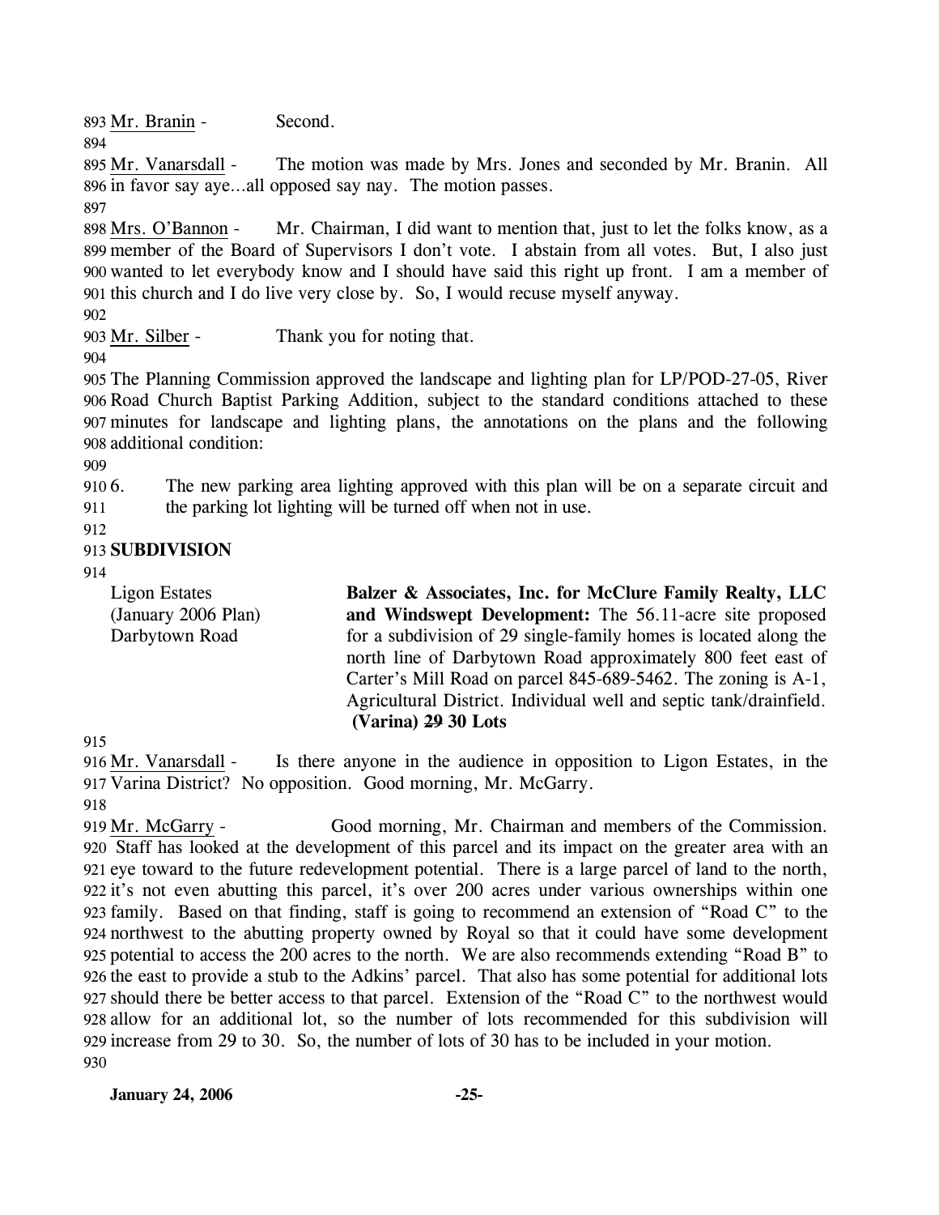893 Mr. Branin - Second.

894

895 Mr. Vanarsdall - The motion was made by Mrs. Jones and seconded by Mr. Branin. All
896 in favor say aye…all opposed say nay. The motion passes.

897

898 Mrs. O'Bannon - Mr. Chairman, I did want to mention that, just to let the folks know, as a
899 member of the Board of Supervisors I don't vote. I abstain from all votes. But, I also just
900 wanted to let everybody know and I should have said this right up front. I am a member of
901 this church and I do live very close by. So, I would recuse myself anyway.

902

903 Mr. Silber - Thank you for noting that.

904

905 The Planning Commission approved the landscape and lighting plan for LP/POD-27-05, River
906 Road Church Baptist Parking Addition, subject to the standard conditions attached to these
907 minutes for landscape and lighting plans, the annotations on the plans and the following
908 additional condition:

909

910 6. The new parking area lighting approved with this plan will be on a separate circuit and
911 the parking lot lighting will be turned off when not in use.

912

913 **SUBDIVISION**

914

Ligon Estates
(January 2006 Plan)
Darbytown Road

**Balzer & Associates, Inc. for McClure Family Realty, LLC and Windswept Development:** The 56.11-acre site proposed for a subdivision of 29 single-family homes is located along the north line of Darbytown Road approximately 800 feet east of Carter's Mill Road on parcel 845-689-5462. The zoning is A-1, Agricultural District. Individual well and septic tank/drainfield. **(Varina) ~~29~~ 30 Lots**

915

916 Mr. Vanarsdall - Is there anyone in the audience in opposition to Ligon Estates, in the
917 Varina District? No opposition. Good morning, Mr. McGarry.

918

919 Mr. McGarry - Good morning, Mr. Chairman and members of the Commission.
920 Staff has looked at the development of this parcel and its impact on the greater area with an
921 eye toward to the future redevelopment potential. There is a large parcel of land to the north,
922 it's not even abutting this parcel, it's over 200 acres under various ownerships within one
923 family. Based on that finding, staff is going to recommend an extension of "Road C" to the
924 northwest to the abutting property owned by Royal so that it could have some development
925 potential to access the 200 acres to the north. We are also recommends extending "Road B" to
926 the east to provide a stub to the Adkins' parcel. That also has some potential for additional lots
927 should there be better access to that parcel. Extension of the "Road C" to the northwest would
928 allow for an additional lot, so the number of lots recommended for this subdivision will
929 increase from 29 to 30. So, the number of lots of 30 has to be included in your motion.

930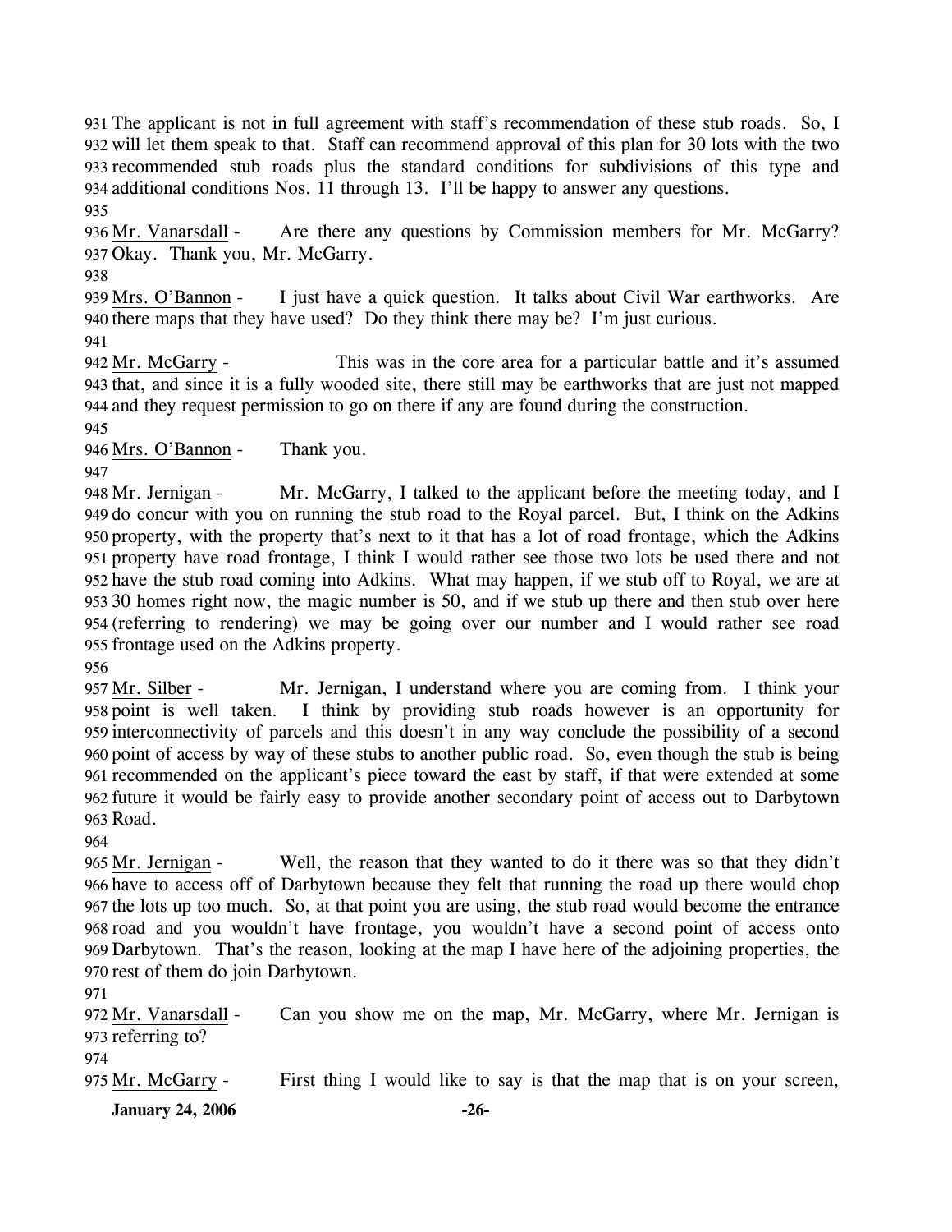The applicant is not in full agreement with staff's recommendation of these stub roads. So, I will let them speak to that. Staff can recommend approval of this plan for 30 lots with the two recommended stub roads plus the standard conditions for subdivisions of this type and additional conditions Nos. 11 through 13. I'll be happy to answer any questions.

Mr. Vanarsdall - Are there any questions by Commission members for Mr. McGarry? Okay. Thank you, Mr. McGarry.

Mrs. O'Bannon - I just have a quick question. It talks about Civil War earthworks. Are there maps that they have used? Do they think there may be? I'm just curious.

Mr. McGarry - This was in the core area for a particular battle and it's assumed that, and since it is a fully wooded site, there still may be earthworks that are just not mapped and they request permission to go on there if any are found during the construction.

Mrs. O'Bannon - Thank you.

Mr. Jernigan - Mr. McGarry, I talked to the applicant before the meeting today, and I do concur with you on running the stub road to the Royal parcel. But, I think on the Adkins property, with the property that's next to it that has a lot of road frontage, which the Adkins property have road frontage, I think I would rather see those two lots be used there and not have the stub road coming into Adkins. What may happen, if we stub off to Royal, we are at 30 homes right now, the magic number is 50, and if we stub up there and then stub over here (referring to rendering) we may be going over our number and I would rather see road frontage used on the Adkins property.

Mr. Silber - Mr. Jernigan, I understand where you are coming from. I think your point is well taken. I think by providing stub roads however is an opportunity for interconnectivity of parcels and this doesn't in any way conclude the possibility of a second point of access by way of these stubs to another public road. So, even though the stub is being recommended on the applicant's piece toward the east by staff, if that were extended at some future it would be fairly easy to provide another secondary point of access out to Darbytown Road.

Mr. Jernigan - Well, the reason that they wanted to do it there was so that they didn't have to access off of Darbytown because they felt that running the road up there would chop the lots up too much. So, at that point you are using, the stub road would become the entrance road and you wouldn't have frontage, you wouldn't have a second point of access onto Darbytown. That's the reason, looking at the map I have here of the adjoining properties, the rest of them do join Darbytown.

Mr. Vanarsdall - Can you show me on the map, Mr. McGarry, where Mr. Jernigan is referring to?

Mr. McGarry - First thing I would like to say is that the map that is on your screen,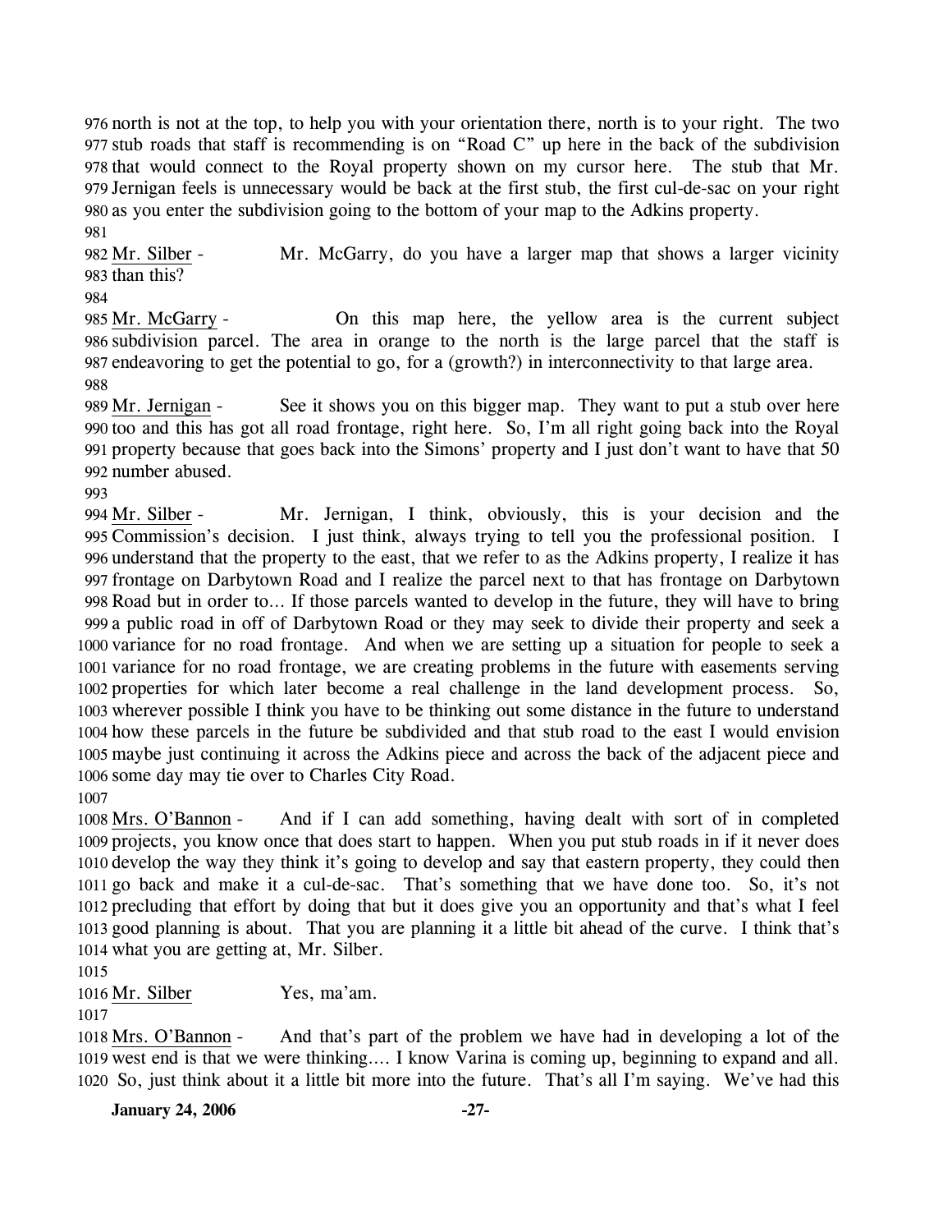976 north is not at the top, to help you with your orientation there, north is to your right. The two 977 stub roads that staff is recommending is on "Road C" up here in the back of the subdivision 978 that would connect to the Royal property shown on my cursor here. The stub that Mr. 979 Jernigan feels is unnecessary would be back at the first stub, the first cul-de-sac on your right 980 as you enter the subdivision going to the bottom of your map to the Adkins property.

981

982 Mr. Silber - Mr. McGarry, do you have a larger map that shows a larger vicinity 983 than this?

984

985 Mr. McGarry - On this map here, the yellow area is the current subject 986 subdivision parcel. The area in orange to the north is the large parcel that the staff is 987 endeavoring to get the potential to go, for a (growth?) in interconnectivity to that large area.

988

989 Mr. Jernigan - See it shows you on this bigger map. They want to put a stub over here 990 too and this has got all road frontage, right here. So, I'm all right going back into the Royal 991 property because that goes back into the Simons' property and I just don't want to have that 50 992 number abused.

993

994 Mr. Silber - Mr. Jernigan, I think, obviously, this is your decision and the 995 Commission's decision. I just think, always trying to tell you the professional position. I 996 understand that the property to the east, that we refer to as the Adkins property, I realize it has 997 frontage on Darbytown Road and I realize the parcel next to that has frontage on Darbytown 998 Road but in order to… If those parcels wanted to develop in the future, they will have to bring 999 a public road in off of Darbytown Road or they may seek to divide their property and seek a 1000 variance for no road frontage. And when we are setting up a situation for people to seek a 1001 variance for no road frontage, we are creating problems in the future with easements serving 1002 properties for which later become a real challenge in the land development process. So, 1003 wherever possible I think you have to be thinking out some distance in the future to understand 1004 how these parcels in the future be subdivided and that stub road to the east I would envision 1005 maybe just continuing it across the Adkins piece and across the back of the adjacent piece and 1006 some day may tie over to Charles City Road.

1007

1008 Mrs. O'Bannon - And if I can add something, having dealt with sort of in completed 1009 projects, you know once that does start to happen. When you put stub roads in if it never does 1010 develop the way they think it's going to develop and say that eastern property, they could then 1011 go back and make it a cul-de-sac. That's something that we have done too. So, it's not 1012 precluding that effort by doing that but it does give you an opportunity and that's what I feel 1013 good planning is about. That you are planning it a little bit ahead of the curve. I think that's 1014 what you are getting at, Mr. Silber.

1015

1016 Mr. Silber Yes, ma'am.

1017

1018 Mrs. O'Bannon - And that's part of the problem we have had in developing a lot of the 1019 west end is that we were thinking…. I know Varina is coming up, beginning to expand and all. 1020 So, just think about it a little bit more into the future. That's all I'm saying. We've had this

**January 24, 2006**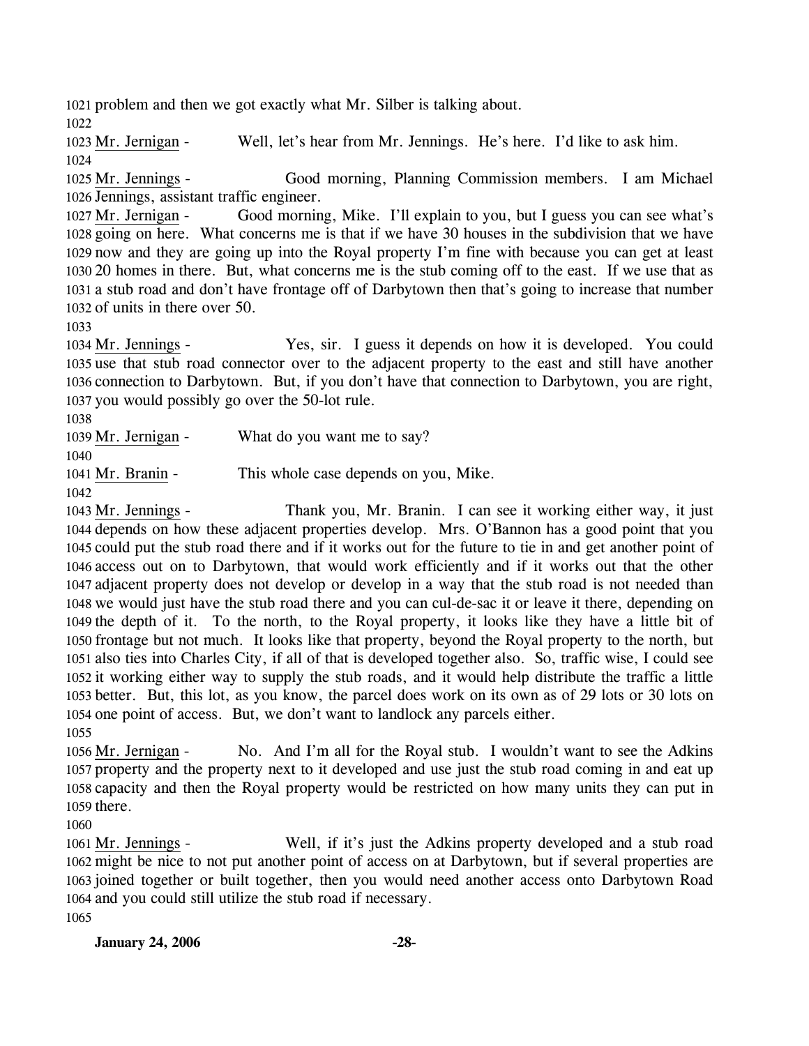problem and then we got exactly what Mr. Silber is talking about.

Mr. Jernigan - Well, let's hear from Mr. Jennings. He's here. I'd like to ask him.

Mr. Jennings - Good morning, Planning Commission members. I am Michael Jennings, assistant traffic engineer.

Mr. Jernigan - Good morning, Mike. I'll explain to you, but I guess you can see what's going on here. What concerns me is that if we have 30 houses in the subdivision that we have now and they are going up into the Royal property I'm fine with because you can get at least 20 homes in there. But, what concerns me is the stub coming off to the east. If we use that as a stub road and don't have frontage off of Darbytown then that's going to increase that number of units in there over 50.

Mr. Jennings - Yes, sir. I guess it depends on how it is developed. You could use that stub road connector over to the adjacent property to the east and still have another connection to Darbytown. But, if you don't have that connection to Darbytown, you are right, you would possibly go over the 50-lot rule.

Mr. Jernigan - What do you want me to say?

Mr. Branin - This whole case depends on you, Mike.

Mr. Jennings - Thank you, Mr. Branin. I can see it working either way, it just depends on how these adjacent properties develop. Mrs. O'Bannon has a good point that you could put the stub road there and if it works out for the future to tie in and get another point of access out on to Darbytown, that would work efficiently and if it works out that the other adjacent property does not develop or develop in a way that the stub road is not needed than we would just have the stub road there and you can cul-de-sac it or leave it there, depending on the depth of it. To the north, to the Royal property, it looks like they have a little bit of frontage but not much. It looks like that property, beyond the Royal property to the north, but also ties into Charles City, if all of that is developed together also. So, traffic wise, I could see it working either way to supply the stub roads, and it would help distribute the traffic a little better. But, this lot, as you know, the parcel does work on its own as of 29 lots or 30 lots on one point of access. But, we don't want to landlock any parcels either.

Mr. Jernigan - No. And I'm all for the Royal stub. I wouldn't want to see the Adkins property and the property next to it developed and use just the stub road coming in and eat up capacity and then the Royal property would be restricted on how many units they can put in there.

Mr. Jennings - Well, if it's just the Adkins property developed and a stub road might be nice to not put another point of access on at Darbytown, but if several properties are joined together or built together, then you would need another access onto Darbytown Road and you could still utilize the stub road if necessary.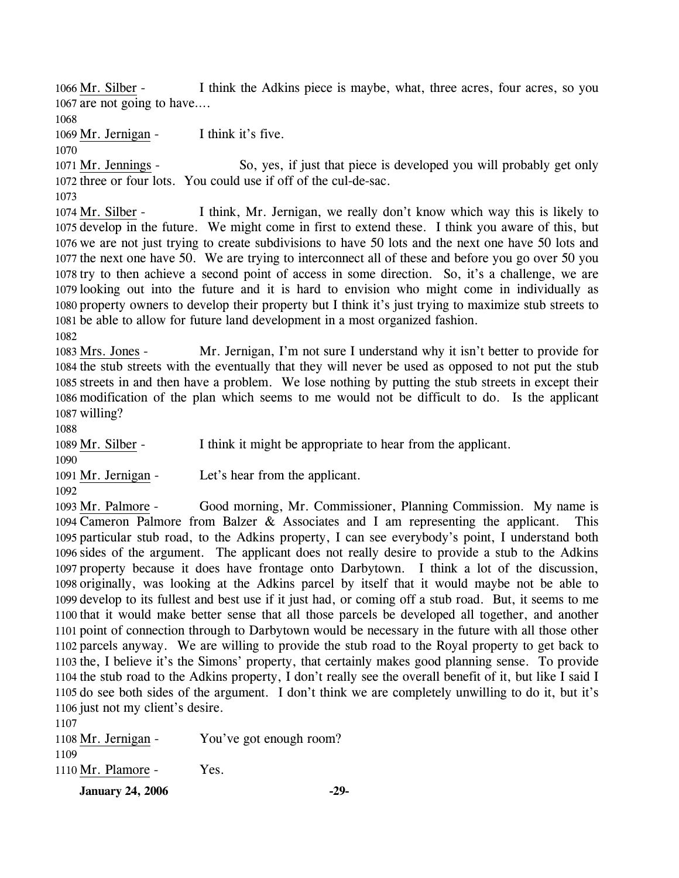1066 Mr. Silber - I think the Adkins piece is maybe, what, three acres, four acres, so you 1067 are not going to have....

1068

1069 Mr. Jernigan - I think it's five.

1070

1071 Mr. Jennings - So, yes, if just that piece is developed you will probably get only 1072 three or four lots. You could use if off of the cul-de-sac.

1073

1074 Mr. Silber - I think, Mr. Jernigan, we really don't know which way this is likely to 1075 develop in the future. We might come in first to extend these. I think you aware of this, but 1076 we are not just trying to create subdivisions to have 50 lots and the next one have 50 lots and 1077 the next one have 50. We are trying to interconnect all of these and before you go over 50 you 1078 try to then achieve a second point of access in some direction. So, it's a challenge, we are 1079 looking out into the future and it is hard to envision who might come in individually as 1080 property owners to develop their property but I think it's just trying to maximize stub streets to 1081 be able to allow for future land development in a most organized fashion.

1082

1083 Mrs. Jones - Mr. Jernigan, I'm not sure I understand why it isn't better to provide for 1084 the stub streets with the eventually that they will never be used as opposed to not put the stub 1085 streets in and then have a problem. We lose nothing by putting the stub streets in except their 1086 modification of the plan which seems to me would not be difficult to do. Is the applicant 1087 willing?

1088

1089 Mr. Silber - I think it might be appropriate to hear from the applicant.

1090

1091 Mr. Jernigan - Let's hear from the applicant.

1092

1093 Mr. Palmore - Good morning, Mr. Commissioner, Planning Commission. My name is 1094 Cameron Palmore from Balzer & Associates and I am representing the applicant. This 1095 particular stub road, to the Adkins property, I can see everybody's point, I understand both 1096 sides of the argument. The applicant does not really desire to provide a stub to the Adkins 1097 property because it does have frontage onto Darbytown. I think a lot of the discussion, 1098 originally, was looking at the Adkins parcel by itself that it would maybe not be able to 1099 develop to its fullest and best use if it just had, or coming off a stub road. But, it seems to me 1100 that it would make better sense that all those parcels be developed all together, and another 1101 point of connection through to Darbytown would be necessary in the future with all those other 1102 parcels anyway. We are willing to provide the stub road to the Royal property to get back to 1103 the, I believe it's the Simons' property, that certainly makes good planning sense. To provide 1104 the stub road to the Adkins property, I don't really see the overall benefit of it, but like I said I 1105 do see both sides of the argument. I don't think we are completely unwilling to do it, but it's 1106 just not my client's desire.

1107

1108 Mr. Jernigan - You've got enough room?

1109

1110 Mr. Plamore - Yes.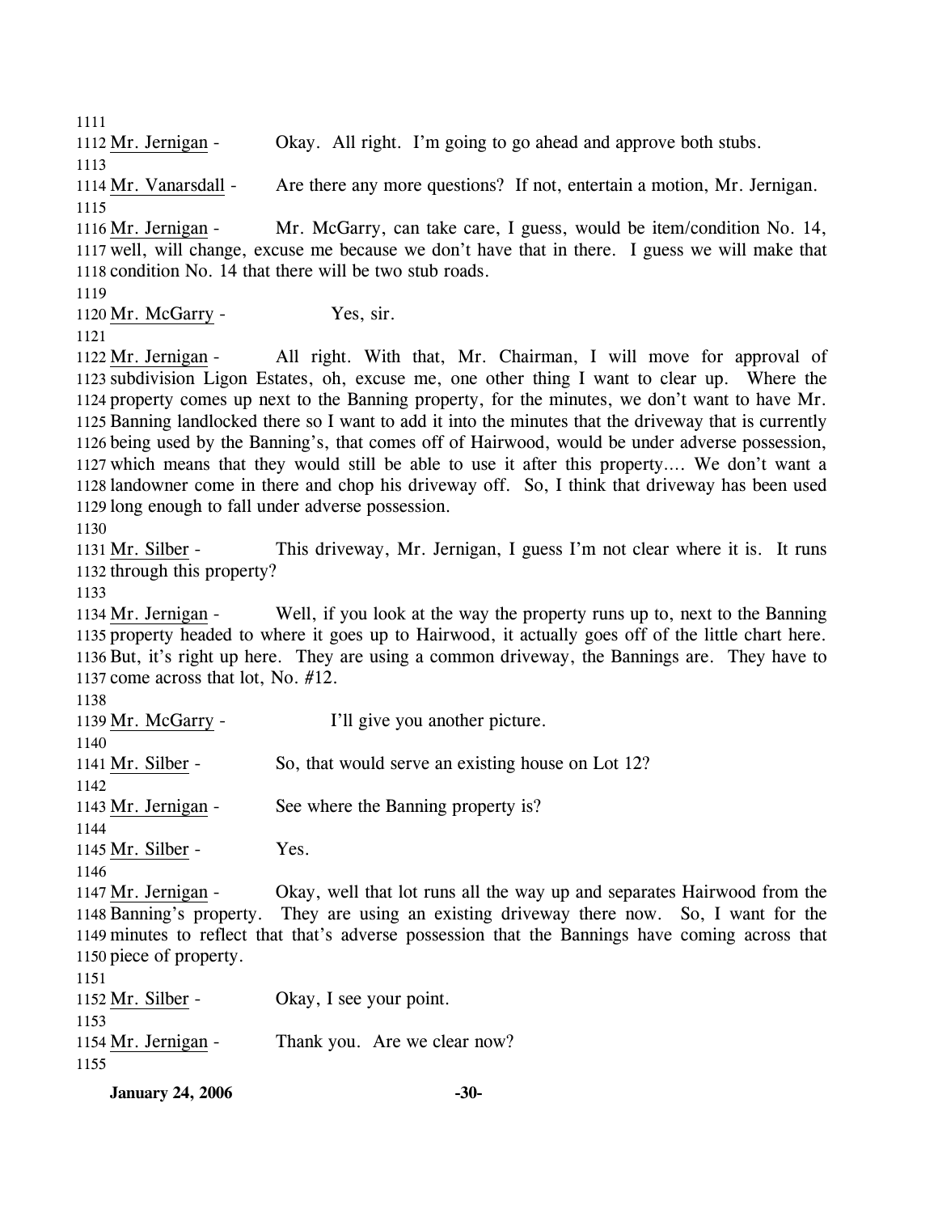1111
1112 Mr. Jernigan - Okay. All right. I'm going to go ahead and approve both stubs.
1113
1114 Mr. Vanarsdall - Are there any more questions? If not, entertain a motion, Mr. Jernigan.
1115
1116 Mr. Jernigan - Mr. McGarry, can take care, I guess, would be item/condition No. 14,
1117 well, will change, excuse me because we don't have that in there. I guess we will make that
1118 condition No. 14 that there will be two stub roads.
1119
1120 Mr. McGarry - Yes, sir.
1121
1122 Mr. Jernigan - All right. With that, Mr. Chairman, I will move for approval of
1123 subdivision Ligon Estates, oh, excuse me, one other thing I want to clear up. Where the
1124 property comes up next to the Banning property, for the minutes, we don't want to have Mr.
1125 Banning landlocked there so I want to add it into the minutes that the driveway that is currently
1126 being used by the Banning's, that comes off of Hairwood, would be under adverse possession,
1127 which means that they would still be able to use it after this property.... We don't want a
1128 landowner come in there and chop his driveway off. So, I think that driveway has been used
1129 long enough to fall under adverse possession.
1130
1131 Mr. Silber - This driveway, Mr. Jernigan, I guess I'm not clear where it is. It runs
1132 through this property?
1133
1134 Mr. Jernigan - Well, if you look at the way the property runs up to, next to the Banning
1135 property headed to where it goes up to Hairwood, it actually goes off of the little chart here.
1136 But, it's right up here. They are using a common driveway, the Bannings are. They have to
1137 come across that lot, No. #12.
1138
1139 Mr. McGarry - I'll give you another picture.
1140
1141 Mr. Silber - So, that would serve an existing house on Lot 12?
1142
1143 Mr. Jernigan - See where the Banning property is?
1144
1145 Mr. Silber - Yes.
1146
1147 Mr. Jernigan - Okay, well that lot runs all the way up and separates Hairwood from the
1148 Banning's property. They are using an existing driveway there now. So, I want for the
1149 minutes to reflect that that's adverse possession that the Bannings have coming across that
1150 piece of property.
1151
1152 Mr. Silber - Okay, I see your point.
1153
1154 Mr. Jernigan - Thank you. Are we clear now?
1155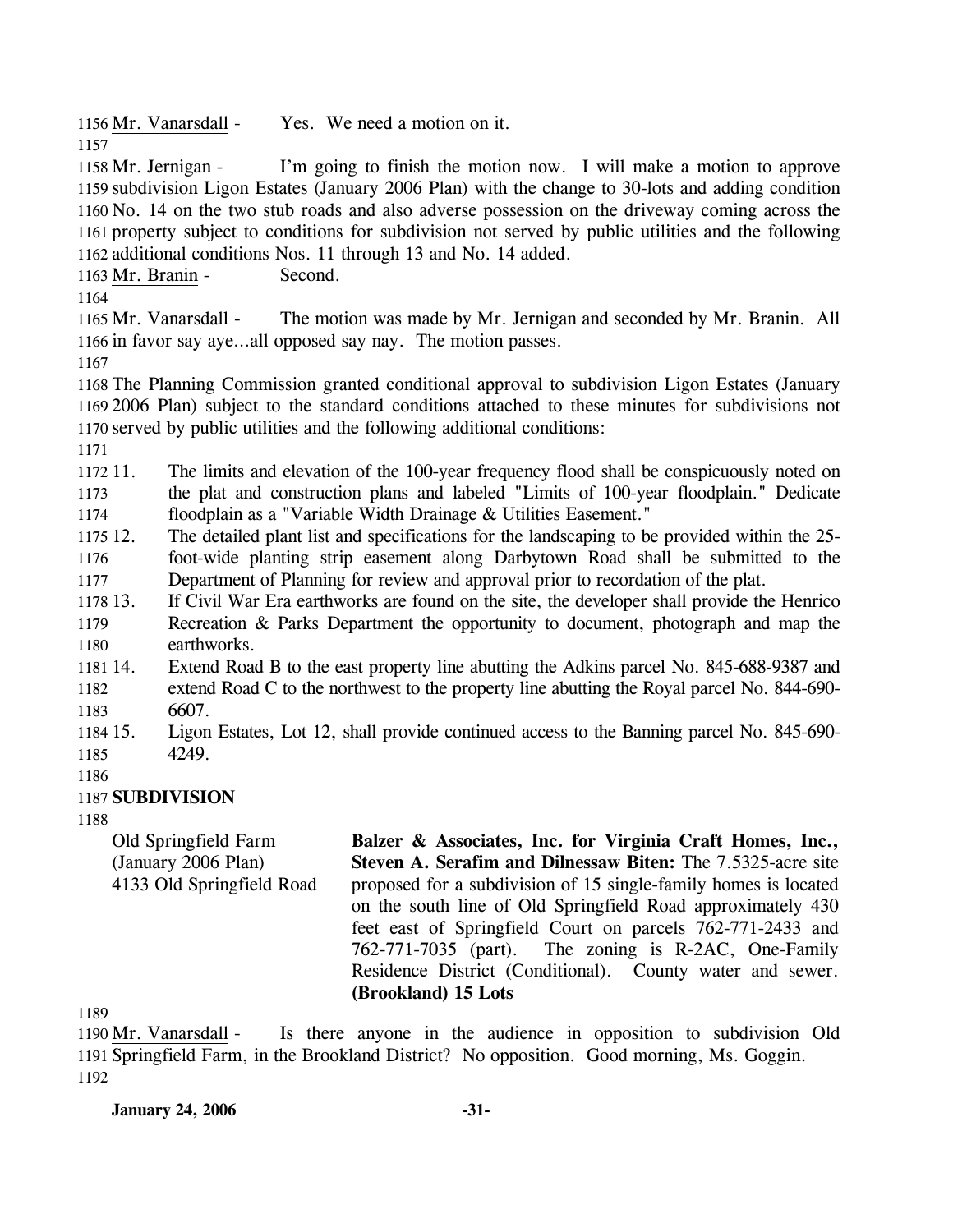Mr. Vanarsdall - Yes. We need a motion on it.

Mr. Jernigan - I'm going to finish the motion now. I will make a motion to approve subdivision Ligon Estates (January 2006 Plan) with the change to 30-lots and adding condition No. 14 on the two stub roads and also adverse possession on the driveway coming across the property subject to conditions for subdivision not served by public utilities and the following additional conditions Nos. 11 through 13 and No. 14 added.

Mr. Branin - Second.

Mr. Vanarsdall - The motion was made by Mr. Jernigan and seconded by Mr. Branin. All in favor say aye…all opposed say nay. The motion passes.

The Planning Commission granted conditional approval to subdivision Ligon Estates (January 2006 Plan) subject to the standard conditions attached to these minutes for subdivisions not served by public utilities and the following additional conditions:

11. The limits and elevation of the 100-year frequency flood shall be conspicuously noted on the plat and construction plans and labeled "Limits of 100-year floodplain." Dedicate floodplain as a "Variable Width Drainage & Utilities Easement."
12. The detailed plant list and specifications for the landscaping to be provided within the 25-foot-wide planting strip easement along Darbytown Road shall be submitted to the Department of Planning for review and approval prior to recordation of the plat.
13. If Civil War Era earthworks are found on the site, the developer shall provide the Henrico Recreation & Parks Department the opportunity to document, photograph and map the earthworks.
14. Extend Road B to the east property line abutting the Adkins parcel No. 845-688-9387 and extend Road C to the northwest to the property line abutting the Royal parcel No. 844-690-6607.
15. Ligon Estates, Lot 12, shall provide continued access to the Banning parcel No. 845-690-4249.

**SUBDIVISION**

Old Springfield Farm
(January 2006 Plan)
4133 Old Springfield Road

**Balzer & Associates, Inc. for Virginia Craft Homes, Inc., Steven A. Serafim and Dilnessaw Biten:** The 7.5325-acre site proposed for a subdivision of 15 single-family homes is located on the south line of Old Springfield Road approximately 430 feet east of Springfield Court on parcels 762-771-2433 and 762-771-7035 (part). The zoning is R-2AC, One-Family Residence District (Conditional). County water and sewer. **(Brookland) 15 Lots**

Mr. Vanarsdall - Is there anyone in the audience in opposition to subdivision Old Springfield Farm, in the Brookland District? No opposition. Good morning, Ms. Goggin.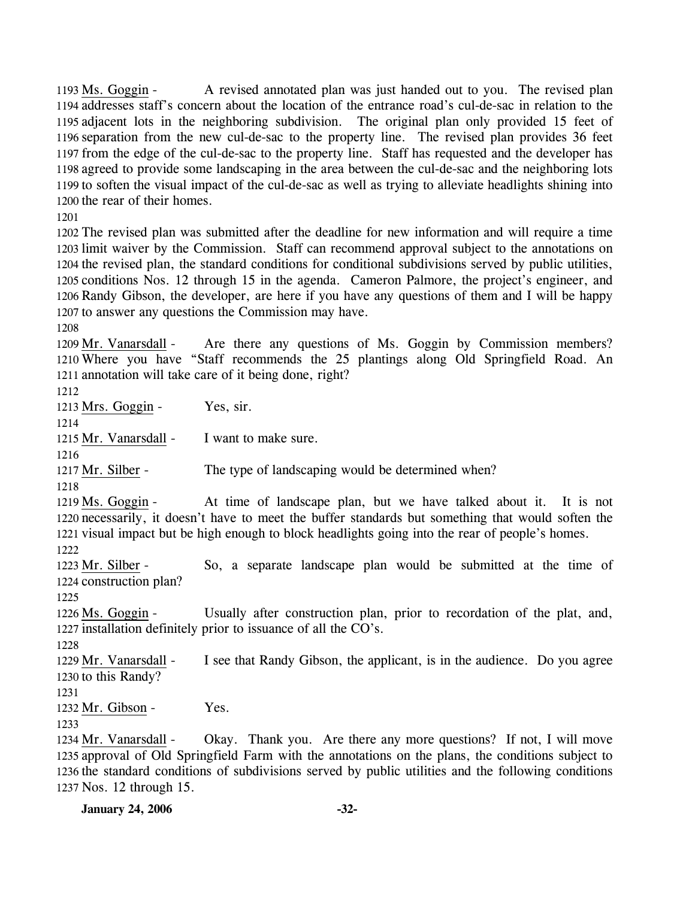1193 Ms. Goggin - A revised annotated plan was just handed out to you. The revised plan 1194 addresses staff's concern about the location of the entrance road's cul-de-sac in relation to the 1195 adjacent lots in the neighboring subdivision. The original plan only provided 15 feet of 1196 separation from the new cul-de-sac to the property line. The revised plan provides 36 feet 1197 from the edge of the cul-de-sac to the property line. Staff has requested and the developer has 1198 agreed to provide some landscaping in the area between the cul-de-sac and the neighboring lots 1199 to soften the visual impact of the cul-de-sac as well as trying to alleviate headlights shining into 1200 the rear of their homes.

1201

1202 The revised plan was submitted after the deadline for new information and will require a time 1203 limit waiver by the Commission. Staff can recommend approval subject to the annotations on 1204 the revised plan, the standard conditions for conditional subdivisions served by public utilities, 1205 conditions Nos. 12 through 15 in the agenda. Cameron Palmore, the project's engineer, and 1206 Randy Gibson, the developer, are here if you have any questions of them and I will be happy 1207 to answer any questions the Commission may have.

1208

1209 Mr. Vanarsdall - Are there any questions of Ms. Goggin by Commission members? 1210 Where you have "Staff recommends the 25 plantings along Old Springfield Road. An 1211 annotation will take care of it being done, right?

1212

1213 Mrs. Goggin - Yes, sir.

1214

1215 Mr. Vanarsdall - I want to make sure.

1216

1217 Mr. Silber - The type of landscaping would be determined when?

1218

1219 Ms. Goggin - At time of landscape plan, but we have talked about it. It is not 1220 necessarily, it doesn't have to meet the buffer standards but something that would soften the 1221 visual impact but be high enough to block headlights going into the rear of people's homes.

1222

1223 Mr. Silber - So, a separate landscape plan would be submitted at the time of 1224 construction plan?

1225

1226 Ms. Goggin - Usually after construction plan, prior to recordation of the plat, and, 1227 installation definitely prior to issuance of all the CO's.

1228

1229 Mr. Vanarsdall - I see that Randy Gibson, the applicant, is in the audience. Do you agree 1230 to this Randy?

1231

1232 Mr. Gibson - Yes.

1233

1234 Mr. Vanarsdall - Okay. Thank you. Are there any more questions? If not, I will move 1235 approval of Old Springfield Farm with the annotations on the plans, the conditions subject to 1236 the standard conditions of subdivisions served by public utilities and the following conditions 1237 Nos. 12 through 15.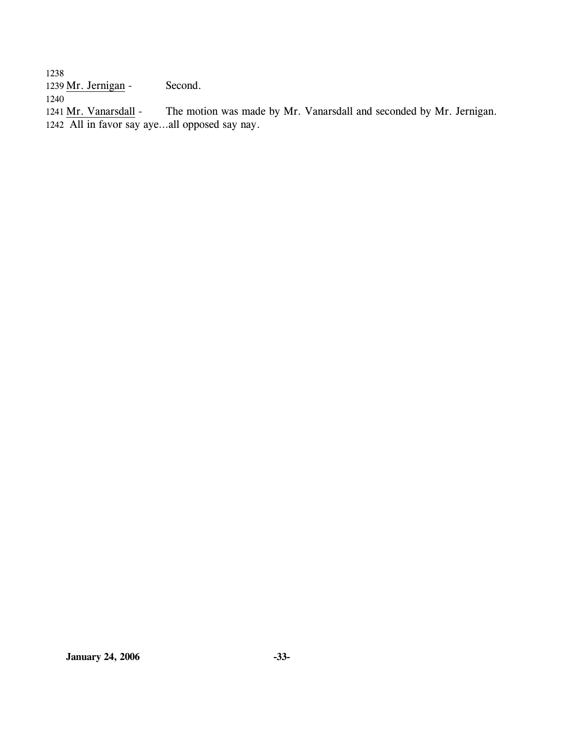1238
1239 Mr. Jernigan - Second.
1240
1241 Mr. Vanarsdall - The motion was made by Mr. Vanarsdall and seconded by Mr. Jernigan.
1242 All in favor say aye…all opposed say nay.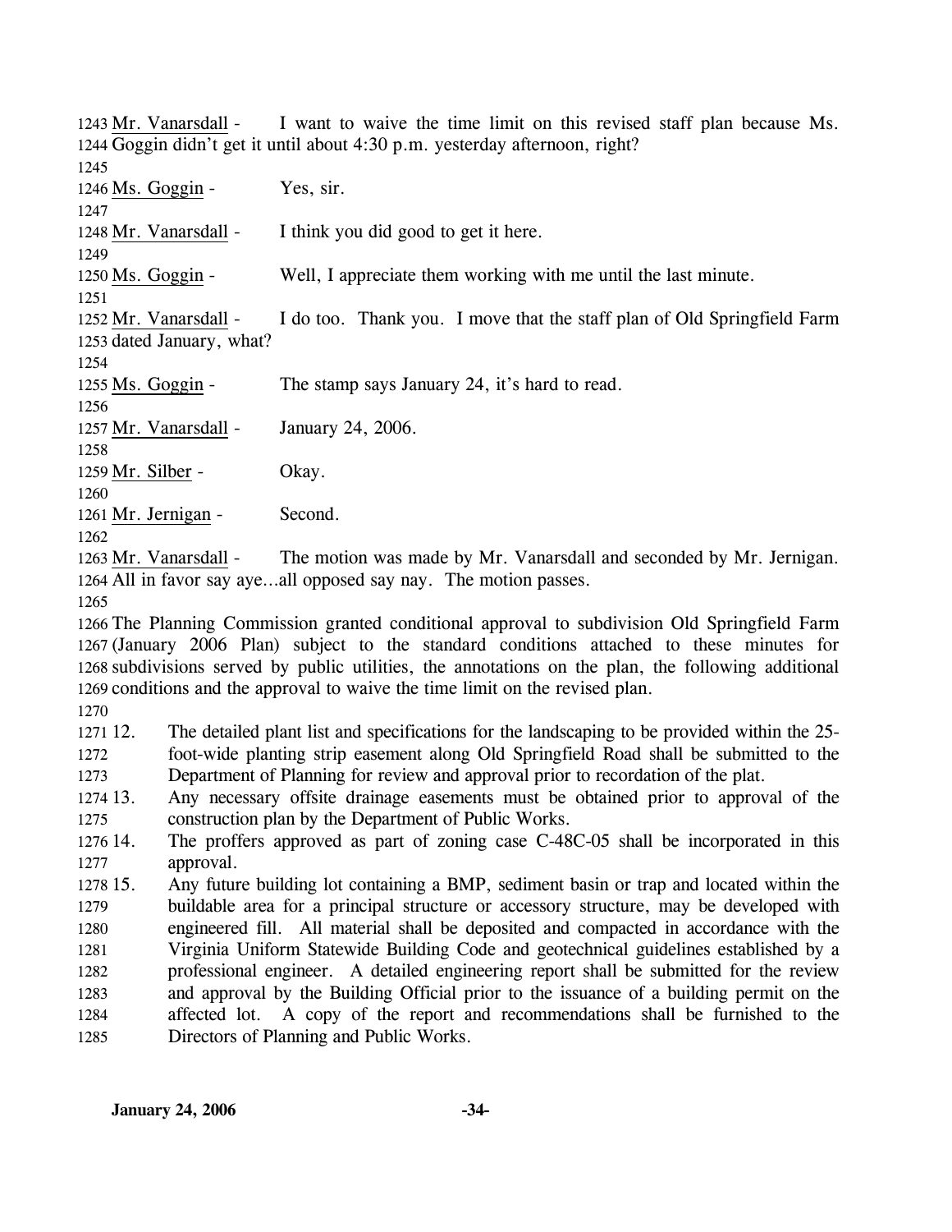Mr. Vanarsdall - I want to waive the time limit on this revised staff plan because Ms. Goggin didn't get it until about 4:30 p.m. yesterday afternoon, right?

Ms. Goggin - Yes, sir.

Mr. Vanarsdall - I think you did good to get it here.

Ms. Goggin - Well, I appreciate them working with me until the last minute.

Mr. Vanarsdall - I do too. Thank you. I move that the staff plan of Old Springfield Farm dated January, what?

Ms. Goggin - The stamp says January 24, it's hard to read.

Mr. Vanarsdall - January 24, 2006.

Mr. Silber - Okay.

Mr. Jernigan - Second.

Mr. Vanarsdall - The motion was made by Mr. Vanarsdall and seconded by Mr. Jernigan. All in favor say aye…all opposed say nay. The motion passes.

The Planning Commission granted conditional approval to subdivision Old Springfield Farm (January 2006 Plan) subject to the standard conditions attached to these minutes for subdivisions served by public utilities, the annotations on the plan, the following additional conditions and the approval to waive the time limit on the revised plan.

12. The detailed plant list and specifications for the landscaping to be provided within the 25-foot-wide planting strip easement along Old Springfield Road shall be submitted to the Department of Planning for review and approval prior to recordation of the plat.
13. Any necessary offsite drainage easements must be obtained prior to approval of the construction plan by the Department of Public Works.
14. The proffers approved as part of zoning case C-48C-05 shall be incorporated in this approval.
15. Any future building lot containing a BMP, sediment basin or trap and located within the buildable area for a principal structure or accessory structure, may be developed with engineered fill. All material shall be deposited and compacted in accordance with the Virginia Uniform Statewide Building Code and geotechnical guidelines established by a professional engineer. A detailed engineering report shall be submitted for the review and approval by the Building Official prior to the issuance of a building permit on the affected lot. A copy of the report and recommendations shall be furnished to the Directors of Planning and Public Works.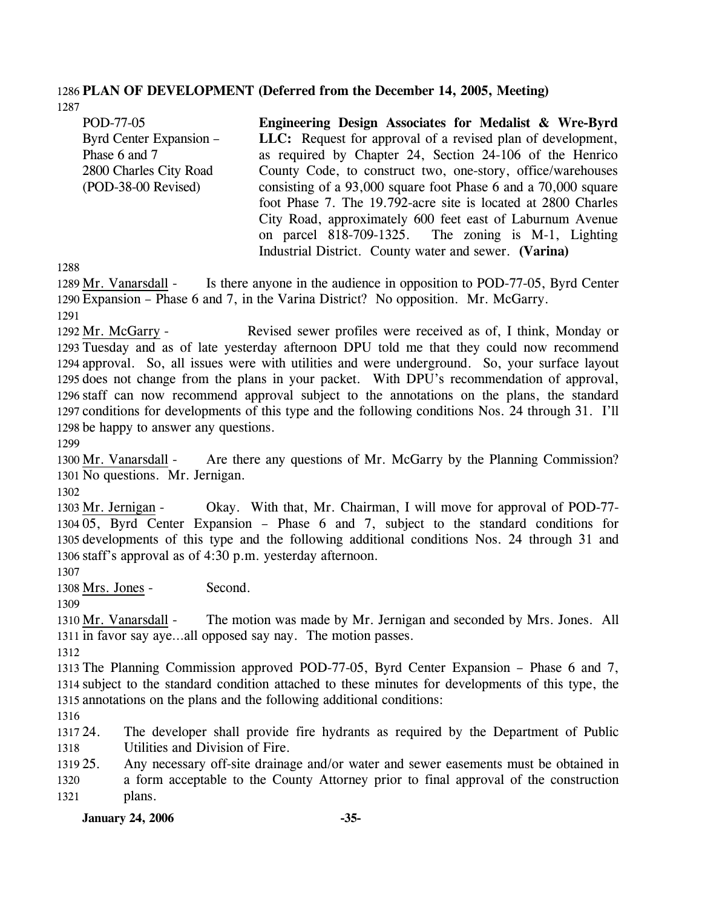**PLAN OF DEVELOPMENT (Deferred from the December 14, 2005, Meeting)**

| | |
|---|---|
| POD-77-05<br>Byrd Center Expansion – Phase 6 and 7<br>2800 Charles City Road<br>(POD-38-00 Revised) | **Engineering Design Associates for Medalist & Wre-Byrd LLC:** Request for approval of a revised plan of development, as required by Chapter 24, Section 24-106 of the Henrico County Code, to construct two, one-story, office/warehouses consisting of a 93,000 square foot Phase 6 and a 70,000 square foot Phase 7. The 19.792-acre site is located at 2800 Charles City Road, approximately 600 feet east of Laburnum Avenue on parcel 818-709-1325. The zoning is M-1, Lighting Industrial District. County water and sewer. **(Varina)** |

Mr. Vanarsdall - Is there anyone in the audience in opposition to POD-77-05, Byrd Center Expansion – Phase 6 and 7, in the Varina District? No opposition. Mr. McGarry.

Mr. McGarry - Revised sewer profiles were received as of, I think, Monday or Tuesday and as of late yesterday afternoon DPU told me that they could now recommend approval. So, all issues were with utilities and were underground. So, your surface layout does not change from the plans in your packet. With DPU's recommendation of approval, staff can now recommend approval subject to the annotations on the plans, the standard conditions for developments of this type and the following conditions Nos. 24 through 31. I'll be happy to answer any questions.

Mr. Vanarsdall - Are there any questions of Mr. McGarry by the Planning Commission? No questions. Mr. Jernigan.

Mr. Jernigan - Okay. With that, Mr. Chairman, I will move for approval of POD-77-05, Byrd Center Expansion – Phase 6 and 7, subject to the standard conditions for developments of this type and the following additional conditions Nos. 24 through 31 and staff's approval as of 4:30 p.m. yesterday afternoon.

Mrs. Jones - Second.

Mr. Vanarsdall - The motion was made by Mr. Jernigan and seconded by Mrs. Jones. All in favor say aye…all opposed say nay. The motion passes.

The Planning Commission approved POD-77-05, Byrd Center Expansion – Phase 6 and 7, subject to the standard condition attached to these minutes for developments of this type, the annotations on the plans and the following additional conditions:

24. The developer shall provide fire hydrants as required by the Department of Public Utilities and Division of Fire.
25. Any necessary off-site drainage and/or water and sewer easements must be obtained in a form acceptable to the County Attorney prior to final approval of the construction plans.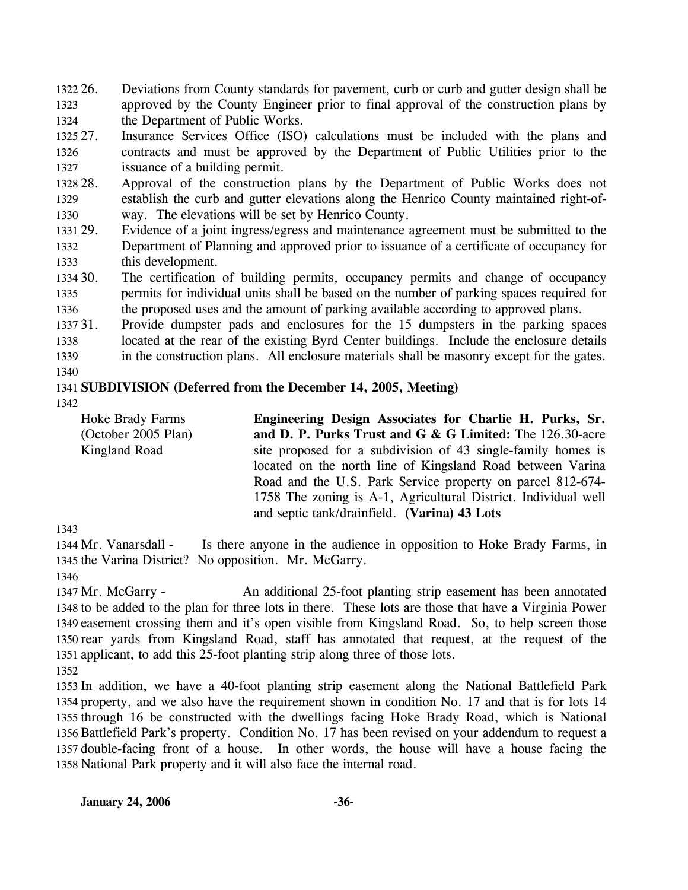26. Deviations from County standards for pavement, curb or curb and gutter design shall be approved by the County Engineer prior to final approval of the construction plans by the Department of Public Works.
27. Insurance Services Office (ISO) calculations must be included with the plans and contracts and must be approved by the Department of Public Utilities prior to the issuance of a building permit.
28. Approval of the construction plans by the Department of Public Works does not establish the curb and gutter elevations along the Henrico County maintained right-of-way. The elevations will be set by Henrico County.
29. Evidence of a joint ingress/egress and maintenance agreement must be submitted to the Department of Planning and approved prior to issuance of a certificate of occupancy for this development.
30. The certification of building permits, occupancy permits and change of occupancy permits for individual units shall be based on the number of parking spaces required for the proposed uses and the amount of parking available according to approved plans.
31. Provide dumpster pads and enclosures for the 15 dumpsters in the parking spaces located at the rear of the existing Byrd Center buildings. Include the enclosure details in the construction plans. All enclosure materials shall be masonry except for the gates.

**SUBDIVISION (Deferred from the December 14, 2005, Meeting)**

Hoke Brady Farms
(October 2005 Plan)
Kingland Road

**Engineering Design Associates for Charlie H. Purks, Sr. and D. P. Purks Trust and G & G Limited:** The 126.30-acre site proposed for a subdivision of 43 single-family homes is located on the north line of Kingsland Road between Varina Road and the U.S. Park Service property on parcel 812-674-1758 The zoning is A-1, Agricultural District. Individual well and septic tank/drainfield. **(Varina) 43 Lots**

Mr. Vanarsdall - Is there anyone in the audience in opposition to Hoke Brady Farms, in the Varina District? No opposition. Mr. McGarry.

Mr. McGarry - An additional 25-foot planting strip easement has been annotated to be added to the plan for three lots in there. These lots are those that have a Virginia Power easement crossing them and it's open visible from Kingsland Road. So, to help screen those rear yards from Kingsland Road, staff has annotated that request, at the request of the applicant, to add this 25-foot planting strip along three of those lots.

In addition, we have a 40-foot planting strip easement along the National Battlefield Park property, and we also have the requirement shown in condition No. 17 and that is for lots 14 through 16 be constructed with the dwellings facing Hoke Brady Road, which is National Battlefield Park's property. Condition No. 17 has been revised on your addendum to request a double-facing front of a house. In other words, the house will have a house facing the National Park property and it will also face the internal road.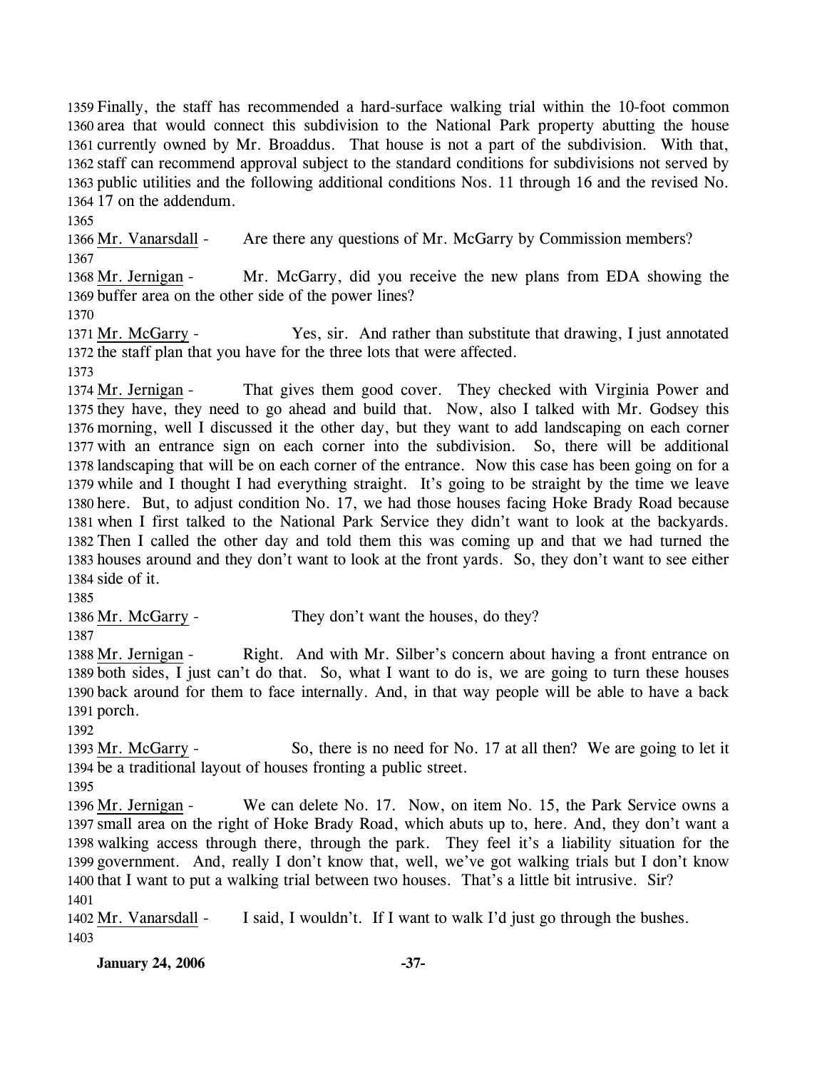Finally, the staff has recommended a hard-surface walking trial within the 10-foot common area that would connect this subdivision to the National Park property abutting the house currently owned by Mr. Broaddus. That house is not a part of the subdivision. With that, staff can recommend approval subject to the standard conditions for subdivisions not served by public utilities and the following additional conditions Nos. 11 through 16 and the revised No. 17 on the addendum.

Mr. Vanarsdall - Are there any questions of Mr. McGarry by Commission members?

Mr. Jernigan - Mr. McGarry, did you receive the new plans from EDA showing the buffer area on the other side of the power lines?

Mr. McGarry - Yes, sir. And rather than substitute that drawing, I just annotated the staff plan that you have for the three lots that were affected.

Mr. Jernigan - That gives them good cover. They checked with Virginia Power and they have, they need to go ahead and build that. Now, also I talked with Mr. Godsey this morning, well I discussed it the other day, but they want to add landscaping on each corner with an entrance sign on each corner into the subdivision. So, there will be additional landscaping that will be on each corner of the entrance. Now this case has been going on for a while and I thought I had everything straight. It's going to be straight by the time we leave here. But, to adjust condition No. 17, we had those houses facing Hoke Brady Road because when I first talked to the National Park Service they didn't want to look at the backyards. Then I called the other day and told them this was coming up and that we had turned the houses around and they don't want to look at the front yards. So, they don't want to see either side of it.

Mr. McGarry - They don't want the houses, do they?

Mr. Jernigan - Right. And with Mr. Silber's concern about having a front entrance on both sides, I just can't do that. So, what I want to do is, we are going to turn these houses back around for them to face internally. And, in that way people will be able to have a back porch.

Mr. McGarry - So, there is no need for No. 17 at all then? We are going to let it be a traditional layout of houses fronting a public street.

Mr. Jernigan - We can delete No. 17. Now, on item No. 15, the Park Service owns a small area on the right of Hoke Brady Road, which abuts up to, here. And, they don't want a walking access through there, through the park. They feel it's a liability situation for the government. And, really I don't know that, well, we've got walking trials but I don't know that I want to put a walking trial between two houses. That's a little bit intrusive. Sir?

Mr. Vanarsdall - I said, I wouldn't. If I want to walk I'd just go through the bushes.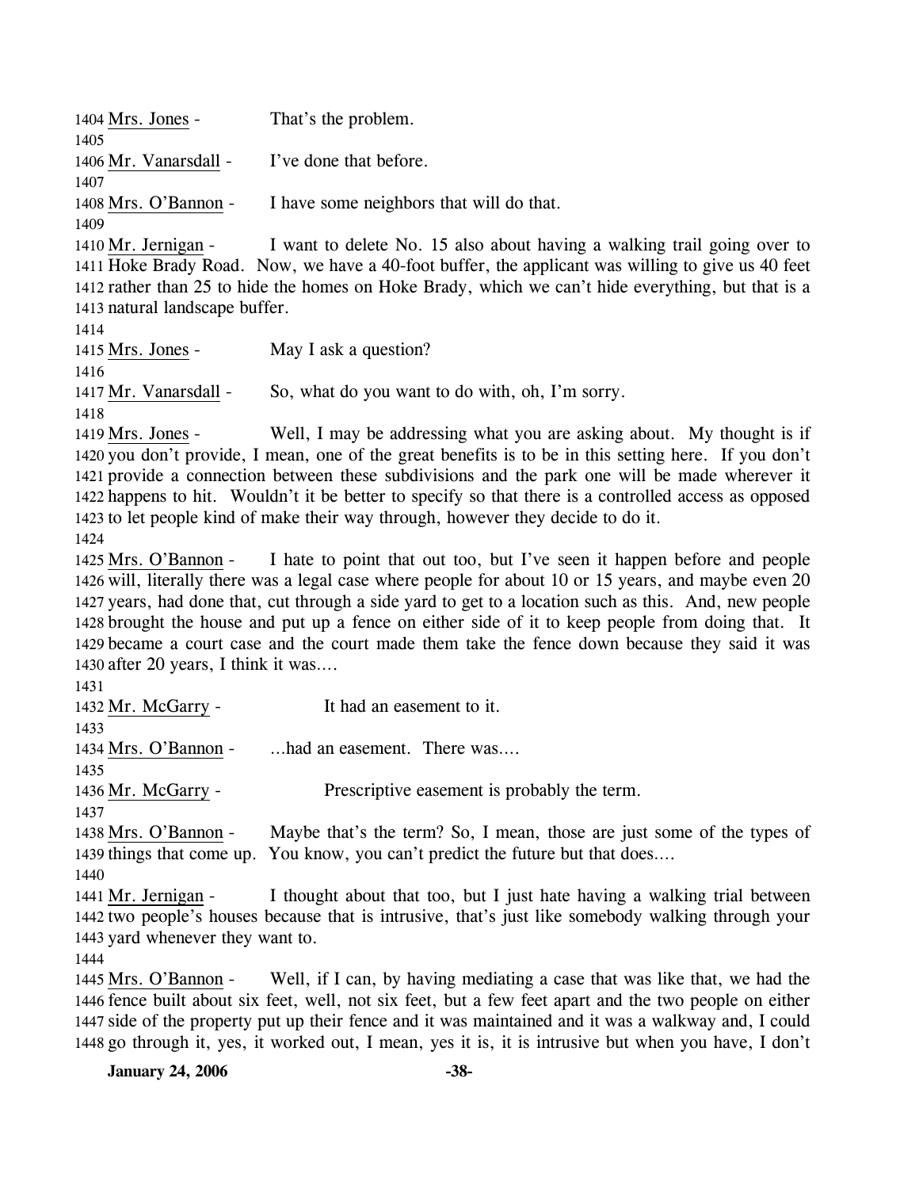1404 Mrs. Jones - That's the problem.

1405

1406 Mr. Vanarsdall - I've done that before.

1407

1408 Mrs. O'Bannon - I have some neighbors that will do that.

1409

1410 Mr. Jernigan - I want to delete No. 15 also about having a walking trail going over to 1411 Hoke Brady Road. Now, we have a 40-foot buffer, the applicant was willing to give us 40 feet 1412 rather than 25 to hide the homes on Hoke Brady, which we can't hide everything, but that is a 1413 natural landscape buffer.

1414

1415 Mrs. Jones - May I ask a question?

1416

1417 Mr. Vanarsdall - So, what do you want to do with, oh, I'm sorry.

1418

1419 Mrs. Jones - Well, I may be addressing what you are asking about. My thought is if 1420 you don't provide, I mean, one of the great benefits is to be in this setting here. If you don't 1421 provide a connection between these subdivisions and the park one will be made wherever it 1422 happens to hit. Wouldn't it be better to specify so that there is a controlled access as opposed 1423 to let people kind of make their way through, however they decide to do it.

1424

1425 Mrs. O'Bannon - I hate to point that out too, but I've seen it happen before and people 1426 will, literally there was a legal case where people for about 10 or 15 years, and maybe even 20 1427 years, had done that, cut through a side yard to get to a location such as this. And, new people 1428 brought the house and put up a fence on either side of it to keep people from doing that. It 1429 became a court case and the court made them take the fence down because they said it was 1430 after 20 years, I think it was....

1431

1432 Mr. McGarry - It had an easement to it.

1433

1434 Mrs. O'Bannon - ...had an easement. There was....

1435

1436 Mr. McGarry - Prescriptive easement is probably the term.

1437

1438 Mrs. O'Bannon - Maybe that's the term? So, I mean, those are just some of the types of 1439 things that come up. You know, you can't predict the future but that does....

1440

1441 Mr. Jernigan - I thought about that too, but I just hate having a walking trial between 1442 two people's houses because that is intrusive, that's just like somebody walking through your 1443 yard whenever they want to.

1444

1445 Mrs. O'Bannon - Well, if I can, by having mediating a case that was like that, we had the 1446 fence built about six feet, well, not six feet, but a few feet apart and the two people on either 1447 side of the property put up their fence and it was maintained and it was a walkway and, I could 1448 go through it, yes, it worked out, I mean, yes it is, it is intrusive but when you have, I don't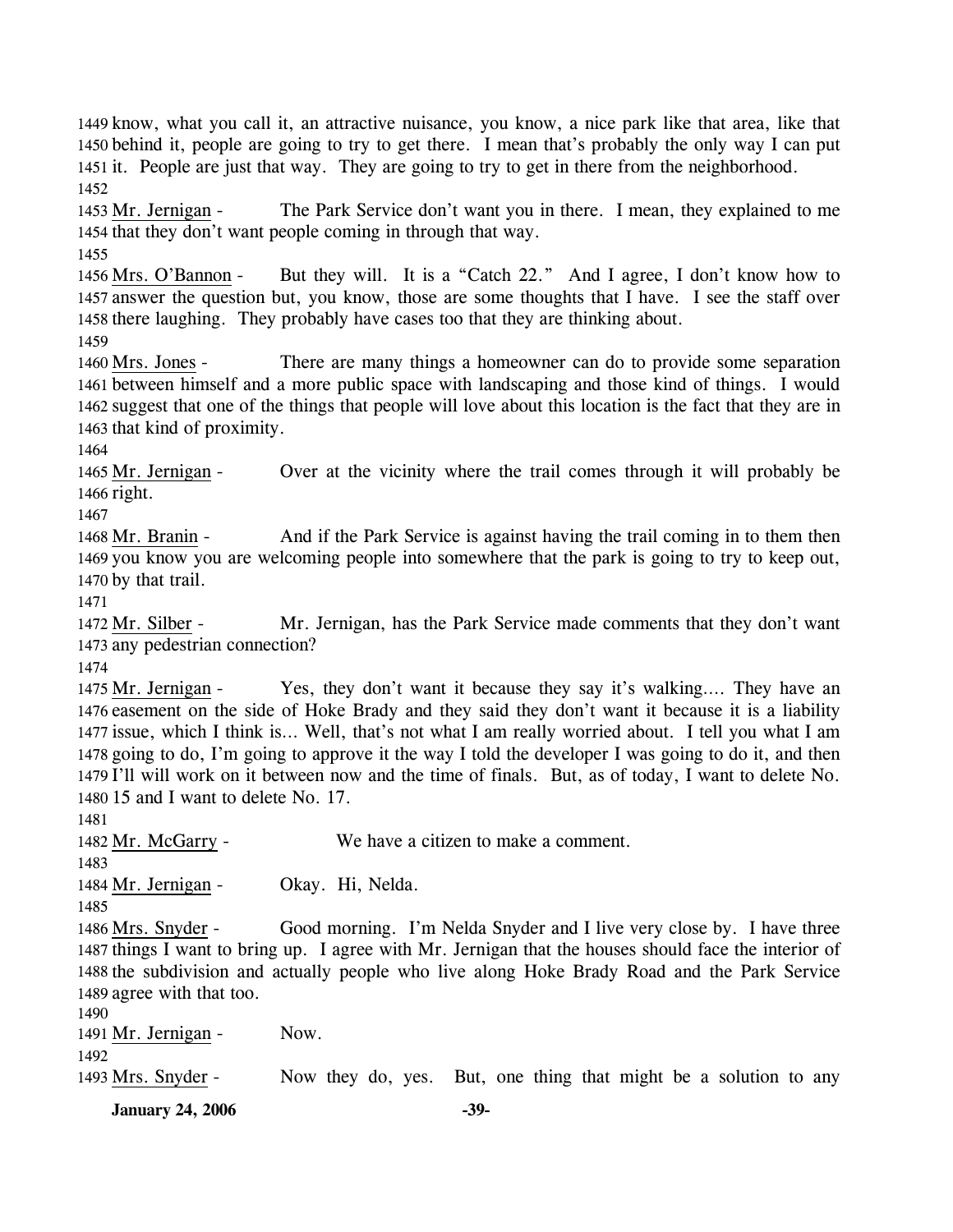1449 know, what you call it, an attractive nuisance, you know, a nice park like that area, like that
1450 behind it, people are going to try to get there. I mean that's probably the only way I can put
1451 it. People are just that way. They are going to try to get in there from the neighborhood.
1452
1453 Mr. Jernigan - The Park Service don't want you in there. I mean, they explained to me
1454 that they don't want people coming in through that way.
1455
1456 Mrs. O'Bannon - But they will. It is a "Catch 22." And I agree, I don't know how to
1457 answer the question but, you know, those are some thoughts that I have. I see the staff over
1458 there laughing. They probably have cases too that they are thinking about.
1459
1460 Mrs. Jones - There are many things a homeowner can do to provide some separation
1461 between himself and a more public space with landscaping and those kind of things. I would
1462 suggest that one of the things that people will love about this location is the fact that they are in
1463 that kind of proximity.
1464
1465 Mr. Jernigan - Over at the vicinity where the trail comes through it will probably be
1466 right.
1467
1468 Mr. Branin - And if the Park Service is against having the trail coming in to them then
1469 you know you are welcoming people into somewhere that the park is going to try to keep out,
1470 by that trail.
1471
1472 Mr. Silber - Mr. Jernigan, has the Park Service made comments that they don't want
1473 any pedestrian connection?
1474
1475 Mr. Jernigan - Yes, they don't want it because they say it's walking…. They have an
1476 easement on the side of Hoke Brady and they said they don't want it because it is a liability
1477 issue, which I think is… Well, that's not what I am really worried about. I tell you what I am
1478 going to do, I'm going to approve it the way I told the developer I was going to do it, and then
1479 I'll will work on it between now and the time of finals. But, as of today, I want to delete No.
1480 15 and I want to delete No. 17.
1481
1482 Mr. McGarry - We have a citizen to make a comment.
1483
1484 Mr. Jernigan - Okay. Hi, Nelda.
1485
1486 Mrs. Snyder - Good morning. I'm Nelda Snyder and I live very close by. I have three
1487 things I want to bring up. I agree with Mr. Jernigan that the houses should face the interior of
1488 the subdivision and actually people who live along Hoke Brady Road and the Park Service
1489 agree with that too.
1490
1491 Mr. Jernigan - Now.
1492
1493 Mrs. Snyder - Now they do, yes. But, one thing that might be a solution to any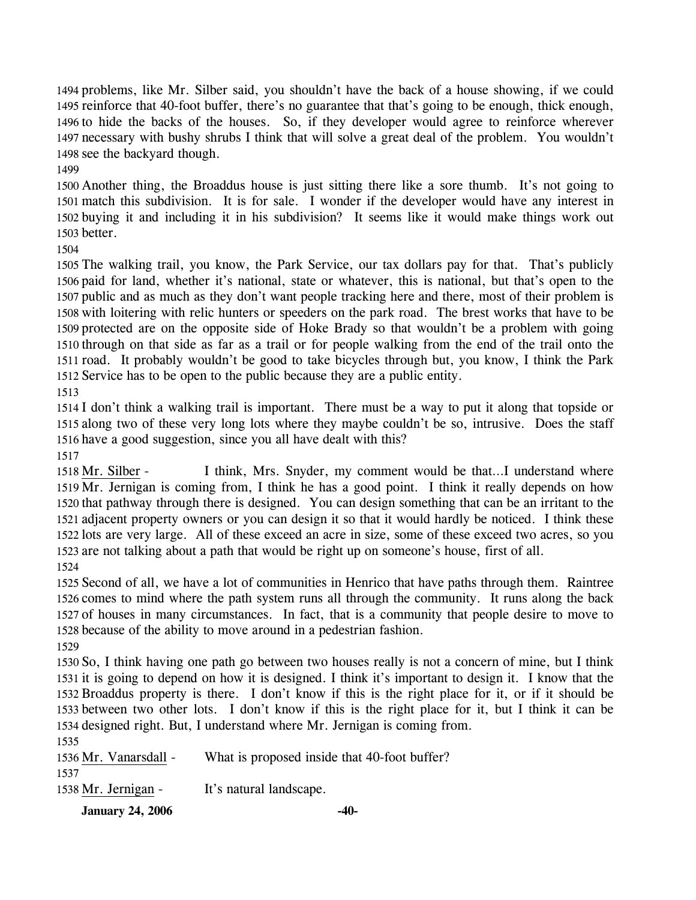problems, like Mr. Silber said, you shouldn't have the back of a house showing, if we could reinforce that 40-foot buffer, there's no guarantee that that's going to be enough, thick enough, to hide the backs of the houses. So, if they developer would agree to reinforce wherever necessary with bushy shrubs I think that will solve a great deal of the problem. You wouldn't see the backyard though.

Another thing, the Broaddus house is just sitting there like a sore thumb. It's not going to match this subdivision. It is for sale. I wonder if the developer would have any interest in buying it and including it in his subdivision? It seems like it would make things work out better.

The walking trail, you know, the Park Service, our tax dollars pay for that. That's publicly paid for land, whether it's national, state or whatever, this is national, but that's open to the public and as much as they don't want people tracking here and there, most of their problem is with loitering with relic hunters or speeders on the park road. The brest works that have to be protected are on the opposite side of Hoke Brady so that wouldn't be a problem with going through on that side as far as a trail or for people walking from the end of the trail onto the road. It probably wouldn't be good to take bicycles through but, you know, I think the Park Service has to be open to the public because they are a public entity.

I don't think a walking trail is important. There must be a way to put it along that topside or along two of these very long lots where they maybe couldn't be so, intrusive. Does the staff have a good suggestion, since you all have dealt with this?

Mr. Silber - I think, Mrs. Snyder, my comment would be that...I understand where Mr. Jernigan is coming from, I think he has a good point. I think it really depends on how that pathway through there is designed. You can design something that can be an irritant to the adjacent property owners or you can design it so that it would hardly be noticed. I think these lots are very large. All of these exceed an acre in size, some of these exceed two acres, so you are not talking about a path that would be right up on someone's house, first of all.

Second of all, we have a lot of communities in Henrico that have paths through them. Raintree comes to mind where the path system runs all through the community. It runs along the back of houses in many circumstances. In fact, that is a community that people desire to move to because of the ability to move around in a pedestrian fashion.

So, I think having one path go between two houses really is not a concern of mine, but I think it is going to depend on how it is designed. I think it's important to design it. I know that the Broaddus property is there. I don't know if this is the right place for it, or if it should be between two other lots. I don't know if this is the right place for it, but I think it can be designed right. But, I understand where Mr. Jernigan is coming from.

Mr. Vanarsdall - What is proposed inside that 40-foot buffer?

Mr. Jernigan - It's natural landscape.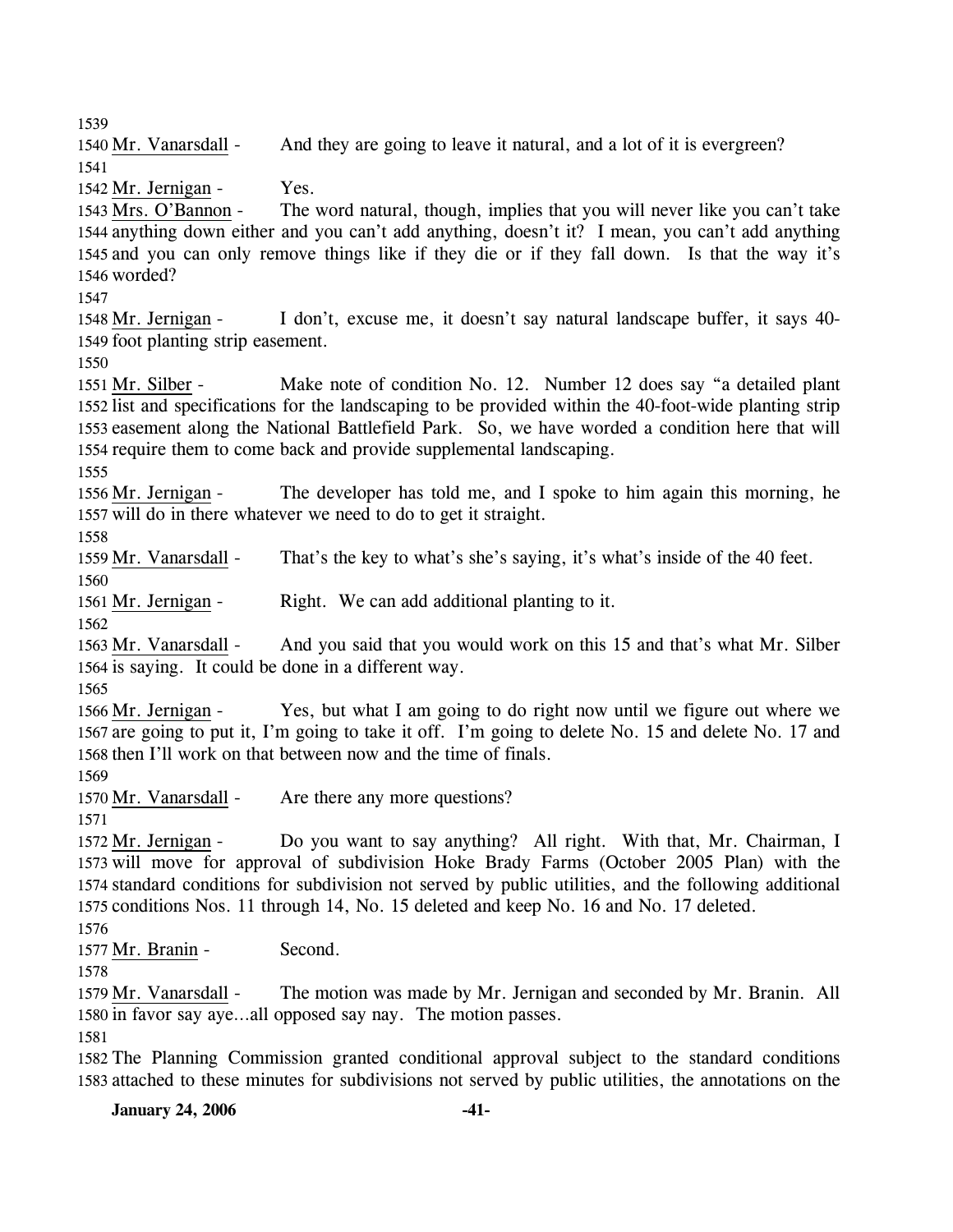Mr. Vanarsdall - And they are going to leave it natural, and a lot of it is evergreen?

Mr. Jernigan - Yes.

Mrs. O'Bannon - The word natural, though, implies that you will never like you can't take anything down either and you can't add anything, doesn't it? I mean, you can't add anything and you can only remove things like if they die or if they fall down. Is that the way it's worded?

Mr. Jernigan - I don't, excuse me, it doesn't say natural landscape buffer, it says 40-foot planting strip easement.

Mr. Silber - Make note of condition No. 12. Number 12 does say "a detailed plant list and specifications for the landscaping to be provided within the 40-foot-wide planting strip easement along the National Battlefield Park. So, we have worded a condition here that will require them to come back and provide supplemental landscaping.

Mr. Jernigan - The developer has told me, and I spoke to him again this morning, he will do in there whatever we need to do to get it straight.

Mr. Vanarsdall - That's the key to what's she's saying, it's what's inside of the 40 feet.

Mr. Jernigan - Right. We can add additional planting to it.

Mr. Vanarsdall - And you said that you would work on this 15 and that's what Mr. Silber is saying. It could be done in a different way.

Mr. Jernigan - Yes, but what I am going to do right now until we figure out where we are going to put it, I'm going to take it off. I'm going to delete No. 15 and delete No. 17 and then I'll work on that between now and the time of finals.

Mr. Vanarsdall - Are there any more questions?

Mr. Jernigan - Do you want to say anything? All right. With that, Mr. Chairman, I will move for approval of subdivision Hoke Brady Farms (October 2005 Plan) with the standard conditions for subdivision not served by public utilities, and the following additional conditions Nos. 11 through 14, No. 15 deleted and keep No. 16 and No. 17 deleted.

Mr. Branin - Second.

Mr. Vanarsdall - The motion was made by Mr. Jernigan and seconded by Mr. Branin. All in favor say aye…all opposed say nay. The motion passes.

The Planning Commission granted conditional approval subject to the standard conditions attached to these minutes for subdivisions not served by public utilities, the annotations on the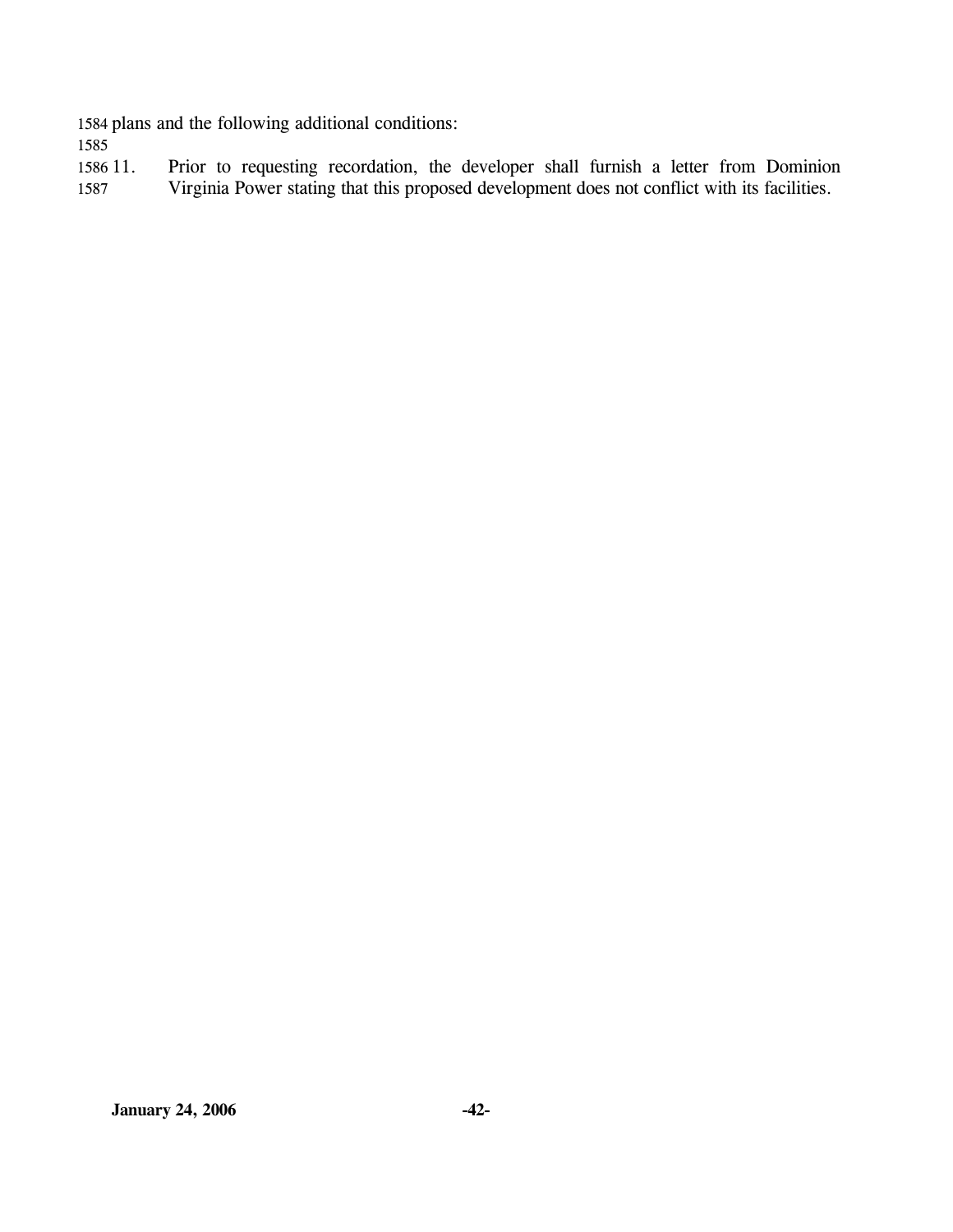plans and the following additional conditions:

11. Prior to requesting recordation, the developer shall furnish a letter from Dominion Virginia Power stating that this proposed development does not conflict with its facilities.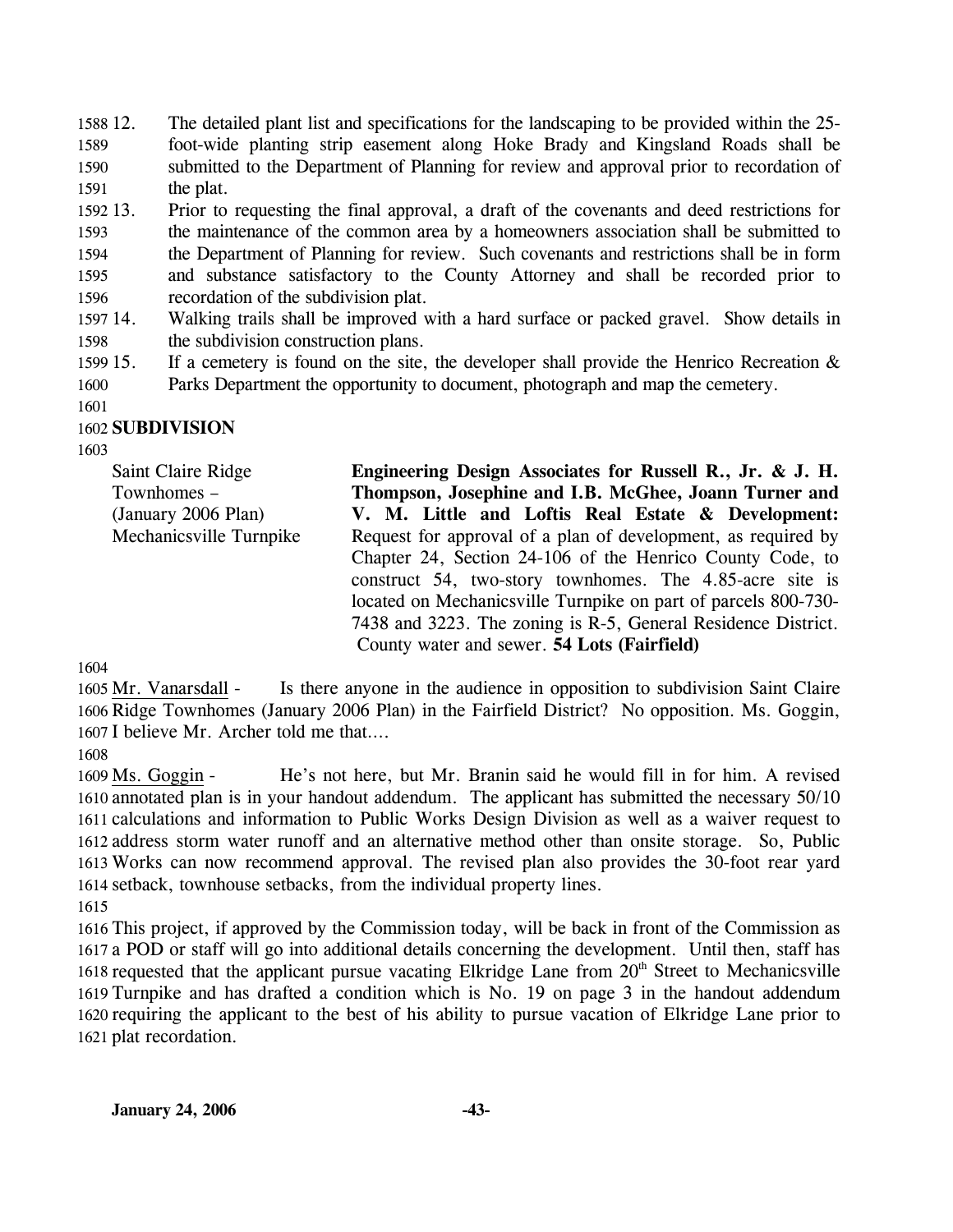12. The detailed plant list and specifications for the landscaping to be provided within the 25-foot-wide planting strip easement along Hoke Brady and Kingsland Roads shall be submitted to the Department of Planning for review and approval prior to recordation of the plat.
13. Prior to requesting the final approval, a draft of the covenants and deed restrictions for the maintenance of the common area by a homeowners association shall be submitted to the Department of Planning for review. Such covenants and restrictions shall be in form and substance satisfactory to the County Attorney and shall be recorded prior to recordation of the subdivision plat.
14. Walking trails shall be improved with a hard surface or packed gravel. Show details in the subdivision construction plans.
15. If a cemetery is found on the site, the developer shall provide the Henrico Recreation & Parks Department the opportunity to document, photograph and map the cemetery.

**SUBDIVISION**

| | |
|---|---|
| Saint Claire Ridge Townhomes – (January 2006 Plan) Mechanicsville Turnpike | **Engineering Design Associates for Russell R., Jr. & J. H. Thompson, Josephine and I.B. McGhee, Joann Turner and V. M. Little and Loftis Real Estate & Development:** Request for approval of a plan of development, as required by Chapter 24, Section 24-106 of the Henrico County Code, to construct 54, two-story townhomes. The 4.85-acre site is located on Mechanicsville Turnpike on part of parcels 800-730-7438 and 3223. The zoning is R-5, General Residence District. County water and sewer. **54 Lots (Fairfield)** |

Mr. Vanarsdall - Is there anyone in the audience in opposition to subdivision Saint Claire Ridge Townhomes (January 2006 Plan) in the Fairfield District? No opposition. Ms. Goggin, I believe Mr. Archer told me that….

Ms. Goggin - He's not here, but Mr. Branin said he would fill in for him. A revised annotated plan is in your handout addendum. The applicant has submitted the necessary 50/10 calculations and information to Public Works Design Division as well as a waiver request to address storm water runoff and an alternative method other than onsite storage. So, Public Works can now recommend approval. The revised plan also provides the 30-foot rear yard setback, townhouse setbacks, from the individual property lines.

This project, if approved by the Commission today, will be back in front of the Commission as a POD or staff will go into additional details concerning the development. Until then, staff has requested that the applicant pursue vacating Elkridge Lane from 20th Street to Mechanicsville Turnpike and has drafted a condition which is No. 19 on page 3 in the handout addendum requiring the applicant to the best of his ability to pursue vacation of Elkridge Lane prior to plat recordation.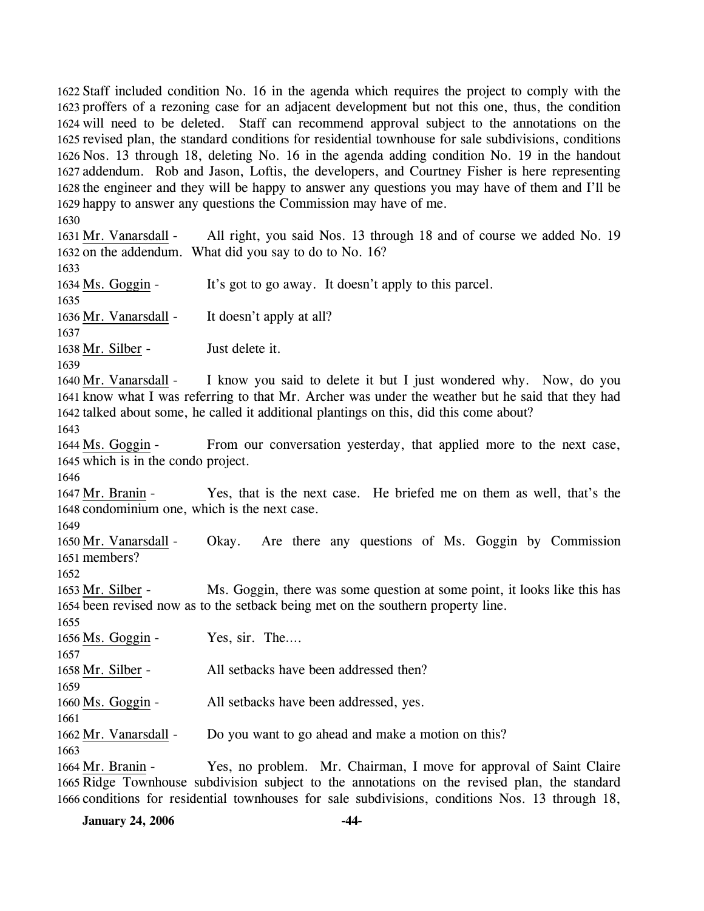1622 Staff included condition No. 16 in the agenda which requires the project to comply with the 1623 proffers of a rezoning case for an adjacent development but not this one, thus, the condition 1624 will need to be deleted. Staff can recommend approval subject to the annotations on the 1625 revised plan, the standard conditions for residential townhouse for sale subdivisions, conditions 1626 Nos. 13 through 18, deleting No. 16 in the agenda adding condition No. 19 in the handout 1627 addendum. Rob and Jason, Loftis, the developers, and Courtney Fisher is here representing 1628 the engineer and they will be happy to answer any questions you may have of them and I'll be 1629 happy to answer any questions the Commission may have of me.

1630

1631 Mr. Vanarsdall - All right, you said Nos. 13 through 18 and of course we added No. 19 1632 on the addendum. What did you say to do to No. 16?

1633

1634 Ms. Goggin - It's got to go away. It doesn't apply to this parcel.

1635

1636 Mr. Vanarsdall - It doesn't apply at all?

1637

1638 Mr. Silber - Just delete it.

1639

1640 Mr. Vanarsdall - I know you said to delete it but I just wondered why. Now, do you 1641 know what I was referring to that Mr. Archer was under the weather but he said that they had 1642 talked about some, he called it additional plantings on this, did this come about?

1643

1644 Ms. Goggin - From our conversation yesterday, that applied more to the next case, 1645 which is in the condo project.

1646

1647 Mr. Branin - Yes, that is the next case. He briefed me on them as well, that's the 1648 condominium one, which is the next case.

1649

1650 Mr. Vanarsdall - Okay. Are there any questions of Ms. Goggin by Commission 1651 members?

1652

1653 Mr. Silber - Ms. Goggin, there was some question at some point, it looks like this has 1654 been revised now as to the setback being met on the southern property line.

1655

1656 Ms. Goggin - Yes, sir. The....

1657

1658 Mr. Silber - All setbacks have been addressed then?

1659

1660 Ms. Goggin - All setbacks have been addressed, yes.

1661

1662 Mr. Vanarsdall - Do you want to go ahead and make a motion on this?

1663

1664 Mr. Branin - Yes, no problem. Mr. Chairman, I move for approval of Saint Claire 1665 Ridge Townhouse subdivision subject to the annotations on the revised plan, the standard 1666 conditions for residential townhouses for sale subdivisions, conditions Nos. 13 through 18,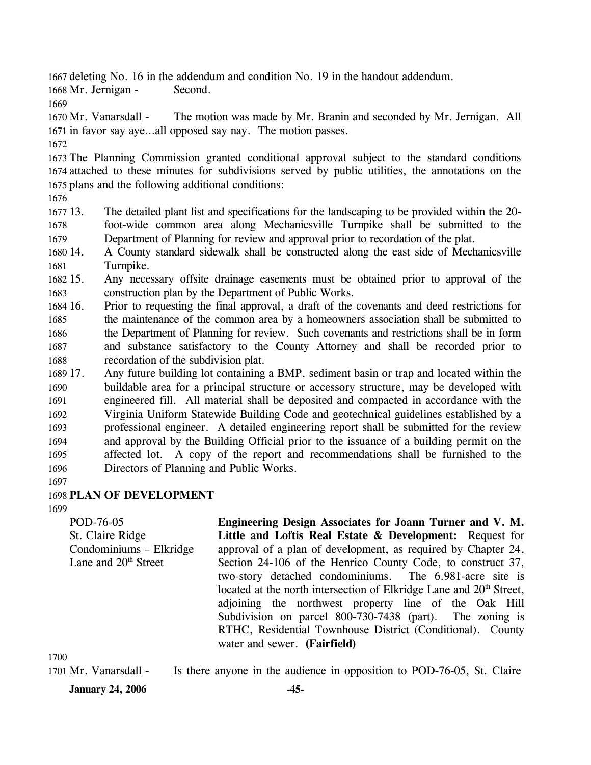deleting No. 16 in the addendum and condition No. 19 in the handout addendum.

Mr. Jernigan - Second.

Mr. Vanarsdall - The motion was made by Mr. Branin and seconded by Mr. Jernigan. All in favor say aye…all opposed say nay. The motion passes.

The Planning Commission granted conditional approval subject to the standard conditions attached to these minutes for subdivisions served by public utilities, the annotations on the plans and the following additional conditions:

13. The detailed plant list and specifications for the landscaping to be provided within the 20-foot-wide common area along Mechanicsville Turnpike shall be submitted to the Department of Planning for review and approval prior to recordation of the plat.
14. A County standard sidewalk shall be constructed along the east side of Mechanicsville Turnpike.
15. Any necessary offsite drainage easements must be obtained prior to approval of the construction plan by the Department of Public Works.
16. Prior to requesting the final approval, a draft of the covenants and deed restrictions for the maintenance of the common area by a homeowners association shall be submitted to the Department of Planning for review. Such covenants and restrictions shall be in form and substance satisfactory to the County Attorney and shall be recorded prior to recordation of the subdivision plat.
17. Any future building lot containing a BMP, sediment basin or trap and located within the buildable area for a principal structure or accessory structure, may be developed with engineered fill. All material shall be deposited and compacted in accordance with the Virginia Uniform Statewide Building Code and geotechnical guidelines established by a professional engineer. A detailed engineering report shall be submitted for the review and approval by the Building Official prior to the issuance of a building permit on the affected lot. A copy of the report and recommendations shall be furnished to the Directors of Planning and Public Works.

## PLAN OF DEVELOPMENT

POD-76-05
St. Claire Ridge Condominiums – Elkridge Lane and 20th Street

**Engineering Design Associates for Joann Turner and V. M. Little and Loftis Real Estate & Development:** Request for approval of a plan of development, as required by Chapter 24, Section 24-106 of the Henrico County Code, to construct 37, two-story detached condominiums. The 6.981-acre site is located at the north intersection of Elkridge Lane and 20th Street, adjoining the northwest property line of the Oak Hill Subdivision on parcel 800-730-7438 (part). The zoning is RTHC, Residential Townhouse District (Conditional). County water and sewer. **(Fairfield)**

Mr. Vanarsdall - Is there anyone in the audience in opposition to POD-76-05, St. Claire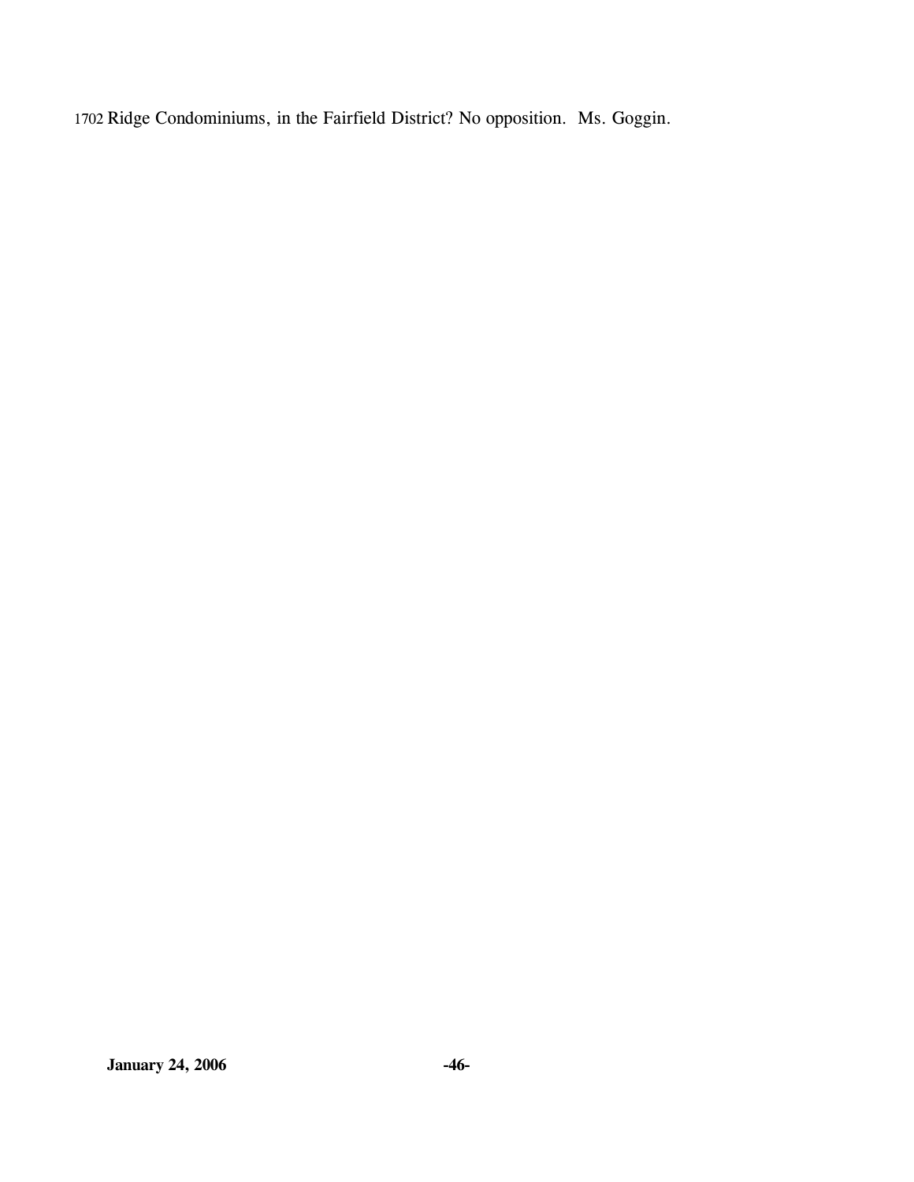1702 Ridge Condominiums, in the Fairfield District? No opposition. Ms. Goggin.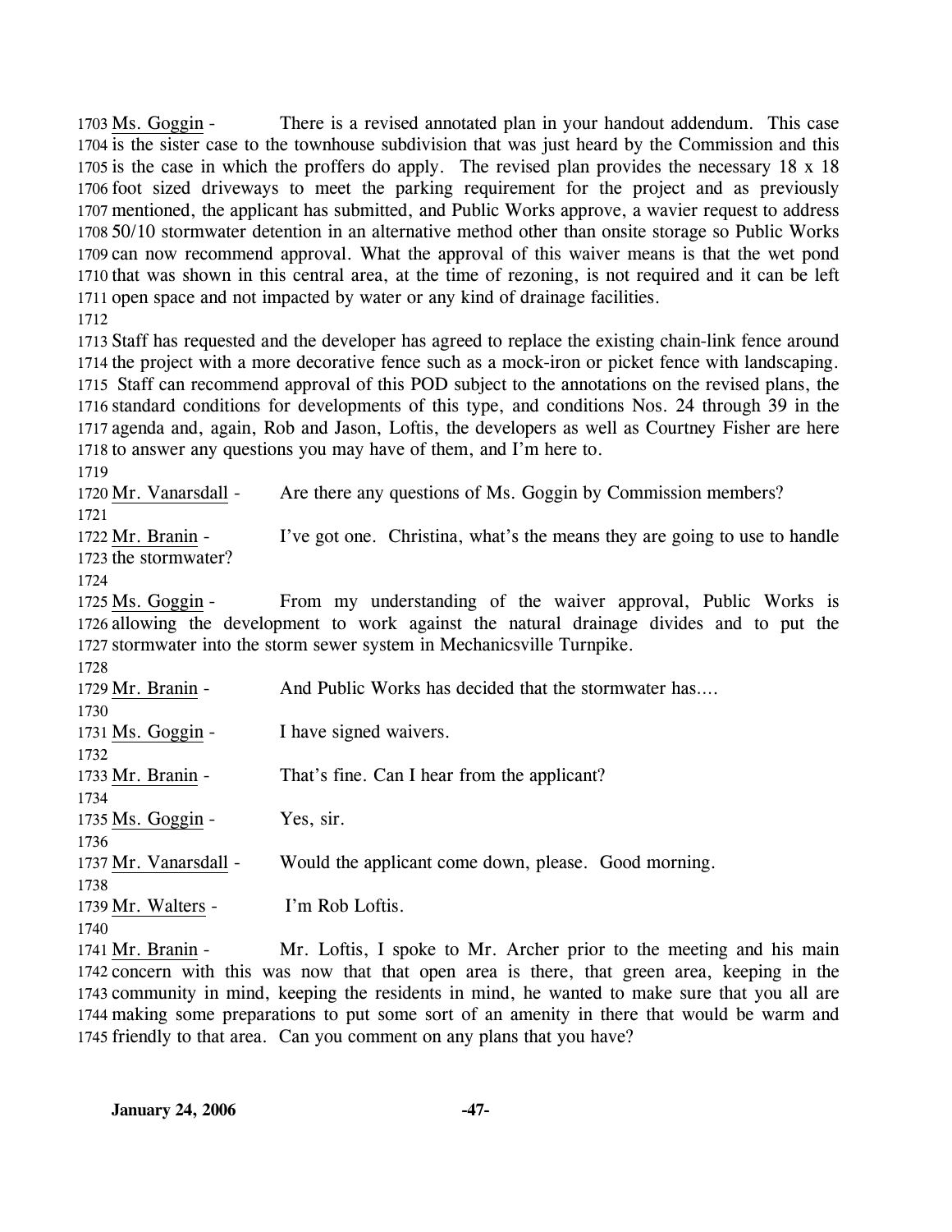1703 Ms. Goggin - There is a revised annotated plan in your handout addendum. This case 1704 is the sister case to the townhouse subdivision that was just heard by the Commission and this 1705 is the case in which the proffers do apply. The revised plan provides the necessary 18 x 18 1706 foot sized driveways to meet the parking requirement for the project and as previously 1707 mentioned, the applicant has submitted, and Public Works approve, a wavier request to address 1708 50/10 stormwater detention in an alternative method other than onsite storage so Public Works 1709 can now recommend approval. What the approval of this waiver means is that the wet pond 1710 that was shown in this central area, at the time of rezoning, is not required and it can be left 1711 open space and not impacted by water or any kind of drainage facilities.

1712

1713 Staff has requested and the developer has agreed to replace the existing chain-link fence around 1714 the project with a more decorative fence such as a mock-iron or picket fence with landscaping. 1715 Staff can recommend approval of this POD subject to the annotations on the revised plans, the 1716 standard conditions for developments of this type, and conditions Nos. 24 through 39 in the 1717 agenda and, again, Rob and Jason, Loftis, the developers as well as Courtney Fisher are here 1718 to answer any questions you may have of them, and I'm here to.

1719

1720 Mr. Vanarsdall - Are there any questions of Ms. Goggin by Commission members?

1721

1722 Mr. Branin - I've got one. Christina, what's the means they are going to use to handle 1723 the stormwater?

1724

1725 Ms. Goggin - From my understanding of the waiver approval, Public Works is 1726 allowing the development to work against the natural drainage divides and to put the 1727 stormwater into the storm sewer system in Mechanicsville Turnpike.

1728

1729 Mr. Branin - And Public Works has decided that the stormwater has....

1730

1731 Ms. Goggin - I have signed waivers.

1732

1733 Mr. Branin - That's fine. Can I hear from the applicant?

1734

1735 Ms. Goggin - Yes, sir.

1736

1737 Mr. Vanarsdall - Would the applicant come down, please. Good morning.

1738

1739 Mr. Walters - I'm Rob Loftis.

1740

1741 Mr. Branin - Mr. Loftis, I spoke to Mr. Archer prior to the meeting and his main 1742 concern with this was now that that open area is there, that green area, keeping in the 1743 community in mind, keeping the residents in mind, he wanted to make sure that you all are 1744 making some preparations to put some sort of an amenity in there that would be warm and 1745 friendly to that area. Can you comment on any plans that you have?

**January 24, 2006**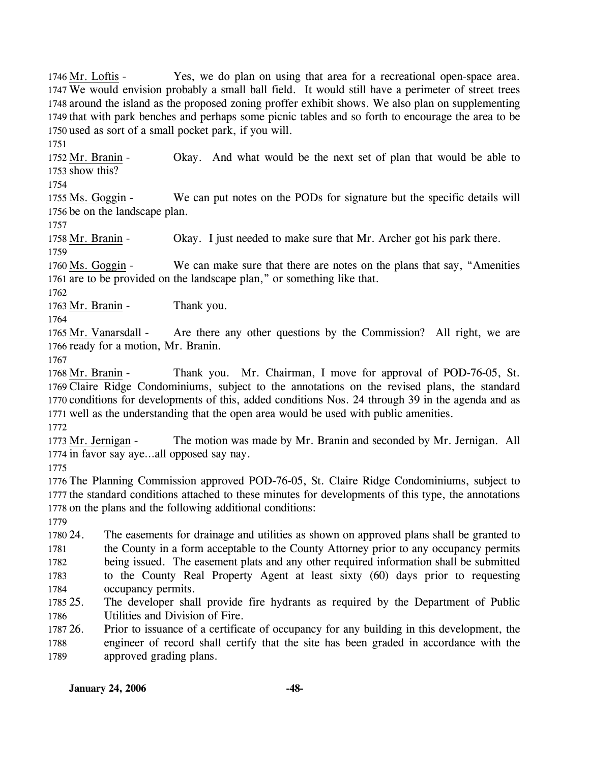Mr. Loftis - Yes, we do plan on using that area for a recreational open-space area. We would envision probably a small ball field. It would still have a perimeter of street trees around the island as the proposed zoning proffer exhibit shows. We also plan on supplementing that with park benches and perhaps some picnic tables and so forth to encourage the area to be used as sort of a small pocket park, if you will.

Mr. Branin - Okay. And what would be the next set of plan that would be able to show this?

Ms. Goggin - We can put notes on the PODs for signature but the specific details will be on the landscape plan.

Mr. Branin - Okay. I just needed to make sure that Mr. Archer got his park there.

Ms. Goggin - We can make sure that there are notes on the plans that say, "Amenities are to be provided on the landscape plan," or something like that.

Mr. Branin - Thank you.

Mr. Vanarsdall - Are there any other questions by the Commission? All right, we are ready for a motion, Mr. Branin.

Mr. Branin - Thank you. Mr. Chairman, I move for approval of POD-76-05, St. Claire Ridge Condominiums, subject to the annotations on the revised plans, the standard conditions for developments of this, added conditions Nos. 24 through 39 in the agenda and as well as the understanding that the open area would be used with public amenities.

Mr. Jernigan - The motion was made by Mr. Branin and seconded by Mr. Jernigan. All in favor say aye…all opposed say nay.

The Planning Commission approved POD-76-05, St. Claire Ridge Condominiums, subject to the standard conditions attached to these minutes for developments of this type, the annotations on the plans and the following additional conditions:

24. The easements for drainage and utilities as shown on approved plans shall be granted to the County in a form acceptable to the County Attorney prior to any occupancy permits being issued. The easement plats and any other required information shall be submitted to the County Real Property Agent at least sixty (60) days prior to requesting occupancy permits.
25. The developer shall provide fire hydrants as required by the Department of Public Utilities and Division of Fire.
26. Prior to issuance of a certificate of occupancy for any building in this development, the engineer of record shall certify that the site has been graded in accordance with the approved grading plans.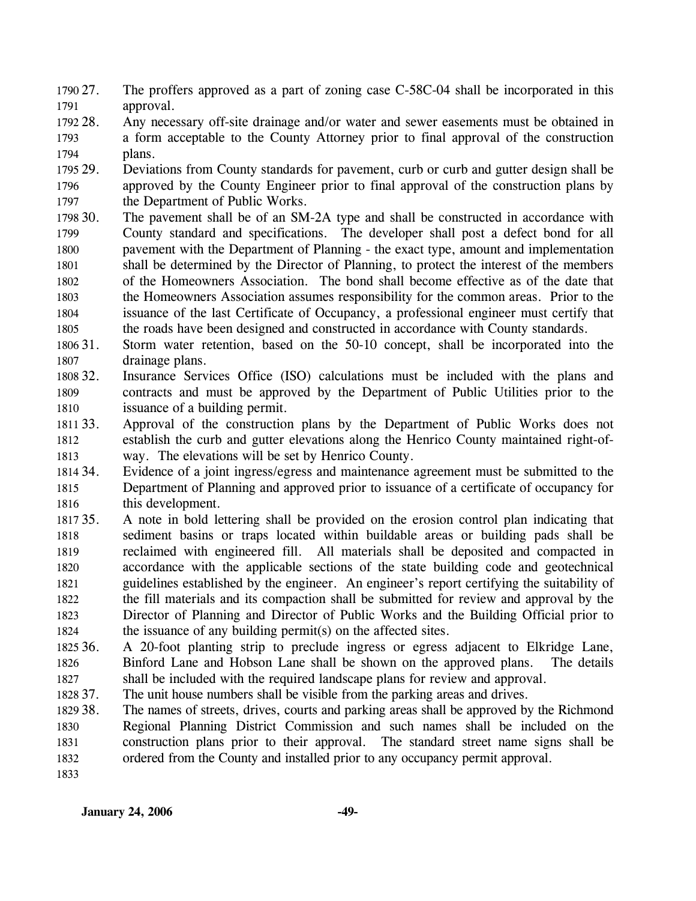27. The proffers approved as a part of zoning case C-58C-04 shall be incorporated in this approval.
28. Any necessary off-site drainage and/or water and sewer easements must be obtained in a form acceptable to the County Attorney prior to final approval of the construction plans.
29. Deviations from County standards for pavement, curb or curb and gutter design shall be approved by the County Engineer prior to final approval of the construction plans by the Department of Public Works.
30. The pavement shall be of an SM-2A type and shall be constructed in accordance with County standard and specifications. The developer shall post a defect bond for all pavement with the Department of Planning - the exact type, amount and implementation shall be determined by the Director of Planning, to protect the interest of the members of the Homeowners Association. The bond shall become effective as of the date that the Homeowners Association assumes responsibility for the common areas. Prior to the issuance of the last Certificate of Occupancy, a professional engineer must certify that the roads have been designed and constructed in accordance with County standards.
31. Storm water retention, based on the 50-10 concept, shall be incorporated into the drainage plans.
32. Insurance Services Office (ISO) calculations must be included with the plans and contracts and must be approved by the Department of Public Utilities prior to the issuance of a building permit.
33. Approval of the construction plans by the Department of Public Works does not establish the curb and gutter elevations along the Henrico County maintained right-of-way. The elevations will be set by Henrico County.
34. Evidence of a joint ingress/egress and maintenance agreement must be submitted to the Department of Planning and approved prior to issuance of a certificate of occupancy for this development.
35. A note in bold lettering shall be provided on the erosion control plan indicating that sediment basins or traps located within buildable areas or building pads shall be reclaimed with engineered fill. All materials shall be deposited and compacted in accordance with the applicable sections of the state building code and geotechnical guidelines established by the engineer. An engineer's report certifying the suitability of the fill materials and its compaction shall be submitted for review and approval by the Director of Planning and Director of Public Works and the Building Official prior to the issuance of any building permit(s) on the affected sites.
36. A 20-foot planting strip to preclude ingress or egress adjacent to Elkridge Lane, Binford Lane and Hobson Lane shall be shown on the approved plans. The details shall be included with the required landscape plans for review and approval.
37. The unit house numbers shall be visible from the parking areas and drives.
38. The names of streets, drives, courts and parking areas shall be approved by the Richmond Regional Planning District Commission and such names shall be included on the construction plans prior to their approval. The standard street name signs shall be ordered from the County and installed prior to any occupancy permit approval.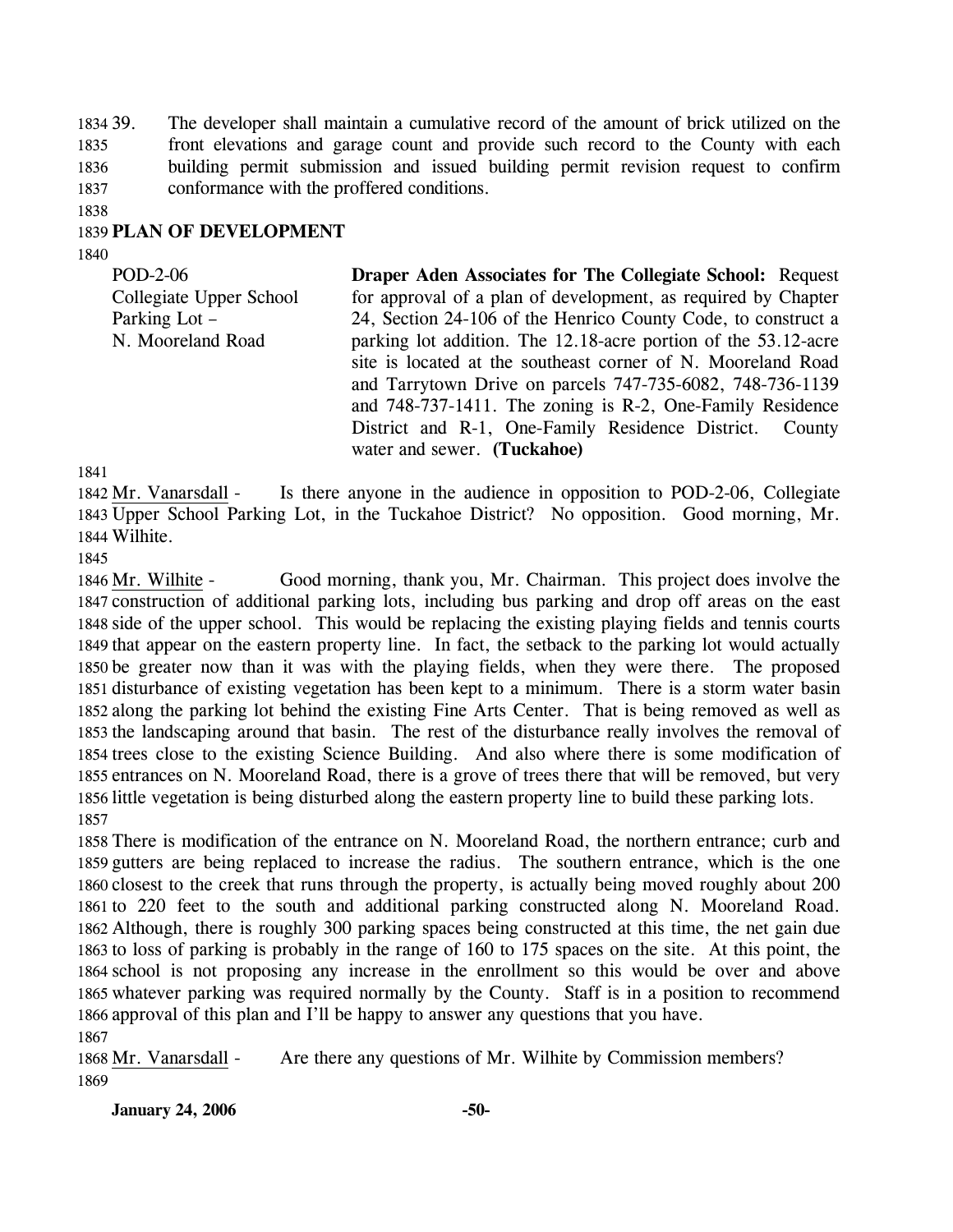39. The developer shall maintain a cumulative record of the amount of brick utilized on the front elevations and garage count and provide such record to the County with each building permit submission and issued building permit revision request to confirm conformance with the proffered conditions.

## PLAN OF DEVELOPMENT

| | |
|---|---|
| POD-2-06<br>Collegiate Upper School Parking Lot – N. Mooreland Road | **Draper Aden Associates for The Collegiate School:** Request for approval of a plan of development, as required by Chapter 24, Section 24-106 of the Henrico County Code, to construct a parking lot addition. The 12.18-acre portion of the 53.12-acre site is located at the southeast corner of N. Mooreland Road and Tarrytown Drive on parcels 747-735-6082, 748-736-1139 and 748-737-1411. The zoning is R-2, One-Family Residence District and R-1, One-Family Residence District. County water and sewer. **(Tuckahoe)** |

Mr. Vanarsdall - Is there anyone in the audience in opposition to POD-2-06, Collegiate Upper School Parking Lot, in the Tuckahoe District? No opposition. Good morning, Mr. Wilhite.

Mr. Wilhite - Good morning, thank you, Mr. Chairman. This project does involve the construction of additional parking lots, including bus parking and drop off areas on the east side of the upper school. This would be replacing the existing playing fields and tennis courts that appear on the eastern property line. In fact, the setback to the parking lot would actually be greater now than it was with the playing fields, when they were there. The proposed disturbance of existing vegetation has been kept to a minimum. There is a storm water basin along the parking lot behind the existing Fine Arts Center. That is being removed as well as the landscaping around that basin. The rest of the disturbance really involves the removal of trees close to the existing Science Building. And also where there is some modification of entrances on N. Mooreland Road, there is a grove of trees there that will be removed, but very little vegetation is being disturbed along the eastern property line to build these parking lots.

There is modification of the entrance on N. Mooreland Road, the northern entrance; curb and gutters are being replaced to increase the radius. The southern entrance, which is the one closest to the creek that runs through the property, is actually being moved roughly about 200 to 220 feet to the south and additional parking constructed along N. Mooreland Road. Although, there is roughly 300 parking spaces being constructed at this time, the net gain due to loss of parking is probably in the range of 160 to 175 spaces on the site. At this point, the school is not proposing any increase in the enrollment so this would be over and above whatever parking was required normally by the County. Staff is in a position to recommend approval of this plan and I'll be happy to answer any questions that you have.

Mr. Vanarsdall - Are there any questions of Mr. Wilhite by Commission members?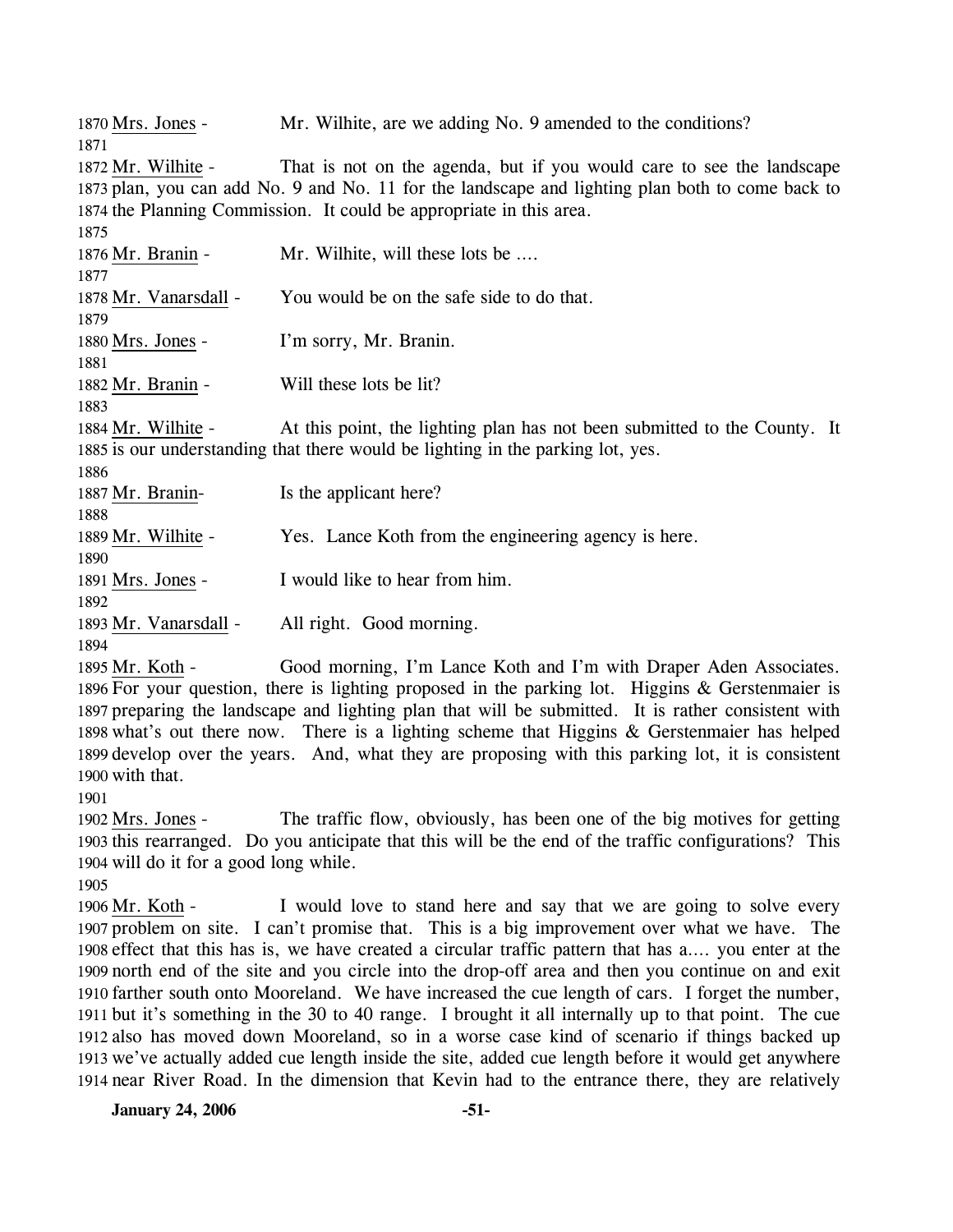1870 Mrs. Jones - Mr. Wilhite, are we adding No. 9 amended to the conditions?

1871

1872 Mr. Wilhite - That is not on the agenda, but if you would care to see the landscape
1873 plan, you can add No. 9 and No. 11 for the landscape and lighting plan both to come back to
1874 the Planning Commission. It could be appropriate in this area.

1875

1876 Mr. Branin - Mr. Wilhite, will these lots be ….

1877

1878 Mr. Vanarsdall - You would be on the safe side to do that.

1879

1880 Mrs. Jones - I'm sorry, Mr. Branin.

1881

1882 Mr. Branin - Will these lots be lit?

1883

1884 Mr. Wilhite - At this point, the lighting plan has not been submitted to the County. It
1885 is our understanding that there would be lighting in the parking lot, yes.

1886

1887 Mr. Branin- Is the applicant here?

1888

1889 Mr. Wilhite - Yes. Lance Koth from the engineering agency is here.

1890

1891 Mrs. Jones - I would like to hear from him.

1892

1893 Mr. Vanarsdall - All right. Good morning.

1894

1895 Mr. Koth - Good morning, I'm Lance Koth and I'm with Draper Aden Associates.
1896 For your question, there is lighting proposed in the parking lot. Higgins & Gerstenmaier is
1897 preparing the landscape and lighting plan that will be submitted. It is rather consistent with
1898 what's out there now. There is a lighting scheme that Higgins & Gerstenmaier has helped
1899 develop over the years. And, what they are proposing with this parking lot, it is consistent
1900 with that.

1901

1902 Mrs. Jones - The traffic flow, obviously, has been one of the big motives for getting
1903 this rearranged. Do you anticipate that this will be the end of the traffic configurations? This
1904 will do it for a good long while.

1905

1906 Mr. Koth - I would love to stand here and say that we are going to solve every
1907 problem on site. I can't promise that. This is a big improvement over what we have. The
1908 effect that this has is, we have created a circular traffic pattern that has a…. you enter at the
1909 north end of the site and you circle into the drop-off area and then you continue on and exit
1910 farther south onto Mooreland. We have increased the cue length of cars. I forget the number,
1911 but it's something in the 30 to 40 range. I brought it all internally up to that point. The cue
1912 also has moved down Mooreland, so in a worse case kind of scenario if things backed up
1913 we've actually added cue length inside the site, added cue length before it would get anywhere
1914 near River Road. In the dimension that Kevin had to the entrance there, they are relatively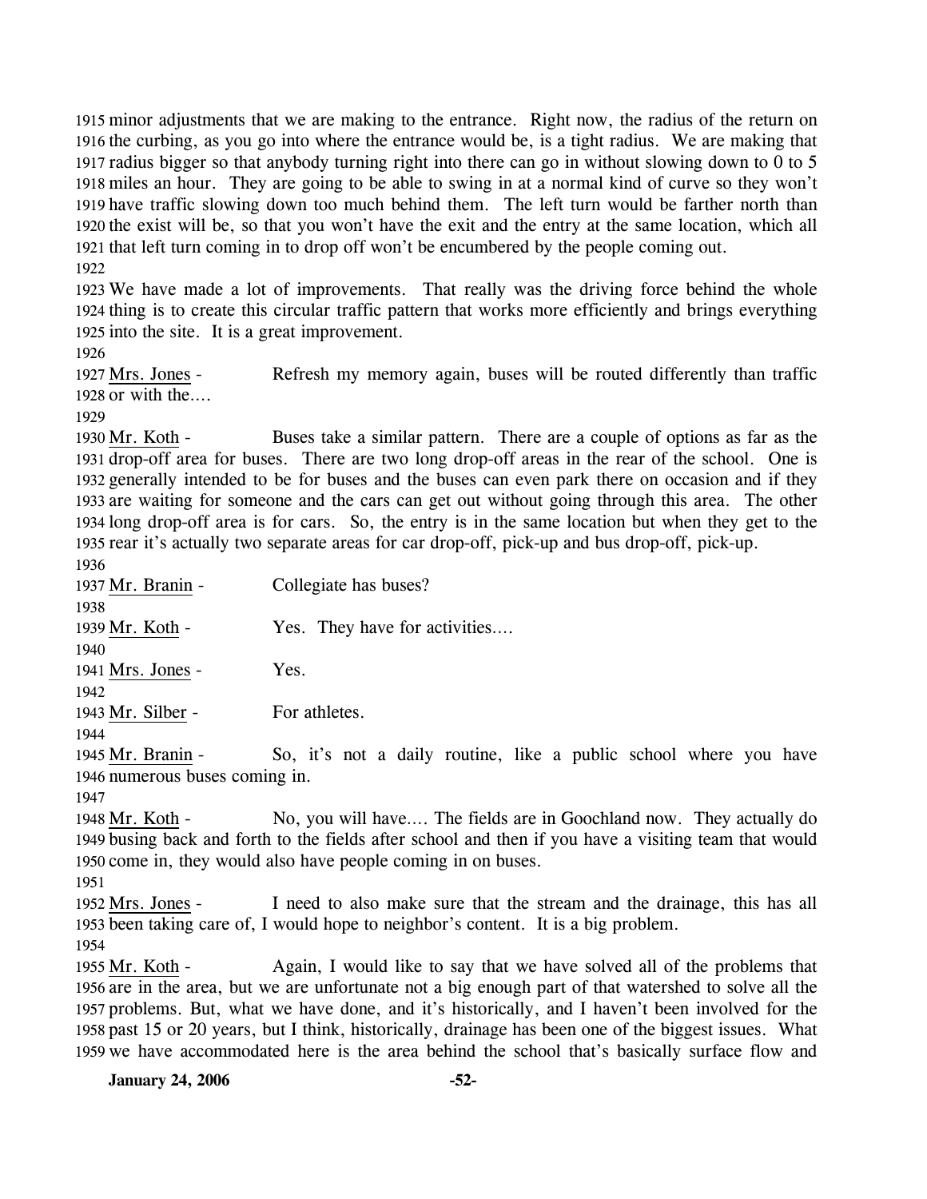minor adjustments that we are making to the entrance. Right now, the radius of the return on the curbing, as you go into where the entrance would be, is a tight radius. We are making that radius bigger so that anybody turning right into there can go in without slowing down to 0 to 5 miles an hour. They are going to be able to swing in at a normal kind of curve so they won't have traffic slowing down too much behind them. The left turn would be farther north than the exist will be, so that you won't have the exit and the entry at the same location, which all that left turn coming in to drop off won't be encumbered by the people coming out.

We have made a lot of improvements. That really was the driving force behind the whole thing is to create this circular traffic pattern that works more efficiently and brings everything into the site. It is a great improvement.

Mrs. Jones - Refresh my memory again, buses will be routed differently than traffic or with the….

Mr. Koth - Buses take a similar pattern. There are a couple of options as far as the drop-off area for buses. There are two long drop-off areas in the rear of the school. One is generally intended to be for buses and the buses can even park there on occasion and if they are waiting for someone and the cars can get out without going through this area. The other long drop-off area is for cars. So, the entry is in the same location but when they get to the rear it's actually two separate areas for car drop-off, pick-up and bus drop-off, pick-up.

Mr. Branin - Collegiate has buses?

Mr. Koth - Yes. They have for activities….

Mrs. Jones - Yes.

Mr. Silber - For athletes.

Mr. Branin - So, it's not a daily routine, like a public school where you have numerous buses coming in.

Mr. Koth - No, you will have…. The fields are in Goochland now. They actually do busing back and forth to the fields after school and then if you have a visiting team that would come in, they would also have people coming in on buses.

Mrs. Jones - I need to also make sure that the stream and the drainage, this has all been taking care of, I would hope to neighbor's content. It is a big problem.

Mr. Koth - Again, I would like to say that we have solved all of the problems that are in the area, but we are unfortunate not a big enough part of that watershed to solve all the problems. But, what we have done, and it's historically, and I haven't been involved for the past 15 or 20 years, but I think, historically, drainage has been one of the biggest issues. What we have accommodated here is the area behind the school that's basically surface flow and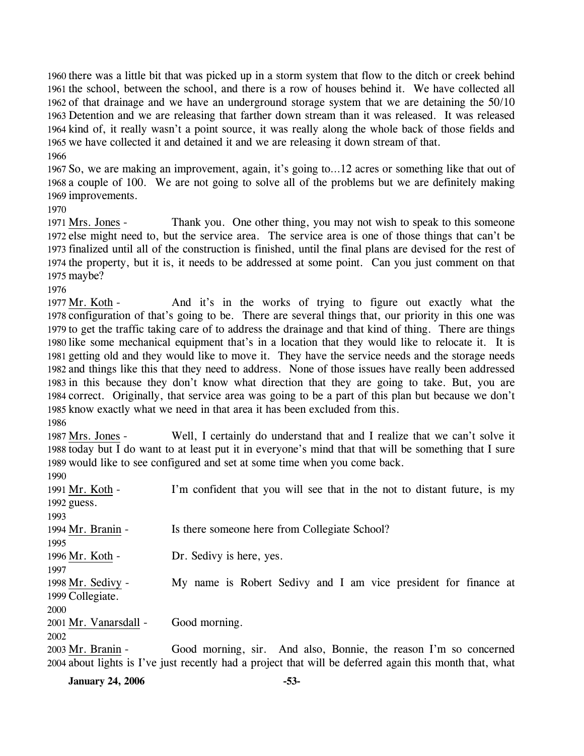there was a little bit that was picked up in a storm system that flow to the ditch or creek behind the school, between the school, and there is a row of houses behind it. We have collected all of that drainage and we have an underground storage system that we are detaining the 50/10 Detention and we are releasing that farther down stream than it was released. It was released kind of, it really wasn't a point source, it was really along the whole back of those fields and we have collected it and detained it and we are releasing it down stream of that.

So, we are making an improvement, again, it's going to…12 acres or something like that out of a couple of 100. We are not going to solve all of the problems but we are definitely making improvements.

Mrs. Jones - Thank you. One other thing, you may not wish to speak to this someone else might need to, but the service area. The service area is one of those things that can't be finalized until all of the construction is finished, until the final plans are devised for the rest of the property, but it is, it needs to be addressed at some point. Can you just comment on that maybe?

Mr. Koth - And it's in the works of trying to figure out exactly what the configuration of that's going to be. There are several things that, our priority in this one was to get the traffic taking care of to address the drainage and that kind of thing. There are things like some mechanical equipment that's in a location that they would like to relocate it. It is getting old and they would like to move it. They have the service needs and the storage needs and things like this that they need to address. None of those issues have really been addressed in this because they don't know what direction that they are going to take. But, you are correct. Originally, that service area was going to be a part of this plan but because we don't know exactly what we need in that area it has been excluded from this.

Mrs. Jones - Well, I certainly do understand that and I realize that we can't solve it today but I do want to at least put it in everyone's mind that that will be something that I sure would like to see configured and set at some time when you come back.

Mr. Koth - I'm confident that you will see that in the not to distant future, is my guess.

Mr. Branin - Is there someone here from Collegiate School?

Mr. Koth - Dr. Sedivy is here, yes.

Mr. Sedivy - My name is Robert Sedivy and I am vice president for finance at Collegiate.

Mr. Vanarsdall - Good morning.

Mr. Branin - Good morning, sir. And also, Bonnie, the reason I'm so concerned about lights is I've just recently had a project that will be deferred again this month that, what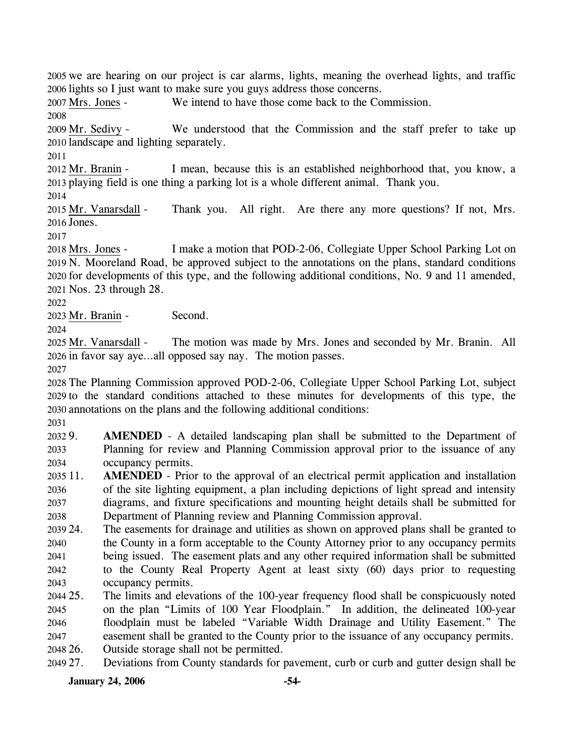we are hearing on our project is car alarms, lights, meaning the overhead lights, and traffic lights so I just want to make sure you guys address those concerns.

Mrs. Jones - We intend to have those come back to the Commission.

Mr. Sedivy - We understood that the Commission and the staff prefer to take up landscape and lighting separately.

Mr. Branin - I mean, because this is an established neighborhood that, you know, a playing field is one thing a parking lot is a whole different animal. Thank you.

Mr. Vanarsdall - Thank you. All right. Are there any more questions? If not, Mrs. Jones.

Mrs. Jones - I make a motion that POD-2-06, Collegiate Upper School Parking Lot on N. Mooreland Road, be approved subject to the annotations on the plans, standard conditions for developments of this type, and the following additional conditions, No. 9 and 11 amended, Nos. 23 through 28.

Mr. Branin - Second.

Mr. Vanarsdall - The motion was made by Mrs. Jones and seconded by Mr. Branin. All in favor say aye…all opposed say nay. The motion passes.

The Planning Commission approved POD-2-06, Collegiate Upper School Parking Lot, subject to the standard conditions attached to these minutes for developments of this type, the annotations on the plans and the following additional conditions:

9. **AMENDED** - A detailed landscaping plan shall be submitted to the Department of Planning for review and Planning Commission approval prior to the issuance of any occupancy permits.
11. **AMENDED** - Prior to the approval of an electrical permit application and installation of the site lighting equipment, a plan including depictions of light spread and intensity diagrams, and fixture specifications and mounting height details shall be submitted for Department of Planning review and Planning Commission approval.
24. The easements for drainage and utilities as shown on approved plans shall be granted to the County in a form acceptable to the County Attorney prior to any occupancy permits being issued. The easement plats and any other required information shall be submitted to the County Real Property Agent at least sixty (60) days prior to requesting occupancy permits.
25. The limits and elevations of the 100-year frequency flood shall be conspicuously noted on the plan "Limits of 100 Year Floodplain." In addition, the delineated 100-year floodplain must be labeled "Variable Width Drainage and Utility Easement." The easement shall be granted to the County prior to the issuance of any occupancy permits.
26. Outside storage shall not be permitted.
27. Deviations from County standards for pavement, curb or curb and gutter design shall be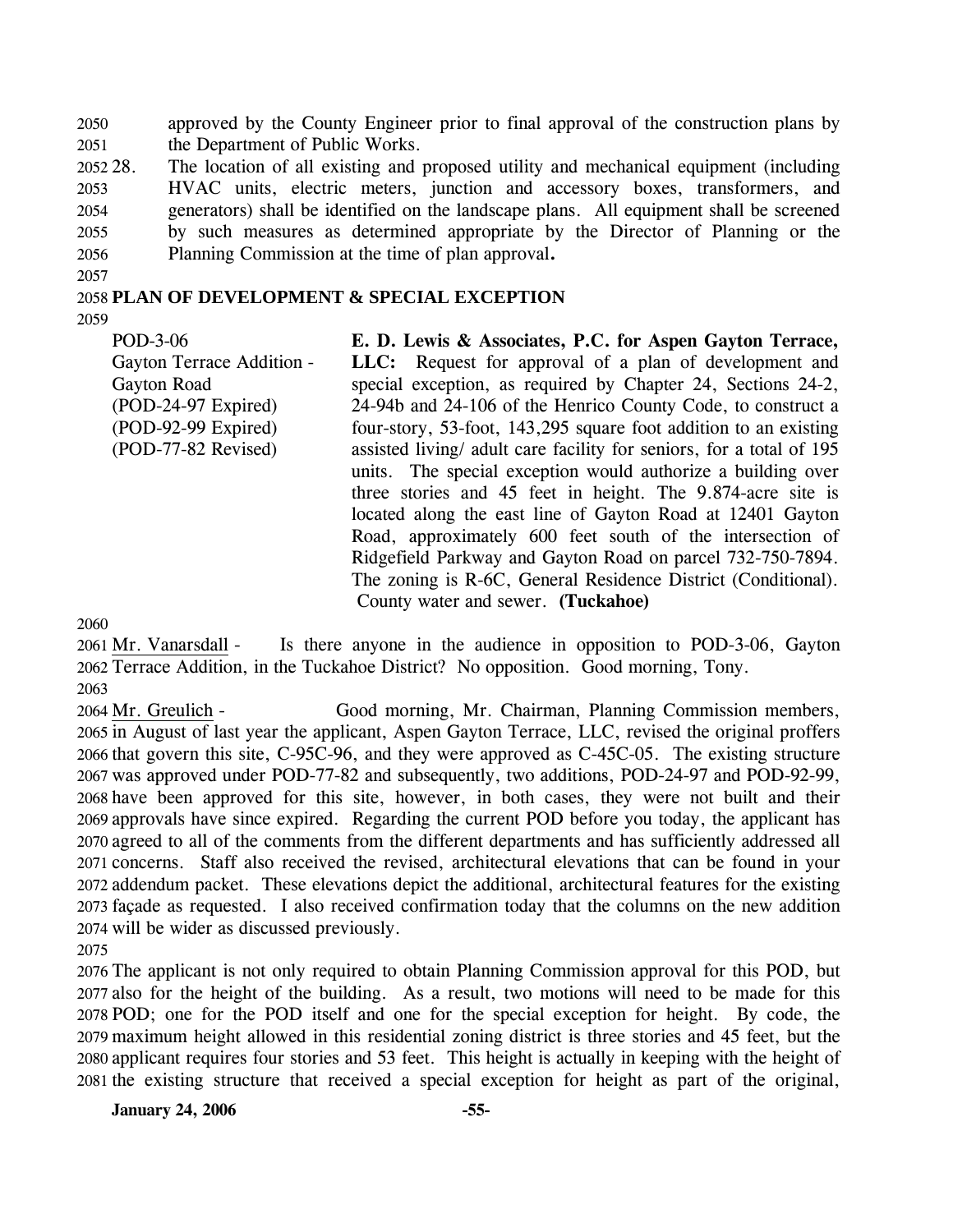approved by the County Engineer prior to final approval of the construction plans by the Department of Public Works.

28. The location of all existing and proposed utility and mechanical equipment (including HVAC units, electric meters, junction and accessory boxes, transformers, and generators) shall be identified on the landscape plans. All equipment shall be screened by such measures as determined appropriate by the Director of Planning or the Planning Commission at the time of plan approval**.**

## PLAN OF DEVELOPMENT & SPECIAL EXCEPTION

POD-3-06
Gayton Terrace Addition - Gayton Road
(POD-24-97 Expired)
(POD-92-99 Expired)
(POD-77-82 Revised)

**E. D. Lewis & Associates, P.C. for Aspen Gayton Terrace, LLC:** Request for approval of a plan of development and special exception, as required by Chapter 24, Sections 24-2, 24-94b and 24-106 of the Henrico County Code, to construct a four-story, 53-foot, 143,295 square foot addition to an existing assisted living/ adult care facility for seniors, for a total of 195 units. The special exception would authorize a building over three stories and 45 feet in height. The 9.874-acre site is located along the east line of Gayton Road at 12401 Gayton Road, approximately 600 feet south of the intersection of Ridgefield Parkway and Gayton Road on parcel 732-750-7894. The zoning is R-6C, General Residence District (Conditional). County water and sewer. **(Tuckahoe)**

Mr. Vanarsdall - Is there anyone in the audience in opposition to POD-3-06, Gayton Terrace Addition, in the Tuckahoe District? No opposition. Good morning, Tony.

Mr. Greulich - Good morning, Mr. Chairman, Planning Commission members, in August of last year the applicant, Aspen Gayton Terrace, LLC, revised the original proffers that govern this site, C-95C-96, and they were approved as C-45C-05. The existing structure was approved under POD-77-82 and subsequently, two additions, POD-24-97 and POD-92-99, have been approved for this site, however, in both cases, they were not built and their approvals have since expired. Regarding the current POD before you today, the applicant has agreed to all of the comments from the different departments and has sufficiently addressed all concerns. Staff also received the revised, architectural elevations that can be found in your addendum packet. These elevations depict the additional, architectural features for the existing façade as requested. I also received confirmation today that the columns on the new addition will be wider as discussed previously.

The applicant is not only required to obtain Planning Commission approval for this POD, but also for the height of the building. As a result, two motions will need to be made for this POD; one for the POD itself and one for the special exception for height. By code, the maximum height allowed in this residential zoning district is three stories and 45 feet, but the applicant requires four stories and 53 feet. This height is actually in keeping with the height of the existing structure that received a special exception for height as part of the original,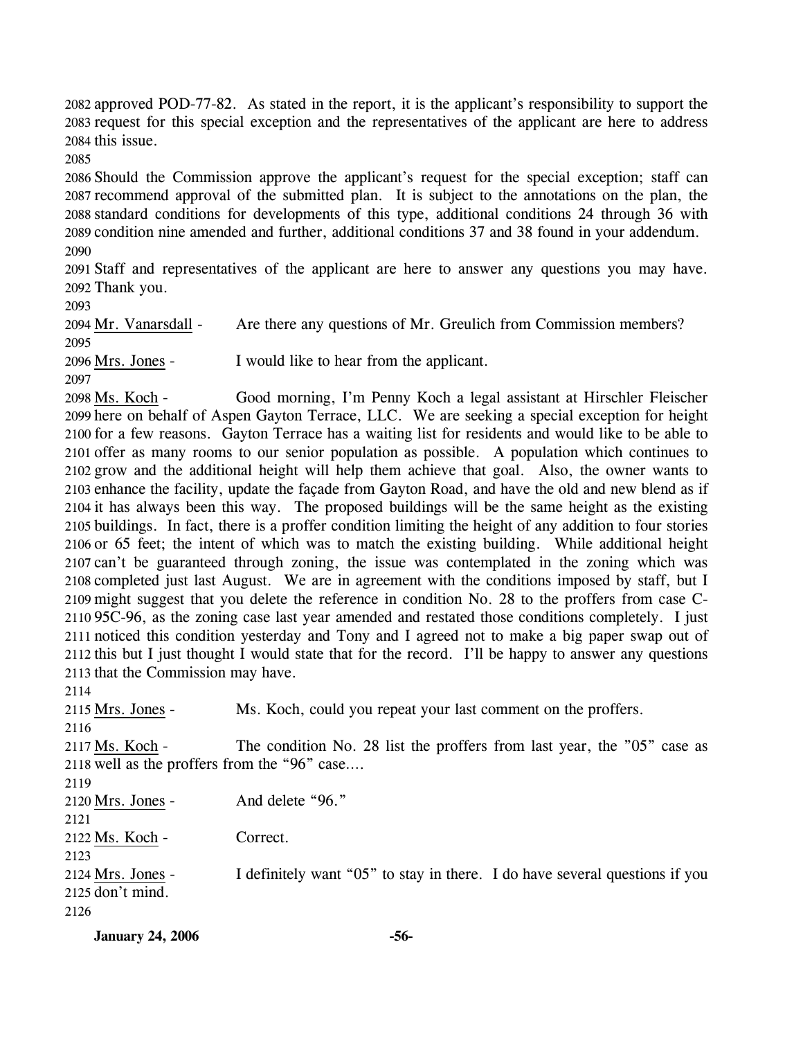approved POD-77-82. As stated in the report, it is the applicant's responsibility to support the request for this special exception and the representatives of the applicant are here to address this issue.

Should the Commission approve the applicant's request for the special exception; staff can recommend approval of the submitted plan. It is subject to the annotations on the plan, the standard conditions for developments of this type, additional conditions 24 through 36 with condition nine amended and further, additional conditions 37 and 38 found in your addendum.

Staff and representatives of the applicant are here to answer any questions you may have. Thank you.

Mr. Vanarsdall - Are there any questions of Mr. Greulich from Commission members?

Mrs. Jones - I would like to hear from the applicant.

Ms. Koch - Good morning, I'm Penny Koch a legal assistant at Hirschler Fleischer here on behalf of Aspen Gayton Terrace, LLC. We are seeking a special exception for height for a few reasons. Gayton Terrace has a waiting list for residents and would like to be able to offer as many rooms to our senior population as possible. A population which continues to grow and the additional height will help them achieve that goal. Also, the owner wants to enhance the facility, update the façade from Gayton Road, and have the old and new blend as if it has always been this way. The proposed buildings will be the same height as the existing buildings. In fact, there is a proffer condition limiting the height of any addition to four stories or 65 feet; the intent of which was to match the existing building. While additional height can't be guaranteed through zoning, the issue was contemplated in the zoning which was completed just last August. We are in agreement with the conditions imposed by staff, but I might suggest that you delete the reference in condition No. 28 to the proffers from case C-95C-96, as the zoning case last year amended and restated those conditions completely. I just noticed this condition yesterday and Tony and I agreed not to make a big paper swap out of this but I just thought I would state that for the record. I'll be happy to answer any questions that the Commission may have.

Mrs. Jones - Ms. Koch, could you repeat your last comment on the proffers.

Ms. Koch - The condition No. 28 list the proffers from last year, the "05" case as well as the proffers from the "96" case....

Mrs. Jones - And delete "96."

Ms. Koch - Correct.

Mrs. Jones - I definitely want "05" to stay in there. I do have several questions if you don't mind.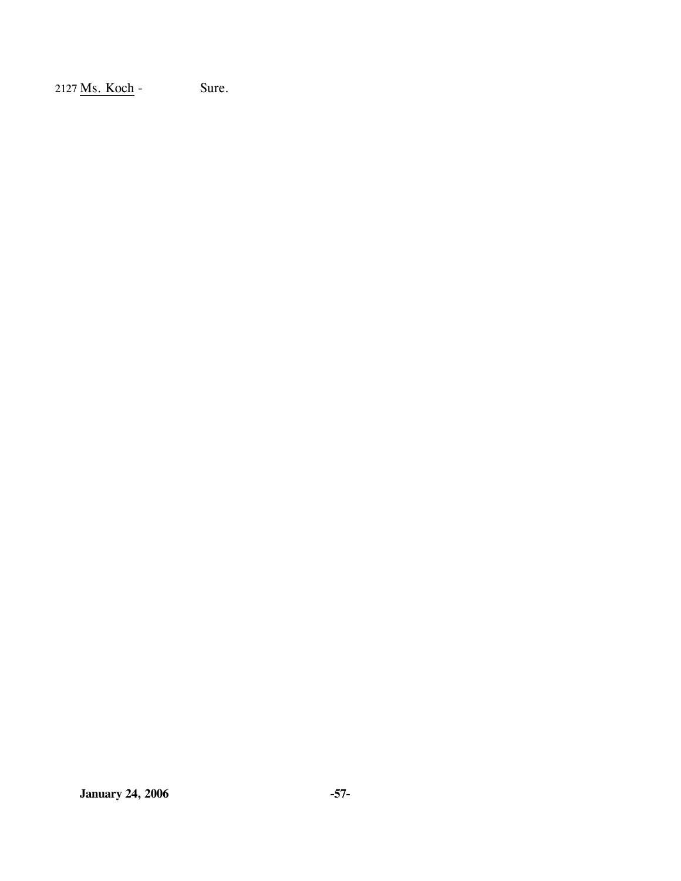2127 Ms. Koch - Sure.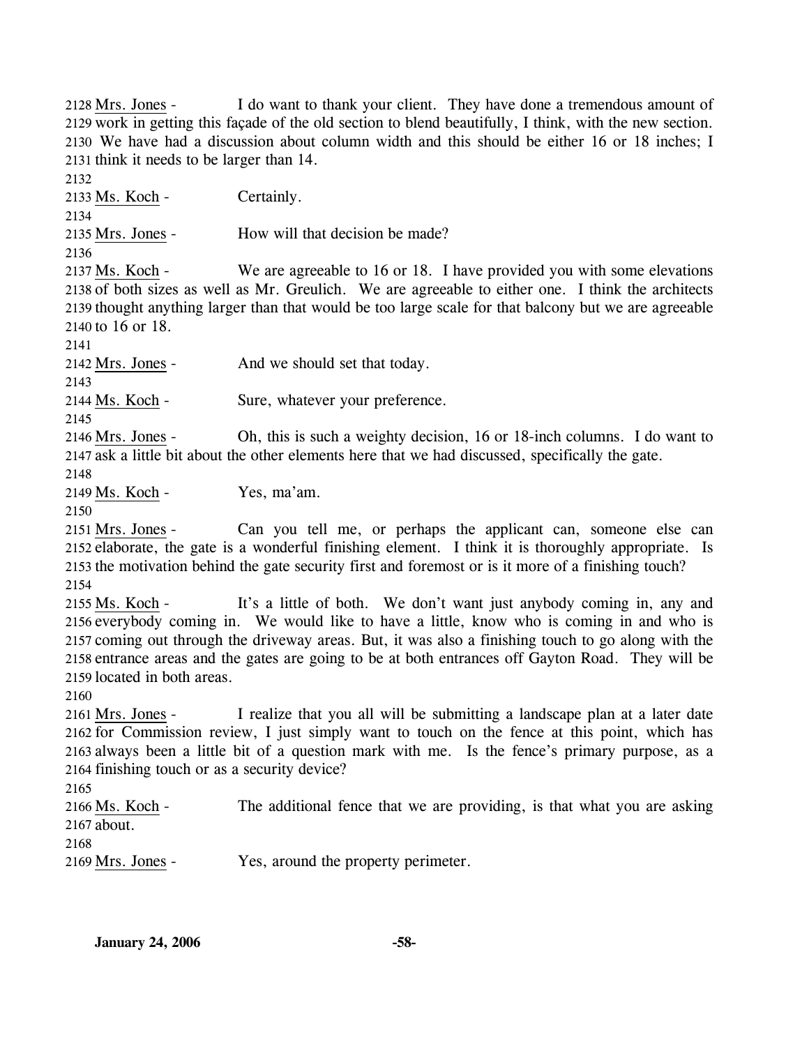2128 Mrs. Jones - I do want to thank your client. They have done a tremendous amount of 2129 work in getting this façade of the old section to blend beautifully, I think, with the new section. 2130 We have had a discussion about column width and this should be either 16 or 18 inches; I 2131 think it needs to be larger than 14.

2132

2133 Ms. Koch - Certainly.

2134

2135 Mrs. Jones - How will that decision be made?

2136

2137 Ms. Koch - We are agreeable to 16 or 18. I have provided you with some elevations 2138 of both sizes as well as Mr. Greulich. We are agreeable to either one. I think the architects 2139 thought anything larger than that would be too large scale for that balcony but we are agreeable 2140 to 16 or 18.

2141

2142 Mrs. Jones - And we should set that today.

2143

2144 Ms. Koch - Sure, whatever your preference.

2145

2146 Mrs. Jones - Oh, this is such a weighty decision, 16 or 18-inch columns. I do want to 2147 ask a little bit about the other elements here that we had discussed, specifically the gate.

2148

2149 Ms. Koch - Yes, ma'am.

2150

2151 Mrs. Jones - Can you tell me, or perhaps the applicant can, someone else can 2152 elaborate, the gate is a wonderful finishing element. I think it is thoroughly appropriate. Is 2153 the motivation behind the gate security first and foremost or is it more of a finishing touch?

2154

2155 Ms. Koch - It's a little of both. We don't want just anybody coming in, any and 2156 everybody coming in. We would like to have a little, know who is coming in and who is 2157 coming out through the driveway areas. But, it was also a finishing touch to go along with the 2158 entrance areas and the gates are going to be at both entrances off Gayton Road. They will be 2159 located in both areas.

2160

2161 Mrs. Jones - I realize that you all will be submitting a landscape plan at a later date 2162 for Commission review, I just simply want to touch on the fence at this point, which has 2163 always been a little bit of a question mark with me. Is the fence's primary purpose, as a 2164 finishing touch or as a security device?

2165

2166 Ms. Koch - The additional fence that we are providing, is that what you are asking 2167 about.

2168

2169 Mrs. Jones - Yes, around the property perimeter.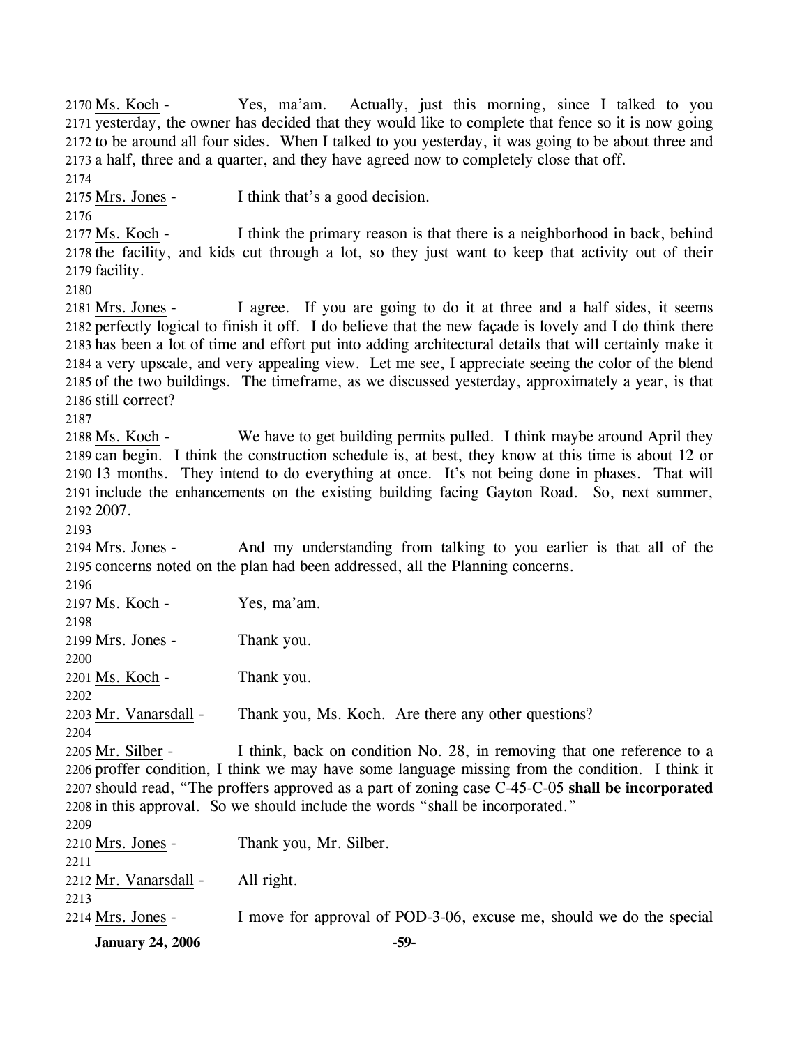Ms. Koch - Yes, ma'am. Actually, just this morning, since I talked to you yesterday, the owner has decided that they would like to complete that fence so it is now going to be around all four sides. When I talked to you yesterday, it was going to be about three and a half, three and a quarter, and they have agreed now to completely close that off.

Mrs. Jones - I think that's a good decision.

Ms. Koch - I think the primary reason is that there is a neighborhood in back, behind the facility, and kids cut through a lot, so they just want to keep that activity out of their facility.

Mrs. Jones - I agree. If you are going to do it at three and a half sides, it seems perfectly logical to finish it off. I do believe that the new façade is lovely and I do think there has been a lot of time and effort put into adding architectural details that will certainly make it a very upscale, and very appealing view. Let me see, I appreciate seeing the color of the blend of the two buildings. The timeframe, as we discussed yesterday, approximately a year, is that still correct?

Ms. Koch - We have to get building permits pulled. I think maybe around April they can begin. I think the construction schedule is, at best, they know at this time is about 12 or 13 months. They intend to do everything at once. It's not being done in phases. That will include the enhancements on the existing building facing Gayton Road. So, next summer, 2007.

Mrs. Jones - And my understanding from talking to you earlier is that all of the concerns noted on the plan had been addressed, all the Planning concerns.

Ms. Koch - Yes, ma'am.

Mrs. Jones - Thank you.

Ms. Koch - Thank you.

Mr. Vanarsdall - Thank you, Ms. Koch. Are there any other questions?

Mr. Silber - I think, back on condition No. 28, in removing that one reference to a proffer condition, I think we may have some language missing from the condition. I think it should read, "The proffers approved as a part of zoning case C-45-C-05 **shall be incorporated** in this approval. So we should include the words "shall be incorporated."

Mrs. Jones - Thank you, Mr. Silber.

Mr. Vanarsdall - All right.

Mrs. Jones - I move for approval of POD-3-06, excuse me, should we do the special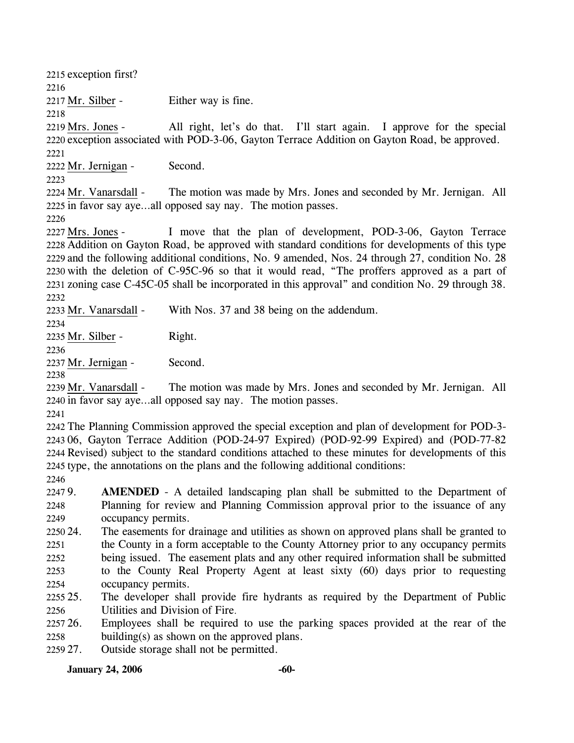exception first?

Mr. Silber - Either way is fine.

Mrs. Jones - All right, let's do that. I'll start again. I approve for the special exception associated with POD-3-06, Gayton Terrace Addition on Gayton Road, be approved.

Mr. Jernigan - Second.

Mr. Vanarsdall - The motion was made by Mrs. Jones and seconded by Mr. Jernigan. All in favor say aye…all opposed say nay. The motion passes.

Mrs. Jones - I move that the plan of development, POD-3-06, Gayton Terrace Addition on Gayton Road, be approved with standard conditions for developments of this type and the following additional conditions, No. 9 amended, Nos. 24 through 27, condition No. 28 with the deletion of C-95C-96 so that it would read, "The proffers approved as a part of zoning case C-45C-05 shall be incorporated in this approval" and condition No. 29 through 38.

Mr. Vanarsdall - With Nos. 37 and 38 being on the addendum.

Mr. Silber - Right.

Mr. Jernigan - Second.

Mr. Vanarsdall - The motion was made by Mrs. Jones and seconded by Mr. Jernigan. All in favor say aye…all opposed say nay. The motion passes.

The Planning Commission approved the special exception and plan of development for POD-3-06, Gayton Terrace Addition (POD-24-97 Expired) (POD-92-99 Expired) and (POD-77-82 Revised) subject to the standard conditions attached to these minutes for developments of this type, the annotations on the plans and the following additional conditions:

9. **AMENDED** - A detailed landscaping plan shall be submitted to the Department of Planning for review and Planning Commission approval prior to the issuance of any occupancy permits.
24. The easements for drainage and utilities as shown on approved plans shall be granted to the County in a form acceptable to the County Attorney prior to any occupancy permits being issued. The easement plats and any other required information shall be submitted to the County Real Property Agent at least sixty (60) days prior to requesting occupancy permits.
25. The developer shall provide fire hydrants as required by the Department of Public Utilities and Division of Fire.
26. Employees shall be required to use the parking spaces provided at the rear of the building(s) as shown on the approved plans.
27. Outside storage shall not be permitted.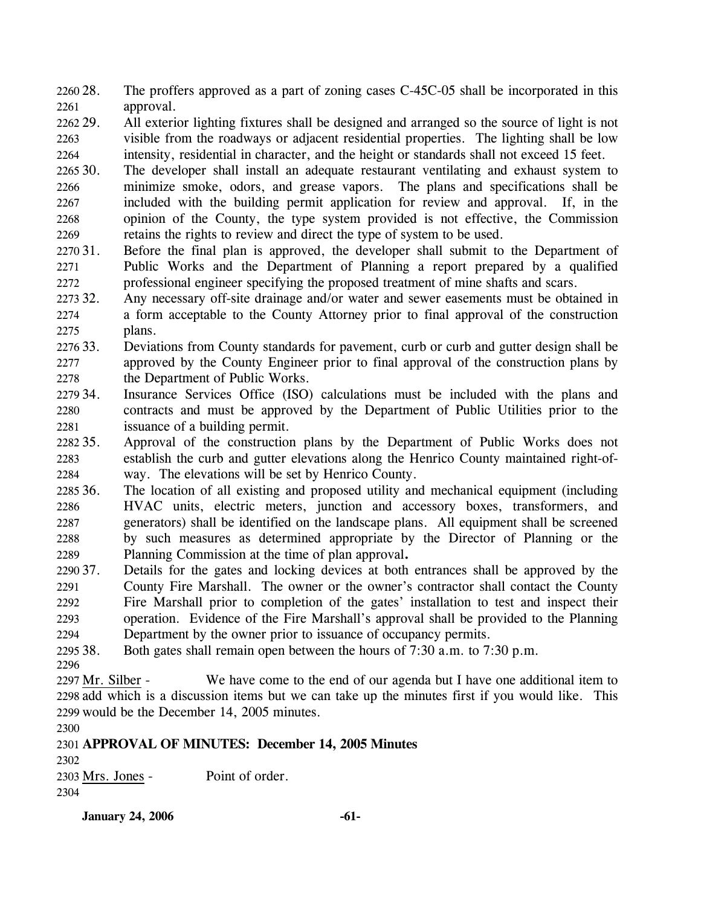28. The proffers approved as a part of zoning cases C-45C-05 shall be incorporated in this approval.
29. All exterior lighting fixtures shall be designed and arranged so the source of light is not visible from the roadways or adjacent residential properties. The lighting shall be low intensity, residential in character, and the height or standards shall not exceed 15 feet.
30. The developer shall install an adequate restaurant ventilating and exhaust system to minimize smoke, odors, and grease vapors. The plans and specifications shall be included with the building permit application for review and approval. If, in the opinion of the County, the type system provided is not effective, the Commission retains the rights to review and direct the type of system to be used.
31. Before the final plan is approved, the developer shall submit to the Department of Public Works and the Department of Planning a report prepared by a qualified professional engineer specifying the proposed treatment of mine shafts and scars.
32. Any necessary off-site drainage and/or water and sewer easements must be obtained in a form acceptable to the County Attorney prior to final approval of the construction plans.
33. Deviations from County standards for pavement, curb or curb and gutter design shall be approved by the County Engineer prior to final approval of the construction plans by the Department of Public Works.
34. Insurance Services Office (ISO) calculations must be included with the plans and contracts and must be approved by the Department of Public Utilities prior to the issuance of a building permit.
35. Approval of the construction plans by the Department of Public Works does not establish the curb and gutter elevations along the Henrico County maintained right-of-way. The elevations will be set by Henrico County.
36. The location of all existing and proposed utility and mechanical equipment (including HVAC units, electric meters, junction and accessory boxes, transformers, and generators) shall be identified on the landscape plans. All equipment shall be screened by such measures as determined appropriate by the Director of Planning or the Planning Commission at the time of plan approval**.**
37. Details for the gates and locking devices at both entrances shall be approved by the County Fire Marshall. The owner or the owner's contractor shall contact the County Fire Marshall prior to completion of the gates' installation to test and inspect their operation. Evidence of the Fire Marshall's approval shall be provided to the Planning Department by the owner prior to issuance of occupancy permits.
38. Both gates shall remain open between the hours of 7:30 a.m. to 7:30 p.m.

Mr. Silber - We have come to the end of our agenda but I have one additional item to add which is a discussion items but we can take up the minutes first if you would like. This would be the December 14, 2005 minutes.

**APPROVAL OF MINUTES: December 14, 2005 Minutes**

Mrs. Jones - Point of order.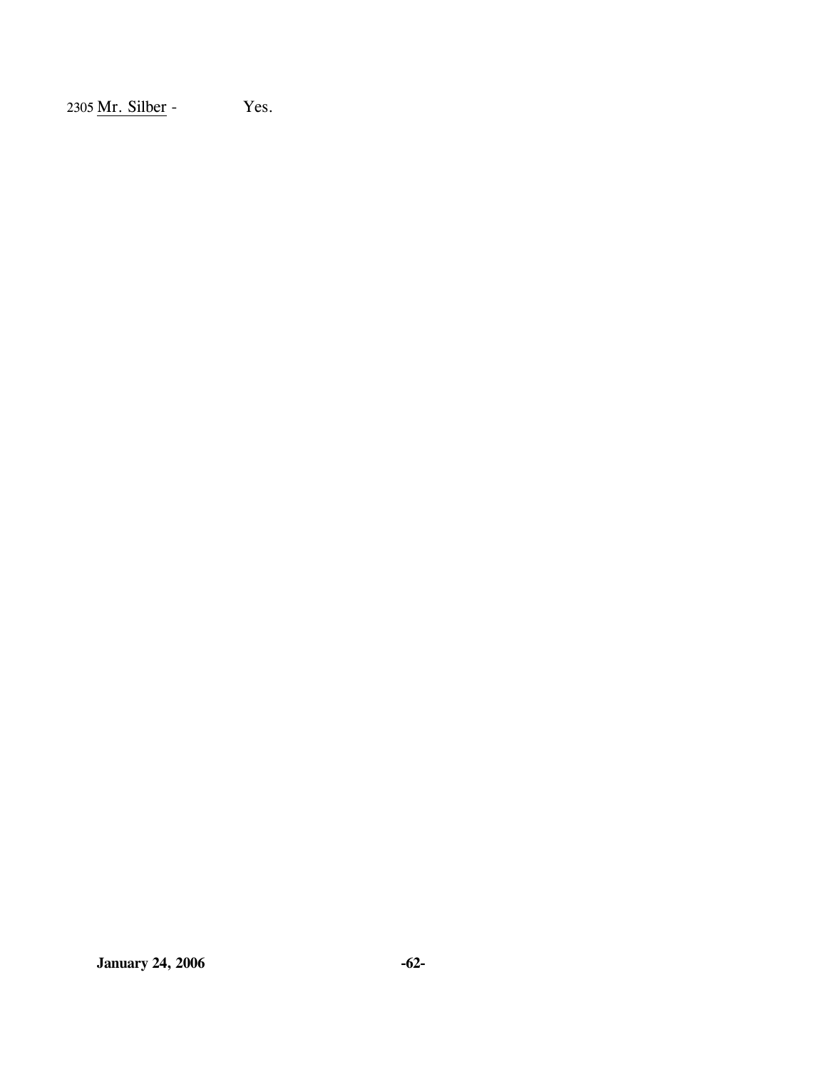2305 Mr. Silber - Yes.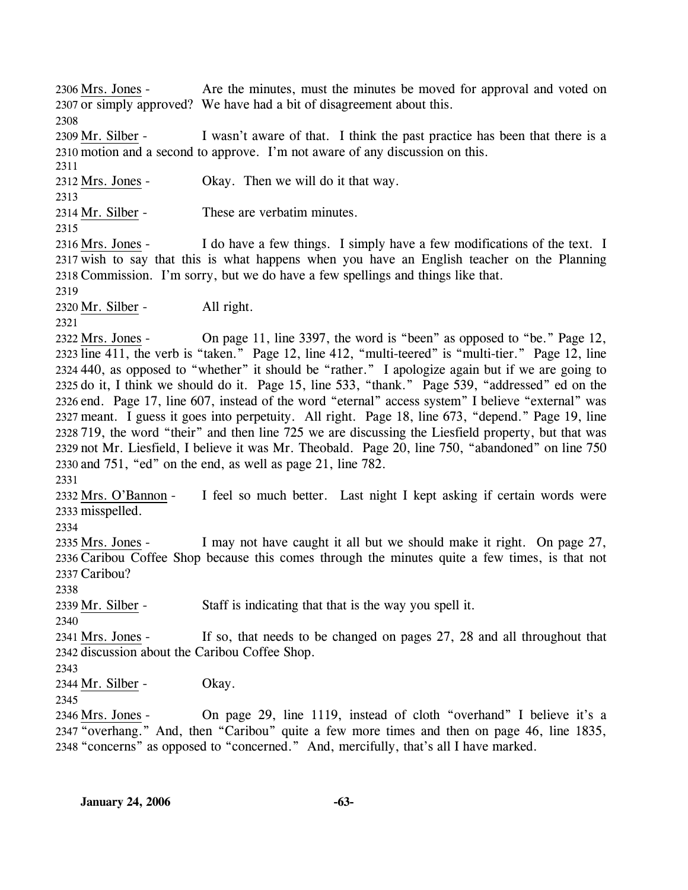2306 Mrs. Jones - Are the minutes, must the minutes be moved for approval and voted on
2307 or simply approved? We have had a bit of disagreement about this.
2308
2309 Mr. Silber - I wasn't aware of that. I think the past practice has been that there is a
2310 motion and a second to approve. I'm not aware of any discussion on this.
2311
2312 Mrs. Jones - Okay. Then we will do it that way.
2313
2314 Mr. Silber - These are verbatim minutes.
2315
2316 Mrs. Jones - I do have a few things. I simply have a few modifications of the text. I
2317 wish to say that this is what happens when you have an English teacher on the Planning
2318 Commission. I'm sorry, but we do have a few spellings and things like that.
2319
2320 Mr. Silber - All right.
2321
2322 Mrs. Jones - On page 11, line 3397, the word is "been" as opposed to "be." Page 12,
2323 line 411, the verb is "taken." Page 12, line 412, "multi-teered" is "multi-tier." Page 12, line
2324 440, as opposed to "whether" it should be "rather." I apologize again but if we are going to
2325 do it, I think we should do it. Page 15, line 533, "thank." Page 539, "addressed" ed on the
2326 end. Page 17, line 607, instead of the word "eternal" access system" I believe "external" was
2327 meant. I guess it goes into perpetuity. All right. Page 18, line 673, "depend." Page 19, line
2328 719, the word "their" and then line 725 we are discussing the Liesfield property, but that was
2329 not Mr. Liesfield, I believe it was Mr. Theobald. Page 20, line 750, "abandoned" on line 750
2330 and 751, "ed" on the end, as well as page 21, line 782.
2331
2332 Mrs. O'Bannon - I feel so much better. Last night I kept asking if certain words were
2333 misspelled.
2334
2335 Mrs. Jones - I may not have caught it all but we should make it right. On page 27,
2336 Caribou Coffee Shop because this comes through the minutes quite a few times, is that not
2337 Caribou?
2338
2339 Mr. Silber - Staff is indicating that that is the way you spell it.
2340
2341 Mrs. Jones - If so, that needs to be changed on pages 27, 28 and all throughout that
2342 discussion about the Caribou Coffee Shop.
2343
2344 Mr. Silber - Okay.
2345
2346 Mrs. Jones - On page 29, line 1119, instead of cloth "overhand" I believe it's a
2347 "overhang." And, then "Caribou" quite a few more times and then on page 46, line 1835,
2348 "concerns" as opposed to "concerned." And, mercifully, that's all I have marked.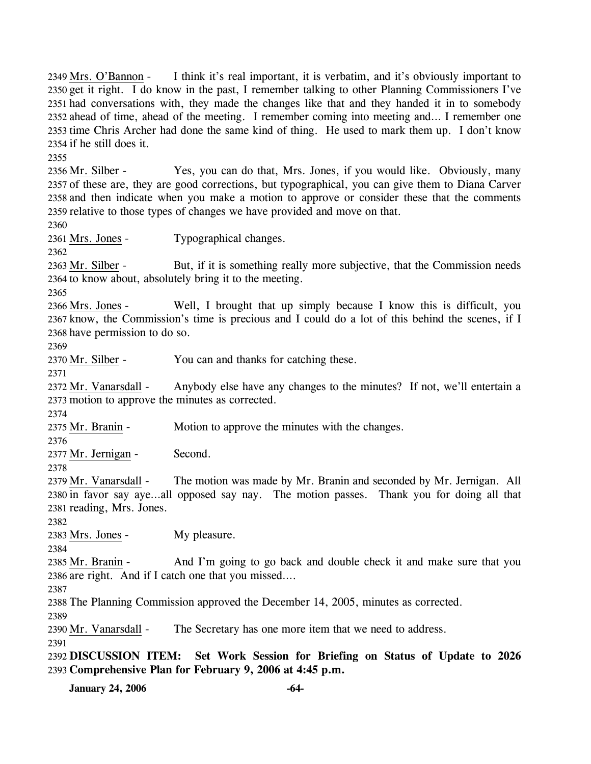Mrs. O'Bannon - I think it's real important, it is verbatim, and it's obviously important to get it right. I do know in the past, I remember talking to other Planning Commissioners I've had conversations with, they made the changes like that and they handed it in to somebody ahead of time, ahead of the meeting. I remember coming into meeting and... I remember one time Chris Archer had done the same kind of thing. He used to mark them up. I don't know if he still does it.

Mr. Silber - Yes, you can do that, Mrs. Jones, if you would like. Obviously, many of these are, they are good corrections, but typographical, you can give them to Diana Carver and then indicate when you make a motion to approve or consider these that the comments relative to those types of changes we have provided and move on that.

Mrs. Jones - Typographical changes.

Mr. Silber - But, if it is something really more subjective, that the Commission needs to know about, absolutely bring it to the meeting.

Mrs. Jones - Well, I brought that up simply because I know this is difficult, you know, the Commission's time is precious and I could do a lot of this behind the scenes, if I have permission to do so.

Mr. Silber - You can and thanks for catching these.

Mr. Vanarsdall - Anybody else have any changes to the minutes? If not, we'll entertain a motion to approve the minutes as corrected.

Mr. Branin - Motion to approve the minutes with the changes.

Mr. Jernigan - Second.

Mr. Vanarsdall - The motion was made by Mr. Branin and seconded by Mr. Jernigan. All in favor say aye...all opposed say nay. The motion passes. Thank you for doing all that reading, Mrs. Jones.

Mrs. Jones - My pleasure.

Mr. Branin - And I'm going to go back and double check it and make sure that you are right. And if I catch one that you missed....

The Planning Commission approved the December 14, 2005, minutes as corrected.

Mr. Vanarsdall - The Secretary has one more item that we need to address.

**DISCUSSION ITEM: Set Work Session for Briefing on Status of Update to 2026 Comprehensive Plan for February 9, 2006 at 4:45 p.m.**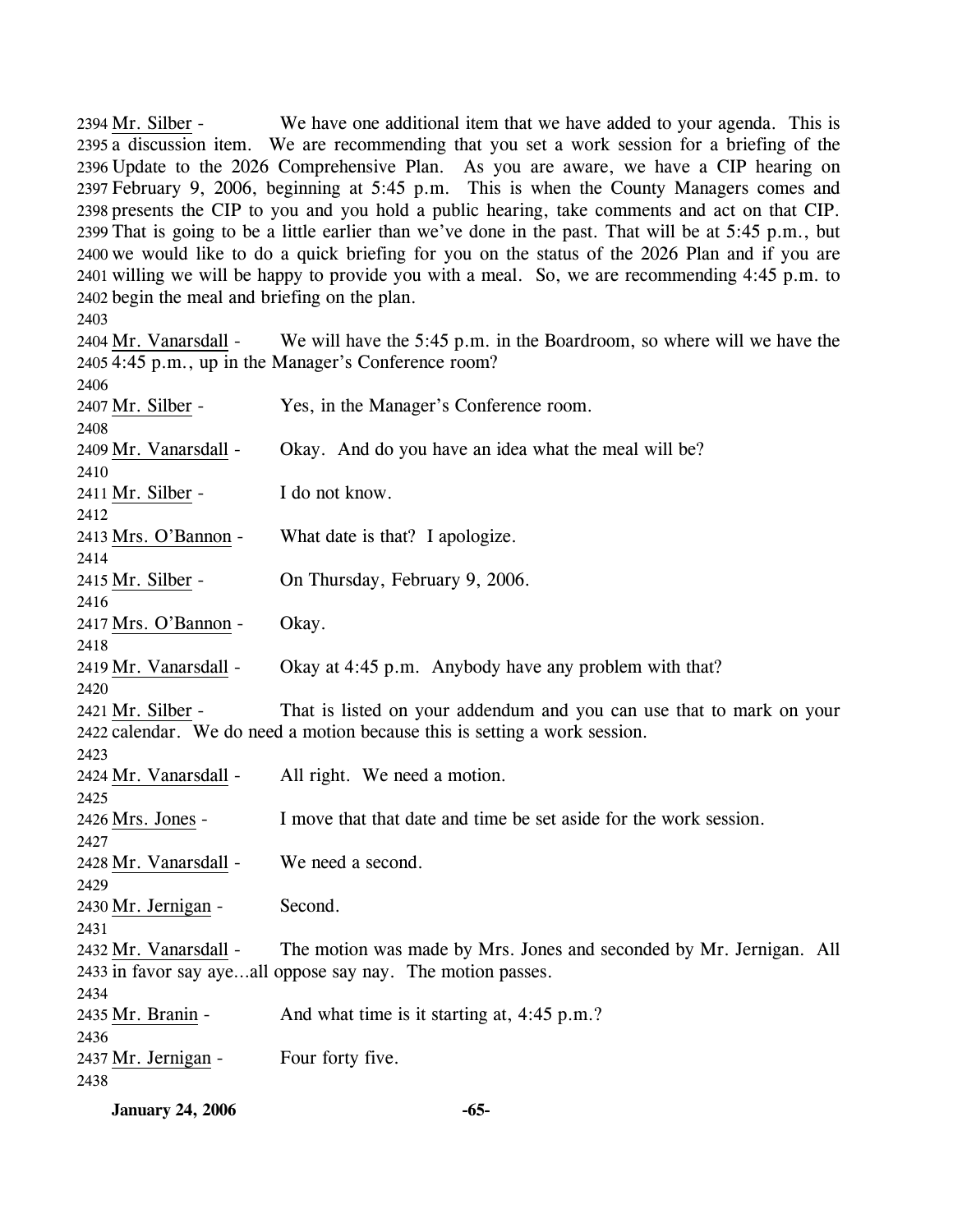2394 Mr. Silber - We have one additional item that we have added to your agenda. This is
2395 a discussion item. We are recommending that you set a work session for a briefing of the
2396 Update to the 2026 Comprehensive Plan. As you are aware, we have a CIP hearing on
2397 February 9, 2006, beginning at 5:45 p.m. This is when the County Managers comes and
2398 presents the CIP to you and you hold a public hearing, take comments and act on that CIP.
2399 That is going to be a little earlier than we've done in the past. That will be at 5:45 p.m., but
2400 we would like to do a quick briefing for you on the status of the 2026 Plan and if you are
2401 willing we will be happy to provide you with a meal. So, we are recommending 4:45 p.m. to
2402 begin the meal and briefing on the plan.
2403
2404 Mr. Vanarsdall - We will have the 5:45 p.m. in the Boardroom, so where will we have the
2405 4:45 p.m., up in the Manager's Conference room?
2406
2407 Mr. Silber - Yes, in the Manager's Conference room.
2408
2409 Mr. Vanarsdall - Okay. And do you have an idea what the meal will be?
2410
2411 Mr. Silber - I do not know.
2412
2413 Mrs. O'Bannon - What date is that? I apologize.
2414
2415 Mr. Silber - On Thursday, February 9, 2006.
2416
2417 Mrs. O'Bannon - Okay.
2418
2419 Mr. Vanarsdall - Okay at 4:45 p.m. Anybody have any problem with that?
2420
2421 Mr. Silber - That is listed on your addendum and you can use that to mark on your
2422 calendar. We do need a motion because this is setting a work session.
2423
2424 Mr. Vanarsdall - All right. We need a motion.
2425
2426 Mrs. Jones - I move that that date and time be set aside for the work session.
2427
2428 Mr. Vanarsdall - We need a second.
2429
2430 Mr. Jernigan - Second.
2431
2432 Mr. Vanarsdall - The motion was made by Mrs. Jones and seconded by Mr. Jernigan. All
2433 in favor say aye...all oppose say nay. The motion passes.
2434
2435 Mr. Branin - And what time is it starting at, 4:45 p.m.?
2436
2437 Mr. Jernigan - Four forty five.
2438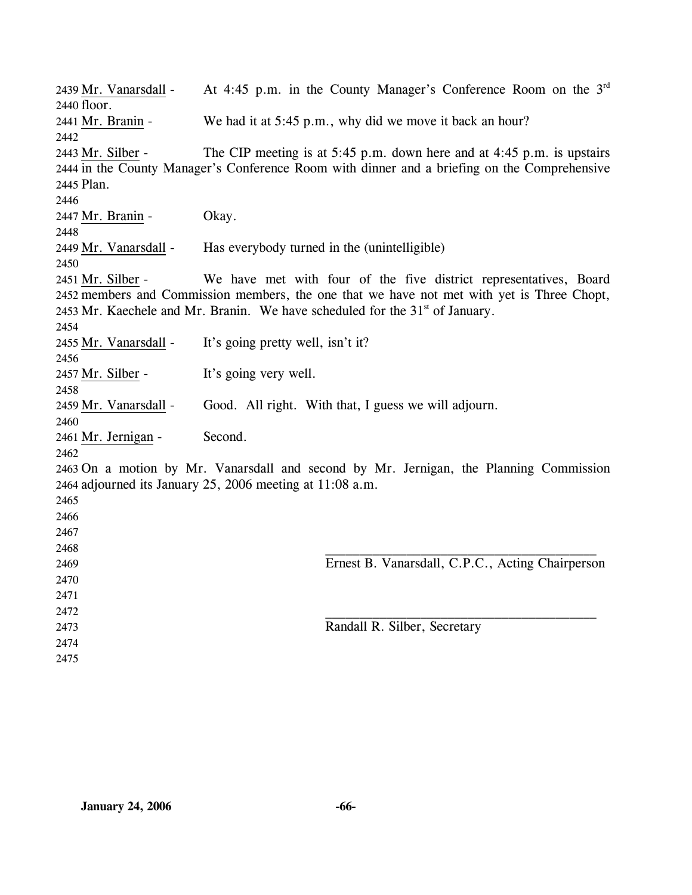Mr. Vanarsdall - At 4:45 p.m. in the County Manager's Conference Room on the 3rd floor.

Mr. Branin - We had it at 5:45 p.m., why did we move it back an hour?

Mr. Silber - The CIP meeting is at 5:45 p.m. down here and at 4:45 p.m. is upstairs in the County Manager's Conference Room with dinner and a briefing on the Comprehensive Plan.

Mr. Branin - Okay.

Mr. Vanarsdall - Has everybody turned in the (unintelligible)

Mr. Silber - We have met with four of the five district representatives, Board members and Commission members, the one that we have not met with yet is Three Chopt, Mr. Kaechele and Mr. Branin. We have scheduled for the 31st of January.

Mr. Vanarsdall - It's going pretty well, isn't it?

Mr. Silber - It's going very well.

Mr. Vanarsdall - Good. All right. With that, I guess we will adjourn.

Mr. Jernigan - Second.

On a motion by Mr. Vanarsdall and second by Mr. Jernigan, the Planning Commission adjourned its January 25, 2006 meeting at 11:08 a.m.

\_\_\_\_\_\_\_\_\_\_\_\_\_\_\_\_\_\_\_\_\_\_\_\_\_\_\_\_\_\_\_\_\_\_\_\_\_\_\_\_

Ernest B. Vanarsdall, C.P.C., Acting Chairperson

\_\_\_\_\_\_\_\_\_\_\_\_\_\_\_\_\_\_\_\_\_\_\_\_\_\_\_\_\_\_\_\_\_\_\_\_\_\_\_\_

Randall R. Silber, Secretary